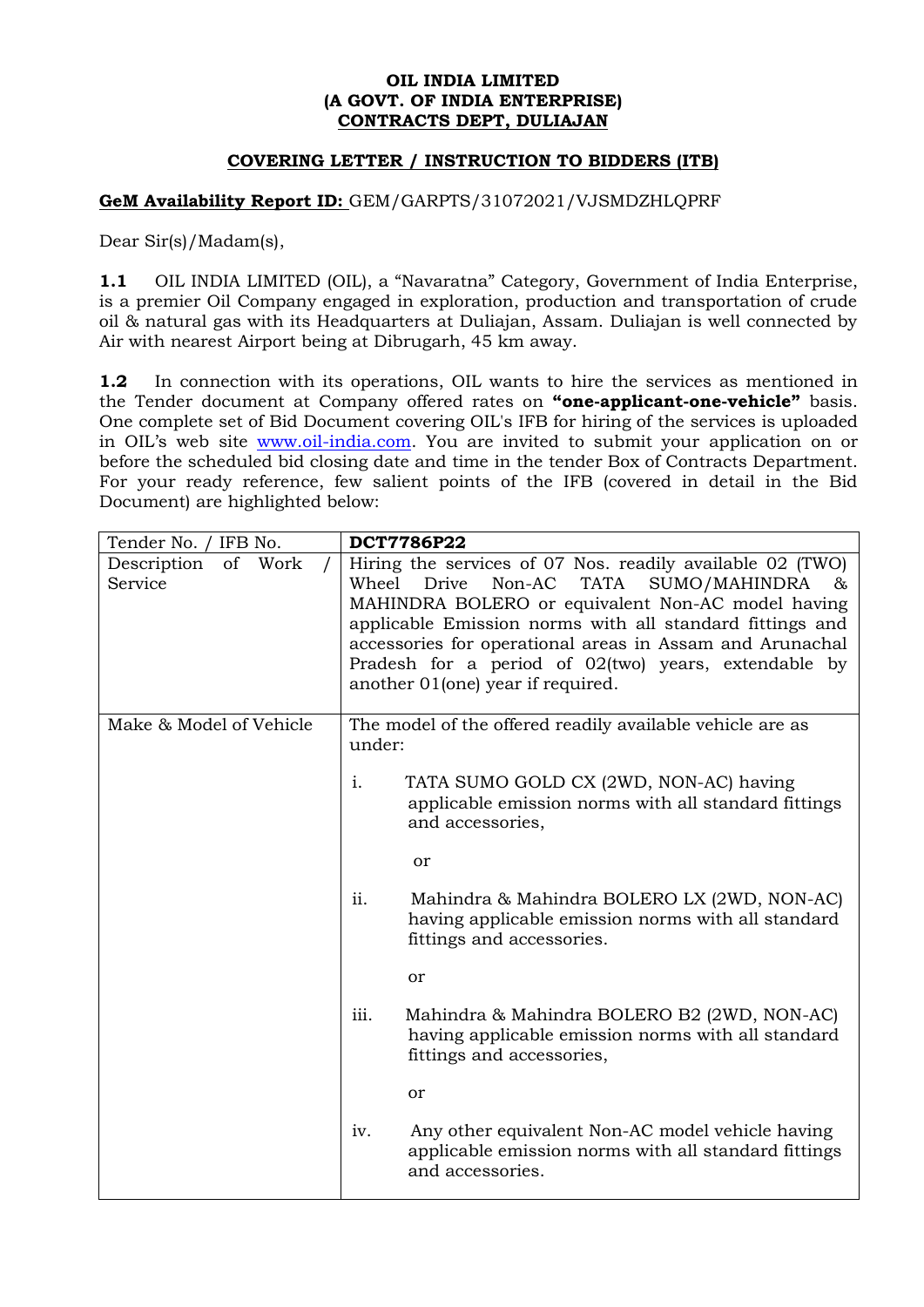**OIL INDIA LIMITED**
**(A GOVT. OF INDIA ENTERPRISE)**
**CONTRACTS DEPT, DULIAJAN**

## COVERING LETTER / INSTRUCTION TO BIDDERS (ITB)

**GeM Availability Report ID:** GEM/GARPTS/31072021/VJSMDZHLQPRF

Dear Sir(s)/Madam(s),

**1.1** OIL INDIA LIMITED (OIL), a "Navaratna" Category, Government of India Enterprise, is a premier Oil Company engaged in exploration, production and transportation of crude oil & natural gas with its Headquarters at Duliajan, Assam. Duliajan is well connected by Air with nearest Airport being at Dibrugarh, 45 km away.

**1.2** In connection with its operations, OIL wants to hire the services as mentioned in the Tender document at Company offered rates on **"one-applicant-one-vehicle"** basis. One complete set of Bid Document covering OIL's IFB for hiring of the services is uploaded in OIL's web site www.oil-india.com. You are invited to submit your application on or before the scheduled bid closing date and time in the tender Box of Contracts Department. For your ready reference, few salient points of the IFB (covered in detail in the Bid Document) are highlighted below:

| Tender No. / IFB No. | **DCT7786P22** |
|---|---|
| Description of Work / Service | Hiring the services of 07 Nos. readily available 02 (TWO) Wheel Drive Non-AC TATA SUMO/MAHINDRA & MAHINDRA BOLERO or equivalent Non-AC model having applicable Emission norms with all standard fittings and accessories for operational areas in Assam and Arunachal Pradesh for a period of 02(two) years, extendable by another 01(one) year if required. |
| Make & Model of Vehicle | The model of the offered readily available vehicle are as under:<br><br>i. TATA SUMO GOLD CX (2WD, NON-AC) having applicable emission norms with all standard fittings and accessories,<br><br>or<br><br>ii. Mahindra & Mahindra BOLERO LX (2WD, NON-AC) having applicable emission norms with all standard fittings and accessories.<br><br>or<br><br>iii. Mahindra & Mahindra BOLERO B2 (2WD, NON-AC) having applicable emission norms with all standard fittings and accessories,<br><br>or<br><br>iv. Any other equivalent Non-AC model vehicle having applicable emission norms with all standard fittings and accessories. |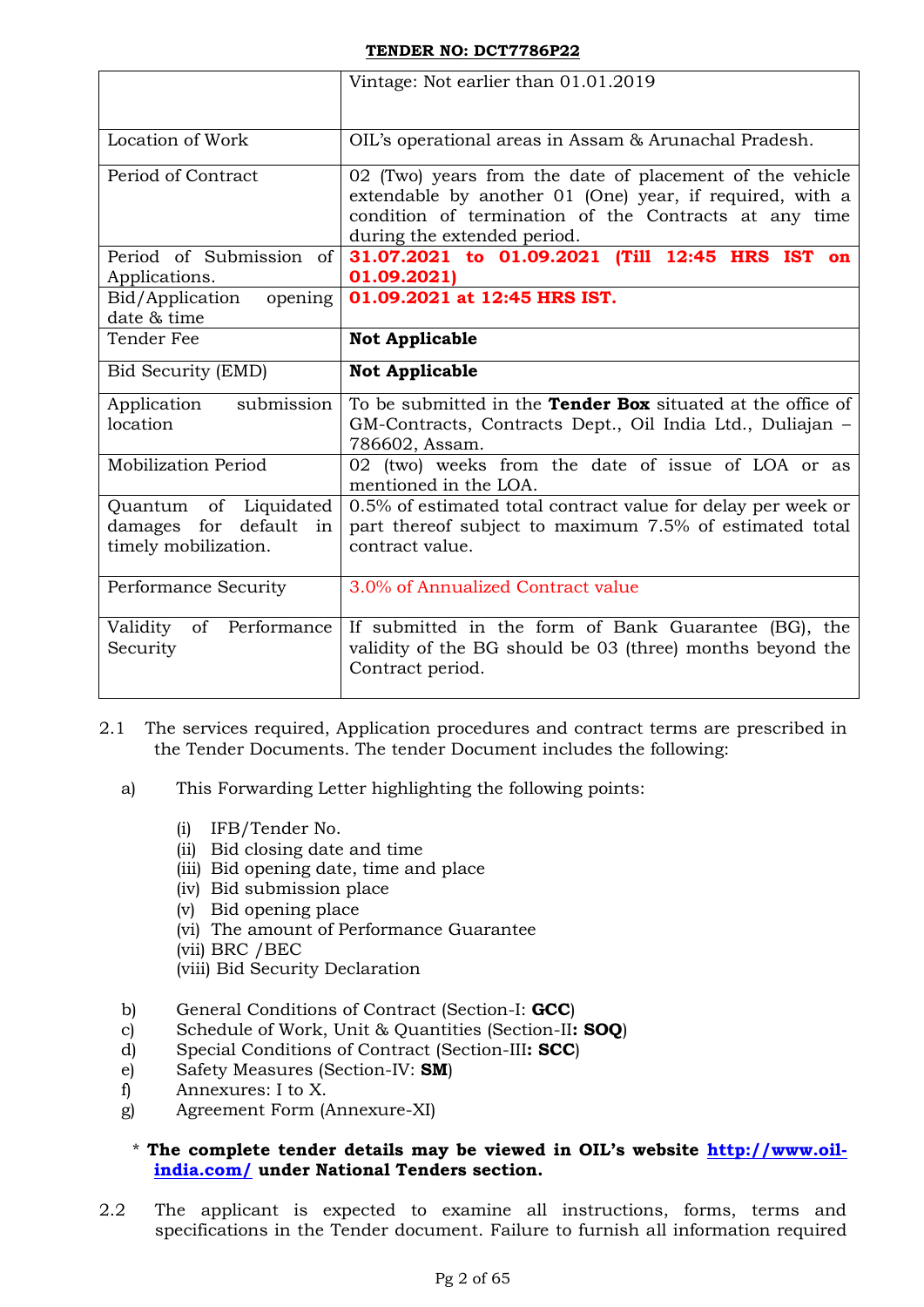| | |
|---|---|
| | Vintage: Not earlier than 01.01.2019 |
| Location of Work | OIL's operational areas in Assam & Arunachal Pradesh. |
| Period of Contract | 02 (Two) years from the date of placement of the vehicle extendable by another 01 (One) year, if required, with a condition of termination of the Contracts at any time during the extended period. |
| Period of Submission of Applications. | **31.07.2021 to 01.09.2021 (Till 12:45 HRS IST on 01.09.2021)** |
| Bid/Application opening date & time | **01.09.2021 at 12:45 HRS IST.** |
| Tender Fee | **Not Applicable** |
| Bid Security (EMD) | **Not Applicable** |
| Application submission location | To be submitted in the **Tender Box** situated at the office of GM-Contracts, Contracts Dept., Oil India Ltd., Duliajan – 786602, Assam. |
| Mobilization Period | 02 (two) weeks from the date of issue of LOA or as mentioned in the LOA. |
| Quantum of Liquidated damages for default in timely mobilization. | 0.5% of estimated total contract value for delay per week or part thereof subject to maximum 7.5% of estimated total contract value. |
| Performance Security | 3.0% of Annualized Contract value |
| Validity of Performance Security | If submitted in the form of Bank Guarantee (BG), the validity of the BG should be 03 (three) months beyond the Contract period. |

2.1 The services required, Application procedures and contract terms are prescribed in the Tender Documents. The tender Document includes the following:

a) This Forwarding Letter highlighting the following points:

   (i) IFB/Tender No.
   (ii) Bid closing date and time
   (iii) Bid opening date, time and place
   (iv) Bid submission place
   (v) Bid opening place
   (vi) The amount of Performance Guarantee
   (vii) BRC /BEC
   (viii) Bid Security Declaration

b) General Conditions of Contract (Section-I: **GCC**)
c) Schedule of Work, Unit & Quantities (Section-II**: SOQ**)
d) Special Conditions of Contract (Section-III**: SCC**)
e) Safety Measures (Section-IV: **SM**)
f) Annexures: I to X.
g) Agreement Form (Annexure-XI)

\* **The complete tender details may be viewed in OIL's website [http://www.oil-india.com/](http://www.oil-india.com/) under National Tenders section.**

2.2 The applicant is expected to examine all instructions, forms, terms and specifications in the Tender document. Failure to furnish all information required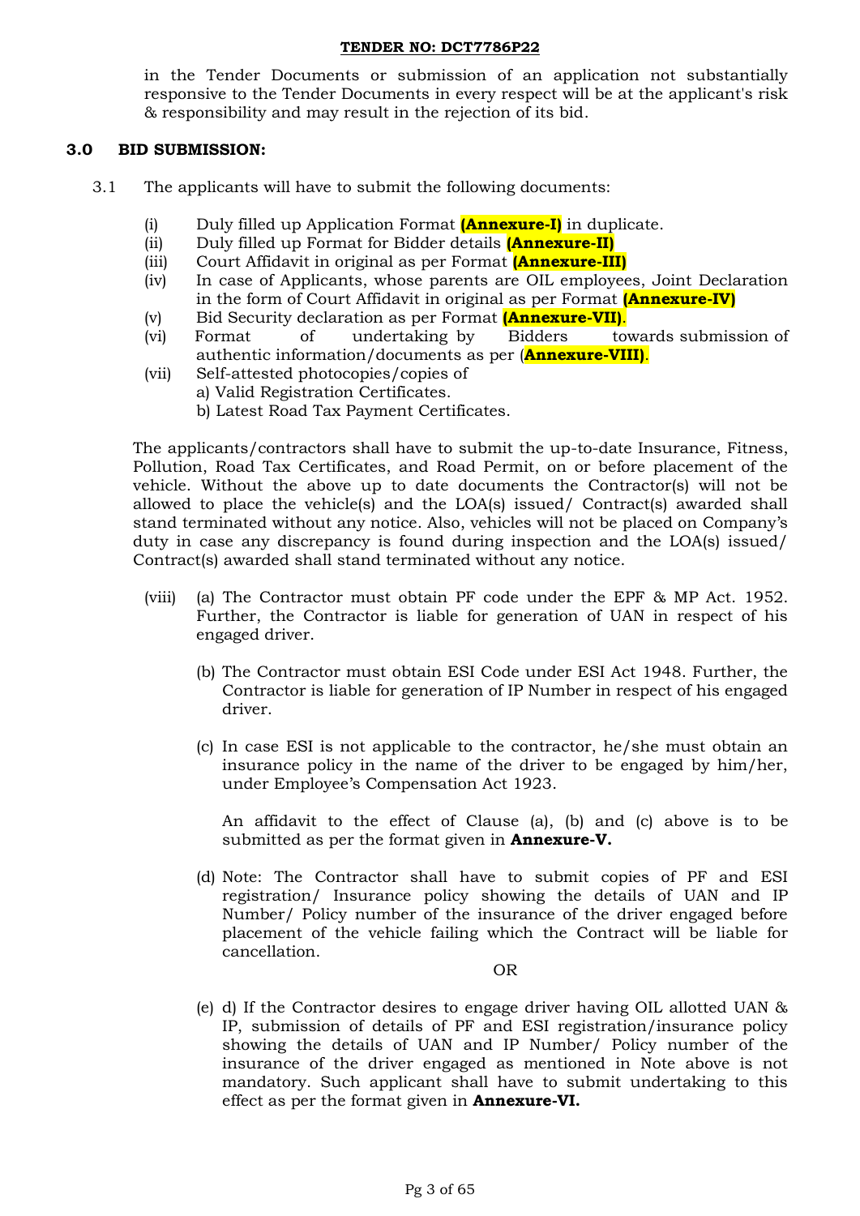in the Tender Documents or submission of an application not substantially responsive to the Tender Documents in every respect will be at the applicant's risk & responsibility and may result in the rejection of its bid.

## 3.0 BID SUBMISSION:

3.1 The applicants will have to submit the following documents:

(i) Duly filled up Application Format **(Annexure-I)** in duplicate.

(ii) Duly filled up Format for Bidder details **(Annexure-II)**

(iii) Court Affidavit in original as per Format **(Annexure-III)**

(iv) In case of Applicants, whose parents are OIL employees, Joint Declaration in the form of Court Affidavit in original as per Format **(Annexure-IV)**

(v) Bid Security declaration as per Format **(Annexure-VII)**.

(vi) Format of undertaking by Bidders towards submission of authentic information/documents as per (**Annexure-VIII)**.

(vii) Self-attested photocopies/copies of
a) Valid Registration Certificates.
b) Latest Road Tax Payment Certificates.

The applicants/contractors shall have to submit the up-to-date Insurance, Fitness, Pollution, Road Tax Certificates, and Road Permit, on or before placement of the vehicle. Without the above up to date documents the Contractor(s) will not be allowed to place the vehicle(s) and the LOA(s) issued/ Contract(s) awarded shall stand terminated without any notice. Also, vehicles will not be placed on Company's duty in case any discrepancy is found during inspection and the LOA(s) issued/ Contract(s) awarded shall stand terminated without any notice.

(viii) (a) The Contractor must obtain PF code under the EPF & MP Act. 1952. Further, the Contractor is liable for generation of UAN in respect of his engaged driver.

(b) The Contractor must obtain ESI Code under ESI Act 1948. Further, the Contractor is liable for generation of IP Number in respect of his engaged driver.

(c) In case ESI is not applicable to the contractor, he/she must obtain an insurance policy in the name of the driver to be engaged by him/her, under Employee's Compensation Act 1923.

An affidavit to the effect of Clause (a), (b) and (c) above is to be submitted as per the format given in **Annexure-V.**

(d) Note: The Contractor shall have to submit copies of PF and ESI registration/ Insurance policy showing the details of UAN and IP Number/ Policy number of the insurance of the driver engaged before placement of the vehicle failing which the Contract will be liable for cancellation.

OR

(e) d) If the Contractor desires to engage driver having OIL allotted UAN & IP, submission of details of PF and ESI registration/insurance policy showing the details of UAN and IP Number/ Policy number of the insurance of the driver engaged as mentioned in Note above is not mandatory. Such applicant shall have to submit undertaking to this effect as per the format given in **Annexure-VI.**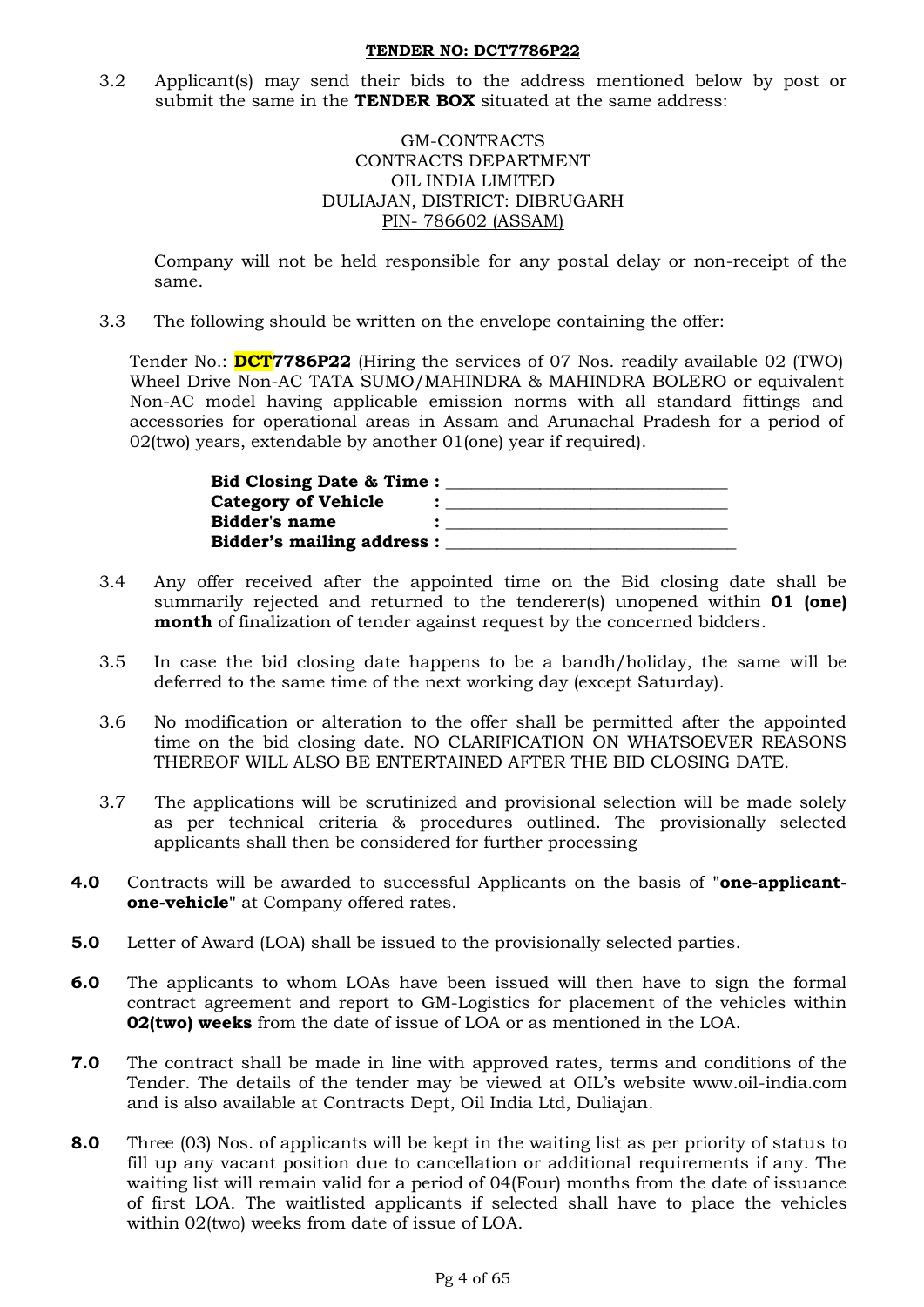3.2 Applicant(s) may send their bids to the address mentioned below by post or submit the same in the **TENDER BOX** situated at the same address:

GM-CONTRACTS
CONTRACTS DEPARTMENT
OIL INDIA LIMITED
DULIAJAN, DISTRICT: DIBRUGARH
PIN- 786602 (ASSAM)

Company will not be held responsible for any postal delay or non-receipt of the same.

3.3 The following should be written on the envelope containing the offer:

Tender No.: **DCT7786P22** (Hiring the services of 07 Nos. readily available 02 (TWO) Wheel Drive Non-AC TATA SUMO/MAHINDRA & MAHINDRA BOLERO or equivalent Non-AC model having applicable emission norms with all standard fittings and accessories for operational areas in Assam and Arunachal Pradesh for a period of 02(two) years, extendable by another 01(one) year if required).

**Bid Closing Date & Time :** ______________________________
**Category of Vehicle :** ______________________________
**Bidder's name :** ______________________________
**Bidder's mailing address :** ______________________________

3.4 Any offer received after the appointed time on the Bid closing date shall be summarily rejected and returned to the tenderer(s) unopened within **01 (one) month** of finalization of tender against request by the concerned bidders.

3.5 In case the bid closing date happens to be a bandh/holiday, the same will be deferred to the same time of the next working day (except Saturday).

3.6 No modification or alteration to the offer shall be permitted after the appointed time on the bid closing date. NO CLARIFICATION ON WHATSOEVER REASONS THEREOF WILL ALSO BE ENTERTAINED AFTER THE BID CLOSING DATE.

3.7 The applications will be scrutinized and provisional selection will be made solely as per technical criteria & procedures outlined. The provisionally selected applicants shall then be considered for further processing

**4.0** Contracts will be awarded to successful Applicants on the basis of **"one-applicant-one-vehicle"** at Company offered rates.

**5.0** Letter of Award (LOA) shall be issued to the provisionally selected parties.

**6.0** The applicants to whom LOAs have been issued will then have to sign the formal contract agreement and report to GM-Logistics for placement of the vehicles within **02(two) weeks** from the date of issue of LOA or as mentioned in the LOA.

**7.0** The contract shall be made in line with approved rates, terms and conditions of the Tender. The details of the tender may be viewed at OIL's website www.oil-india.com and is also available at Contracts Dept, Oil India Ltd, Duliajan.

**8.0** Three (03) Nos. of applicants will be kept in the waiting list as per priority of status to fill up any vacant position due to cancellation or additional requirements if any. The waiting list will remain valid for a period of 04(Four) months from the date of issuance of first LOA. The waitlisted applicants if selected shall have to place the vehicles within 02(two) weeks from date of issue of LOA.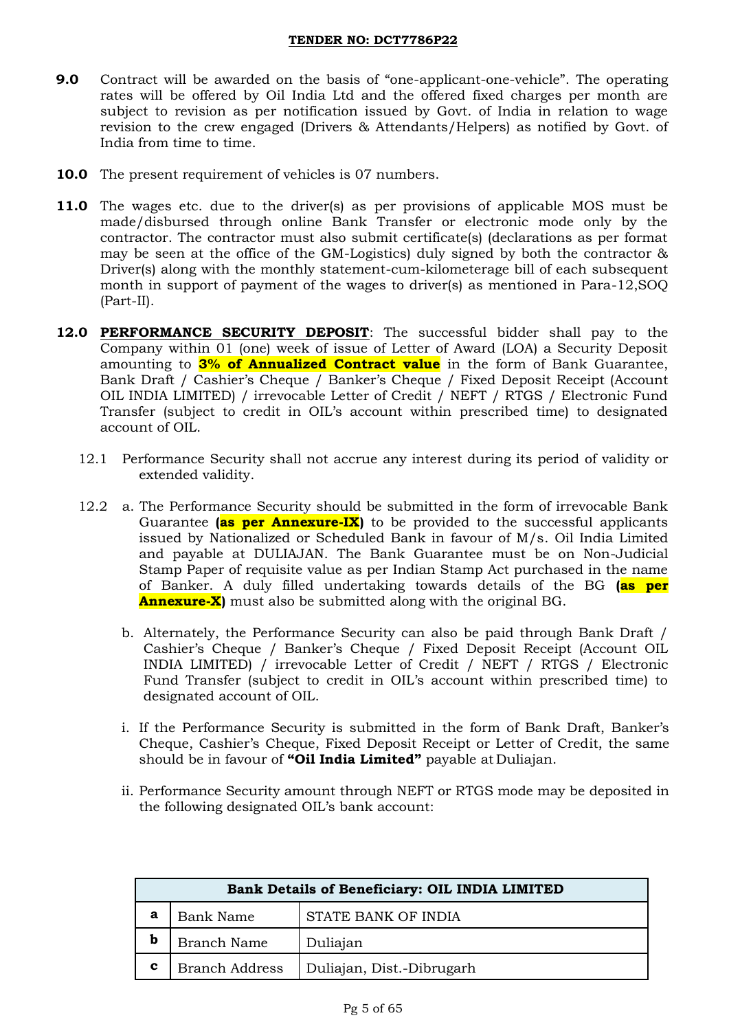**9.0** Contract will be awarded on the basis of "one-applicant-one-vehicle". The operating rates will be offered by Oil India Ltd and the offered fixed charges per month are subject to revision as per notification issued by Govt. of India in relation to wage revision to the crew engaged (Drivers & Attendants/Helpers) as notified by Govt. of India from time to time.

**10.0** The present requirement of vehicles is 07 numbers.

**11.0** The wages etc. due to the driver(s) as per provisions of applicable MOS must be made/disbursed through online Bank Transfer or electronic mode only by the contractor. The contractor must also submit certificate(s) (declarations as per format may be seen at the office of the GM-Logistics) duly signed by both the contractor & Driver(s) along with the monthly statement-cum-kilometerage bill of each subsequent month in support of payment of the wages to driver(s) as mentioned in Para-12,SOQ (Part-II).

**12.0** **PERFORMANCE SECURITY DEPOSIT**: The successful bidder shall pay to the Company within 01 (one) week of issue of Letter of Award (LOA) a Security Deposit amounting to **3% of Annualized Contract value** in the form of Bank Guarantee, Bank Draft / Cashier's Cheque / Banker's Cheque / Fixed Deposit Receipt (Account OIL INDIA LIMITED) / irrevocable Letter of Credit / NEFT / RTGS / Electronic Fund Transfer (subject to credit in OIL's account within prescribed time) to designated account of OIL.

12.1 Performance Security shall not accrue any interest during its period of validity or extended validity.

12.2 a. The Performance Security should be submitted in the form of irrevocable Bank Guarantee **(as per Annexure-IX)** to be provided to the successful applicants issued by Nationalized or Scheduled Bank in favour of M/s. Oil India Limited and payable at DULIAJAN. The Bank Guarantee must be on Non-Judicial Stamp Paper of requisite value as per Indian Stamp Act purchased in the name of Banker. A duly filled undertaking towards details of the BG **(as per Annexure-X)** must also be submitted along with the original BG.

b. Alternately, the Performance Security can also be paid through Bank Draft / Cashier's Cheque / Banker's Cheque / Fixed Deposit Receipt (Account OIL INDIA LIMITED) / irrevocable Letter of Credit / NEFT / RTGS / Electronic Fund Transfer (subject to credit in OIL's account within prescribed time) to designated account of OIL.

i. If the Performance Security is submitted in the form of Bank Draft, Banker's Cheque, Cashier's Cheque, Fixed Deposit Receipt or Letter of Credit, the same should be in favour of **"Oil India Limited"** payable at Duliajan.

ii. Performance Security amount through NEFT or RTGS mode may be deposited in the following designated OIL's bank account:

| **Bank Details of Beneficiary: OIL INDIA LIMITED** | | |
|---|---|---|
| **a** | Bank Name | STATE BANK OF INDIA |
| **b** | Branch Name | Duliajan |
| **c** | Branch Address | Duliajan, Dist.-Dibrugarh |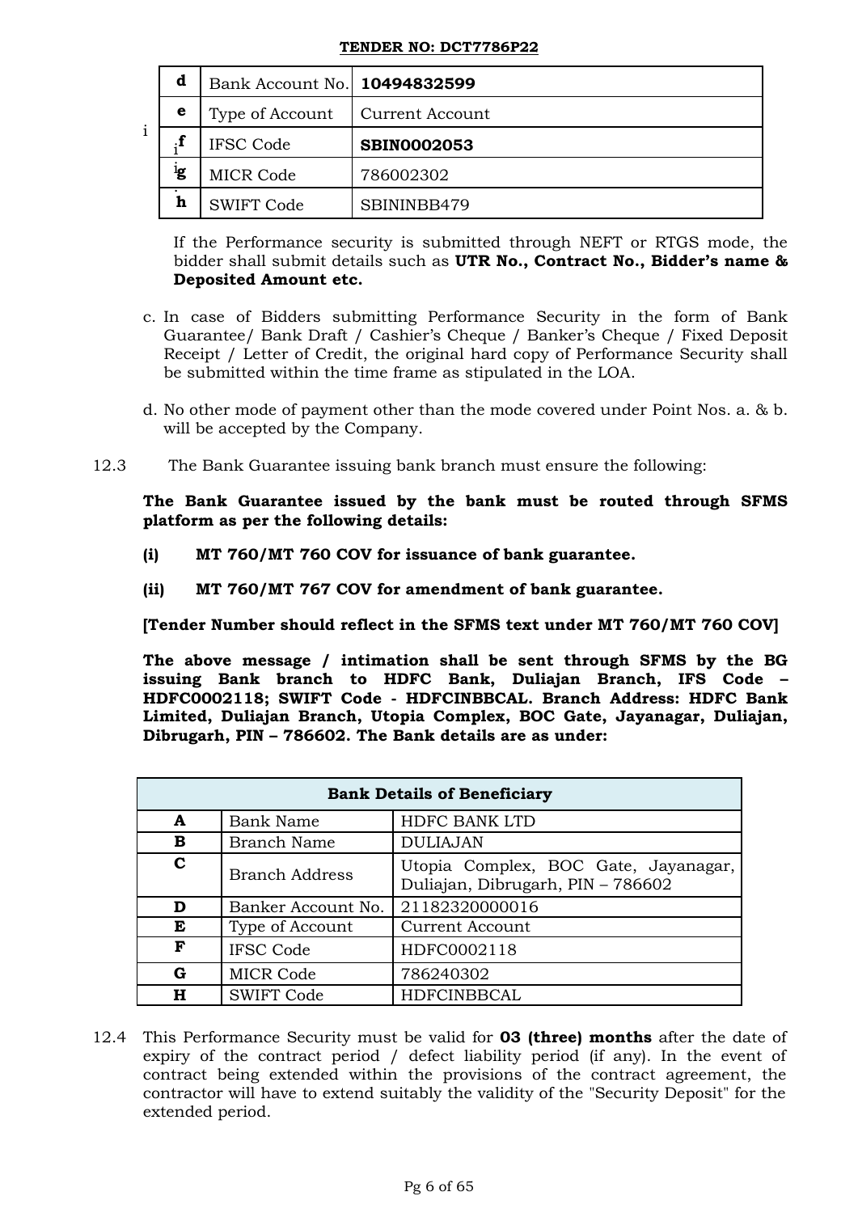| | | |
|---|---|---|
| **d** | Bank Account No. | **10494832599** |
| **e** | Type of Account | Current Account |
| **f** | IFSC Code | **SBIN0002053** |
| **g** | MICR Code | 786002302 |
| **h** | SWIFT Code | SBININBB479 |

If the Performance security is submitted through NEFT or RTGS mode, the bidder shall submit details such as **UTR No., Contract No., Bidder's name & Deposited Amount etc.**

c. In case of Bidders submitting Performance Security in the form of Bank Guarantee/ Bank Draft / Cashier's Cheque / Banker's Cheque / Fixed Deposit Receipt / Letter of Credit, the original hard copy of Performance Security shall be submitted within the time frame as stipulated in the LOA.

d. No other mode of payment other than the mode covered under Point Nos. a. & b. will be accepted by the Company.

12.3 The Bank Guarantee issuing bank branch must ensure the following:

**The Bank Guarantee issued by the bank must be routed through SFMS platform as per the following details:**

**(i) MT 760/MT 760 COV for issuance of bank guarantee.**

**(ii) MT 760/MT 767 COV for amendment of bank guarantee.**

**[Tender Number should reflect in the SFMS text under MT 760/MT 760 COV]**

**The above message / intimation shall be sent through SFMS by the BG issuing Bank branch to HDFC Bank, Duliajan Branch, IFS Code – HDFC0002118; SWIFT Code - HDFCINBBCAL. Branch Address: HDFC Bank Limited, Duliajan Branch, Utopia Complex, BOC Gate, Jayanagar, Duliajan, Dibrugarh, PIN – 786602. The Bank details are as under:**

| **Bank Details of Beneficiary** | | |
|---|---|---|
| **A** | Bank Name | HDFC BANK LTD |
| **B** | Branch Name | DULIAJAN |
| **C** | Branch Address | Utopia Complex, BOC Gate, Jayanagar, Duliajan, Dibrugarh, PIN – 786602 |
| **D** | Banker Account No. | 21182320000016 |
| **E** | Type of Account | Current Account |
| **F** | IFSC Code | HDFC0002118 |
| **G** | MICR Code | 786240302 |
| **H** | SWIFT Code | HDFCINBBCAL |

12.4 This Performance Security must be valid for **03 (three) months** after the date of expiry of the contract period / defect liability period (if any). In the event of contract being extended within the provisions of the contract agreement, the contractor will have to extend suitably the validity of the "Security Deposit" for the extended period.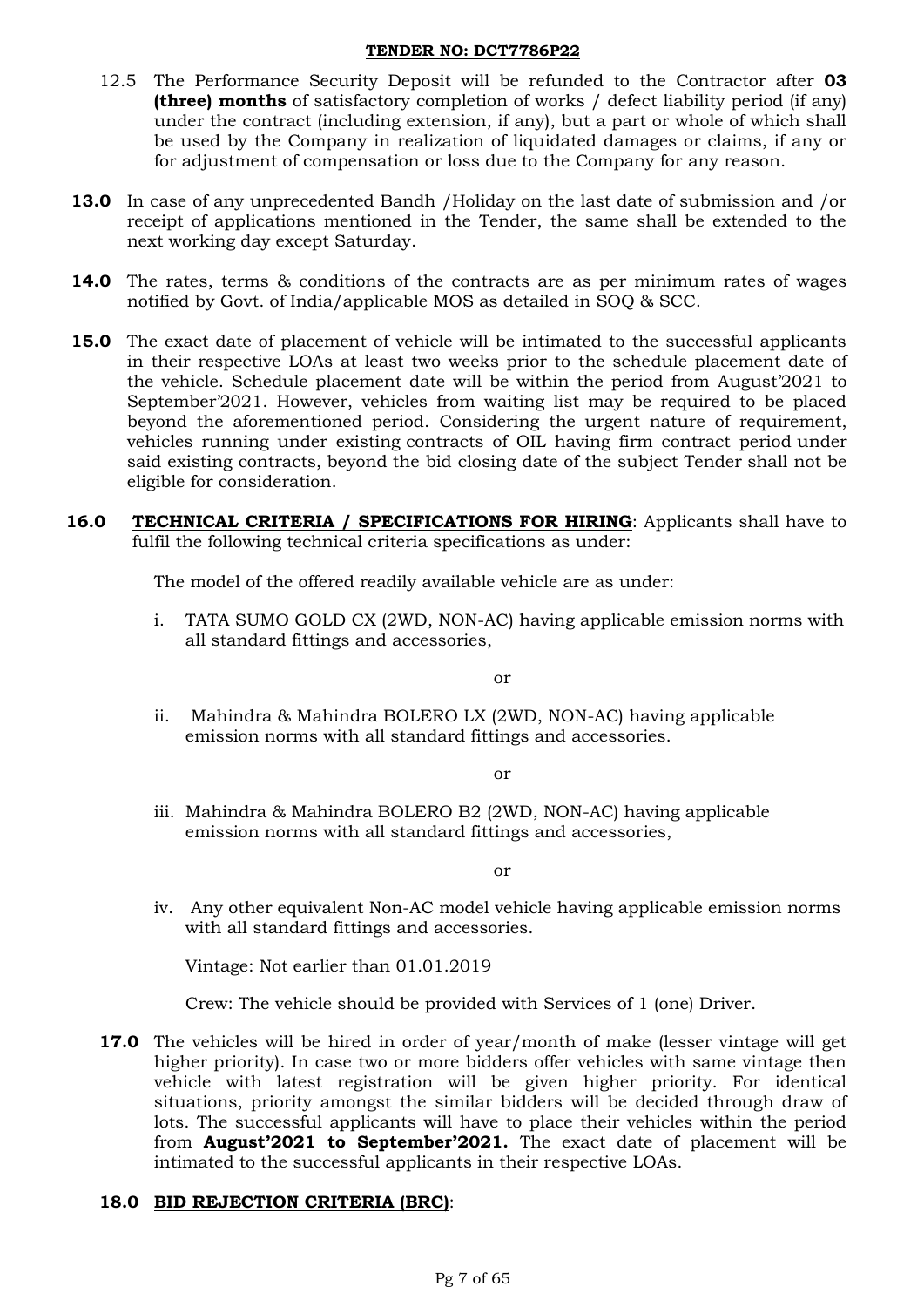12.5 The Performance Security Deposit will be refunded to the Contractor after **03 (three) months** of satisfactory completion of works / defect liability period (if any) under the contract (including extension, if any), but a part or whole of which shall be used by the Company in realization of liquidated damages or claims, if any or for adjustment of compensation or loss due to the Company for any reason.

**13.0** In case of any unprecedented Bandh /Holiday on the last date of submission and /or receipt of applications mentioned in the Tender, the same shall be extended to the next working day except Saturday.

**14.0** The rates, terms & conditions of the contracts are as per minimum rates of wages notified by Govt. of India/applicable MOS as detailed in SOQ & SCC.

**15.0** The exact date of placement of vehicle will be intimated to the successful applicants in their respective LOAs at least two weeks prior to the schedule placement date of the vehicle. Schedule placement date will be within the period from August'2021 to September'2021. However, vehicles from waiting list may be required to be placed beyond the aforementioned period. Considering the urgent nature of requirement, vehicles running under existing contracts of OIL having firm contract period under said existing contracts, beyond the bid closing date of the subject Tender shall not be eligible for consideration.

**16.0** **TECHNICAL CRITERIA / SPECIFICATIONS FOR HIRING**: Applicants shall have to fulfil the following technical criteria specifications as under:

The model of the offered readily available vehicle are as under:

i. TATA SUMO GOLD CX (2WD, NON-AC) having applicable emission norms with all standard fittings and accessories,

or

ii. Mahindra & Mahindra BOLERO LX (2WD, NON-AC) having applicable emission norms with all standard fittings and accessories.

or

iii. Mahindra & Mahindra BOLERO B2 (2WD, NON-AC) having applicable emission norms with all standard fittings and accessories,

or

iv. Any other equivalent Non-AC model vehicle having applicable emission norms with all standard fittings and accessories.

Vintage: Not earlier than 01.01.2019

Crew: The vehicle should be provided with Services of 1 (one) Driver.

**17.0** The vehicles will be hired in order of year/month of make (lesser vintage will get higher priority). In case two or more bidders offer vehicles with same vintage then vehicle with latest registration will be given higher priority. For identical situations, priority amongst the similar bidders will be decided through draw of lots. The successful applicants will have to place their vehicles within the period from **August'2021 to September'2021.** The exact date of placement will be intimated to the successful applicants in their respective LOAs.

**18.0** **BID REJECTION CRITERIA (BRC)**: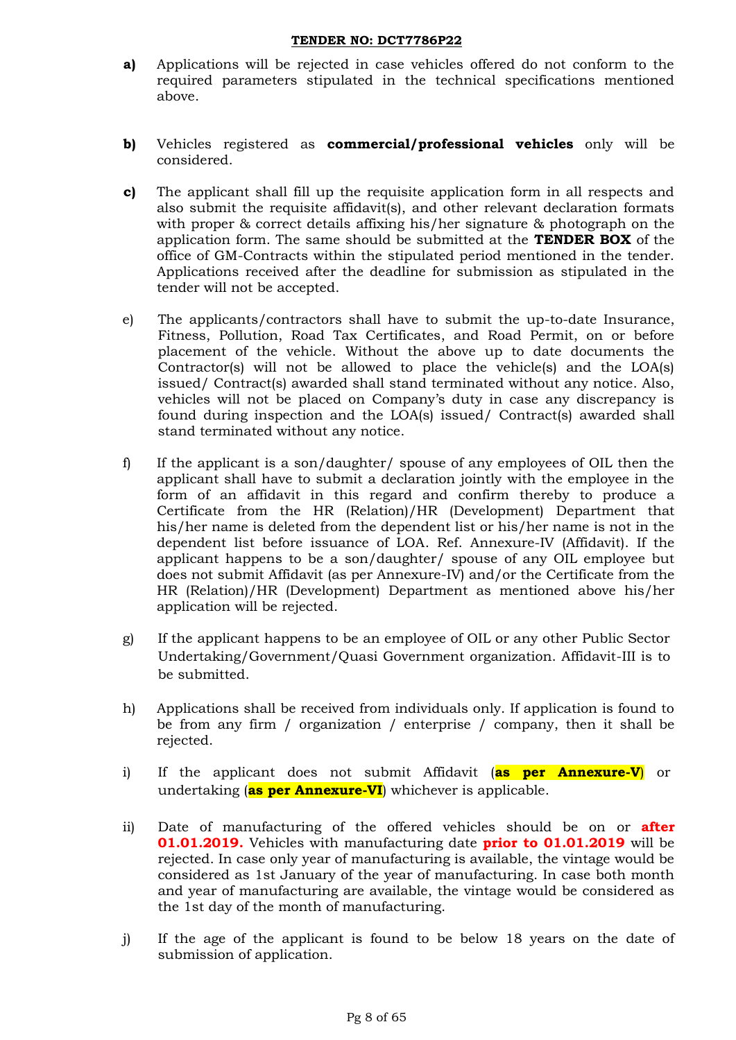**a)** Applications will be rejected in case vehicles offered do not conform to the required parameters stipulated in the technical specifications mentioned above.

**b)** Vehicles registered as **commercial/professional vehicles** only will be considered.

**c)** The applicant shall fill up the requisite application form in all respects and also submit the requisite affidavit(s), and other relevant declaration formats with proper & correct details affixing his/her signature & photograph on the application form. The same should be submitted at the **TENDER BOX** of the office of GM-Contracts within the stipulated period mentioned in the tender. Applications received after the deadline for submission as stipulated in the tender will not be accepted.

e) The applicants/contractors shall have to submit the up-to-date Insurance, Fitness, Pollution, Road Tax Certificates, and Road Permit, on or before placement of the vehicle. Without the above up to date documents the Contractor(s) will not be allowed to place the vehicle(s) and the LOA(s) issued/ Contract(s) awarded shall stand terminated without any notice. Also, vehicles will not be placed on Company's duty in case any discrepancy is found during inspection and the LOA(s) issued/ Contract(s) awarded shall stand terminated without any notice.

f) If the applicant is a son/daughter/ spouse of any employees of OIL then the applicant shall have to submit a declaration jointly with the employee in the form of an affidavit in this regard and confirm thereby to produce a Certificate from the HR (Relation)/HR (Development) Department that his/her name is deleted from the dependent list or his/her name is not in the dependent list before issuance of LOA. Ref. Annexure-IV (Affidavit). If the applicant happens to be a son/daughter/ spouse of any OIL employee but does not submit Affidavit (as per Annexure-IV) and/or the Certificate from the HR (Relation)/HR (Development) Department as mentioned above his/her application will be rejected.

g) If the applicant happens to be an employee of OIL or any other Public Sector Undertaking/Government/Quasi Government organization. Affidavit-III is to be submitted.

h) Applications shall be received from individuals only. If application is found to be from any firm / organization / enterprise / company, then it shall be rejected.

i) If the applicant does not submit Affidavit (**as per Annexure-V**) or undertaking (**as per Annexure-VI**) whichever is applicable.

ii) Date of manufacturing of the offered vehicles should be on or **after 01.01.2019.** Vehicles with manufacturing date **prior to 01.01.2019** will be rejected. In case only year of manufacturing is available, the vintage would be considered as 1st January of the year of manufacturing. In case both month and year of manufacturing are available, the vintage would be considered as the 1st day of the month of manufacturing.

j) If the age of the applicant is found to be below 18 years on the date of submission of application.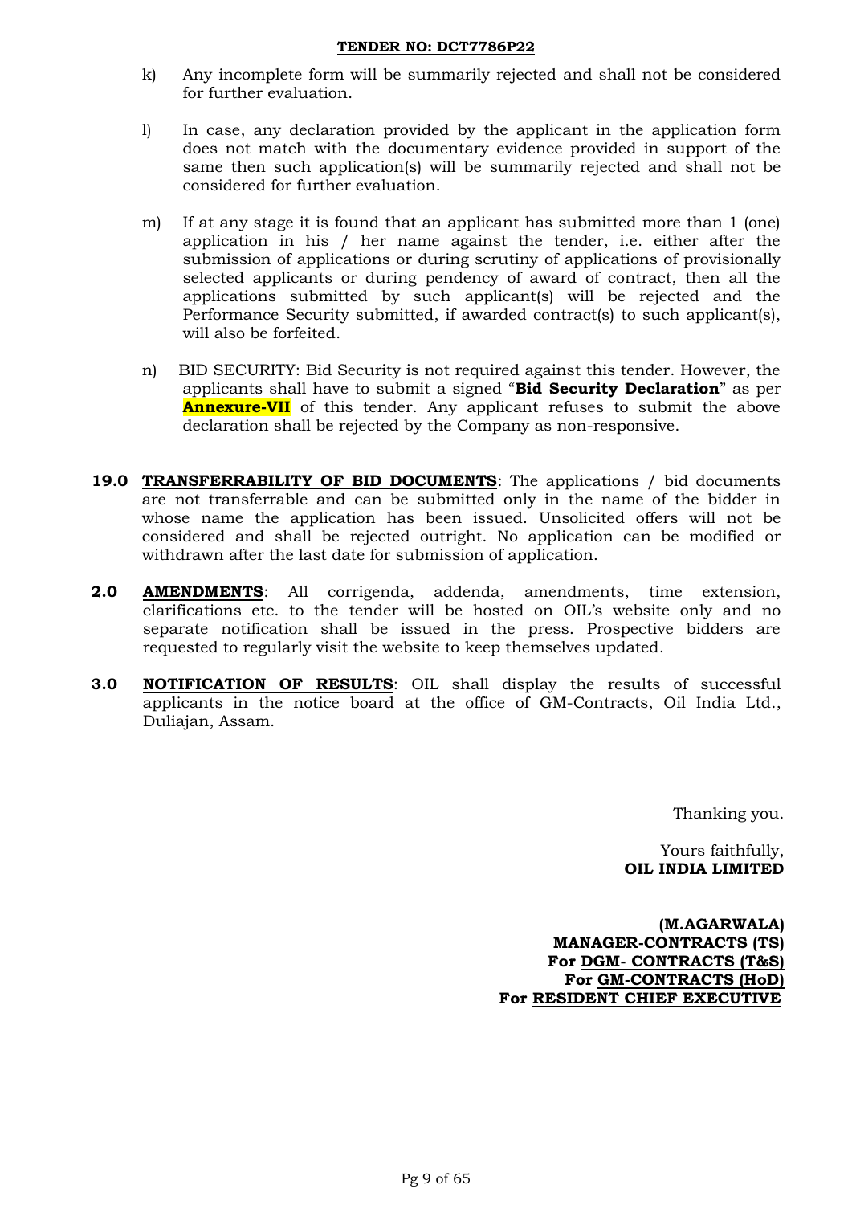k) Any incomplete form will be summarily rejected and shall not be considered for further evaluation.

l) In case, any declaration provided by the applicant in the application form does not match with the documentary evidence provided in support of the same then such application(s) will be summarily rejected and shall not be considered for further evaluation.

m) If at any stage it is found that an applicant has submitted more than 1 (one) application in his / her name against the tender, i.e. either after the submission of applications or during scrutiny of applications of provisionally selected applicants or during pendency of award of contract, then all the applications submitted by such applicant(s) will be rejected and the Performance Security submitted, if awarded contract(s) to such applicant(s), will also be forfeited.

n) BID SECURITY: Bid Security is not required against this tender. However, the applicants shall have to submit a signed "**Bid Security Declaration**" as per **Annexure-VII** of this tender. Any applicant refuses to submit the above declaration shall be rejected by the Company as non-responsive.

**19.0** **TRANSFERRABILITY OF BID DOCUMENTS**: The applications / bid documents are not transferrable and can be submitted only in the name of the bidder in whose name the application has been issued. Unsolicited offers will not be considered and shall be rejected outright. No application can be modified or withdrawn after the last date for submission of application.

**2.0** **AMENDMENTS**: All corrigenda, addenda, amendments, time extension, clarifications etc. to the tender will be hosted on OIL's website only and no separate notification shall be issued in the press. Prospective bidders are requested to regularly visit the website to keep themselves updated.

**3.0** **NOTIFICATION OF RESULTS**: OIL shall display the results of successful applicants in the notice board at the office of GM-Contracts, Oil India Ltd., Duliajan, Assam.

Thanking you.

Yours faithfully,
**OIL INDIA LIMITED**

**(M.AGARWALA)**
**MANAGER-CONTRACTS (TS)**
**For DGM- CONTRACTS (T&S)**
**For GM-CONTRACTS (HoD)**
**For RESIDENT CHIEF EXECUTIVE**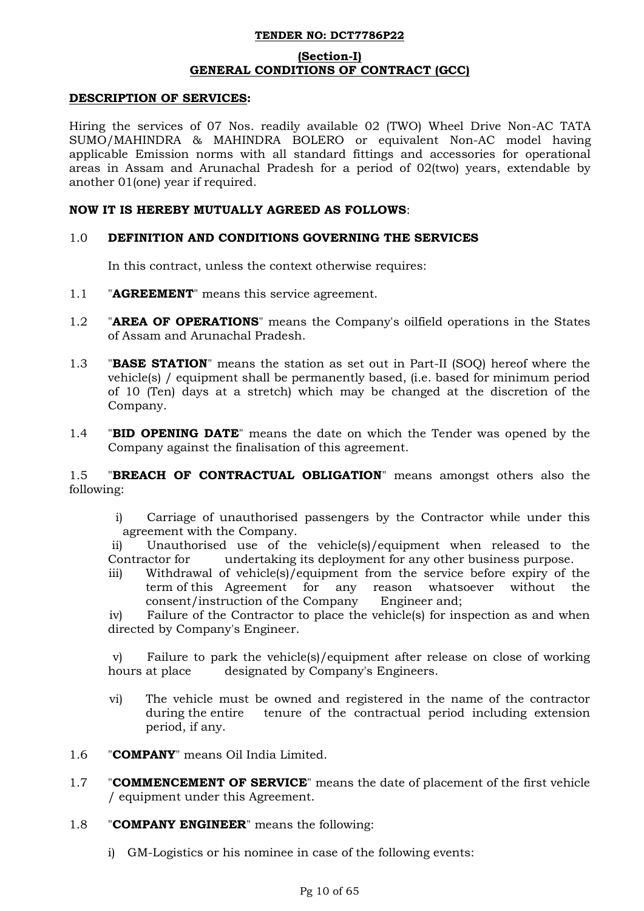**TENDER NO: DCT7786P22**

**(Section-I)**
**GENERAL CONDITIONS OF CONTRACT (GCC)**

**DESCRIPTION OF SERVICES:**

Hiring the services of 07 Nos. readily available 02 (TWO) Wheel Drive Non-AC TATA SUMO/MAHINDRA & MAHINDRA BOLERO or equivalent Non-AC model having applicable Emission norms with all standard fittings and accessories for operational areas in Assam and Arunachal Pradesh for a period of 02(two) years, extendable by another 01(one) year if required.

**NOW IT IS HEREBY MUTUALLY AGREED AS FOLLOWS**:

1.0 **DEFINITION AND CONDITIONS GOVERNING THE SERVICES**

In this contract, unless the context otherwise requires:

1.1 "**AGREEMENT**" means this service agreement.

1.2 "**AREA OF OPERATIONS**" means the Company's oilfield operations in the States of Assam and Arunachal Pradesh.

1.3 "**BASE STATION**" means the station as set out in Part-II (SOQ) hereof where the vehicle(s) / equipment shall be permanently based, (i.e. based for minimum period of 10 (Ten) days at a stretch) which may be changed at the discretion of the Company.

1.4 "**BID OPENING DATE**" means the date on which the Tender was opened by the Company against the finalisation of this agreement.

1.5 "**BREACH OF CONTRACTUAL OBLIGATION**" means amongst others also the following:

i) Carriage of unauthorised passengers by the Contractor while under this agreement with the Company.

ii) Unauthorised use of the vehicle(s)/equipment when released to the Contractor for undertaking its deployment for any other business purpose.

iii) Withdrawal of vehicle(s)/equipment from the service before expiry of the term of this Agreement for any reason whatsoever without the consent/instruction of the Company Engineer and;

iv) Failure of the Contractor to place the vehicle(s) for inspection as and when directed by Company's Engineer.

v) Failure to park the vehicle(s)/equipment after release on close of working hours at place designated by Company's Engineers.

vi) The vehicle must be owned and registered in the name of the contractor during the entire tenure of the contractual period including extension period, if any.

1.6 "**COMPANY**" means Oil India Limited.

1.7 "**COMMENCEMENT OF SERVICE**" means the date of placement of the first vehicle / equipment under this Agreement.

1.8 "**COMPANY ENGINEER**" means the following:

i) GM-Logistics or his nominee in case of the following events: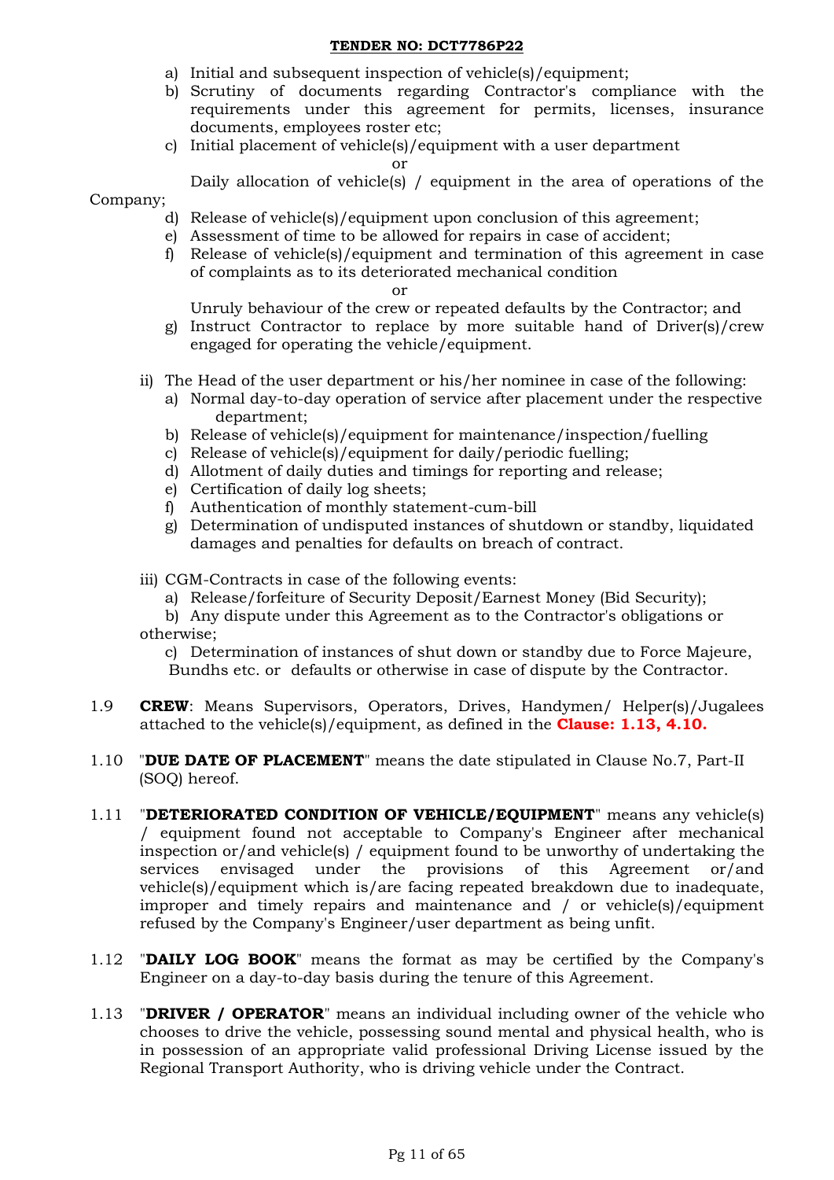a) Initial and subsequent inspection of vehicle(s)/equipment;
b) Scrutiny of documents regarding Contractor's compliance with the requirements under this agreement for permits, licenses, insurance documents, employees roster etc;
c) Initial placement of vehicle(s)/equipment with a user department

or

Daily allocation of vehicle(s) / equipment in the area of operations of the Company;

d) Release of vehicle(s)/equipment upon conclusion of this agreement;
e) Assessment of time to be allowed for repairs in case of accident;
f) Release of vehicle(s)/equipment and termination of this agreement in case of complaints as to its deteriorated mechanical condition

or

Unruly behaviour of the crew or repeated defaults by the Contractor; and

g) Instruct Contractor to replace by more suitable hand of Driver(s)/crew engaged for operating the vehicle/equipment.

ii) The Head of the user department or his/her nominee in case of the following:
   a) Normal day-to-day operation of service after placement under the respective department;
   b) Release of vehicle(s)/equipment for maintenance/inspection/fuelling
   c) Release of vehicle(s)/equipment for daily/periodic fuelling;
   d) Allotment of daily duties and timings for reporting and release;
   e) Certification of daily log sheets;
   f) Authentication of monthly statement-cum-bill
   g) Determination of undisputed instances of shutdown or standby, liquidated damages and penalties for defaults on breach of contract.

iii) CGM-Contracts in case of the following events:
   a) Release/forfeiture of Security Deposit/Earnest Money (Bid Security);
   b) Any dispute under this Agreement as to the Contractor's obligations or otherwise;
   c) Determination of instances of shut down or standby due to Force Majeure, Bundhs etc. or defaults or otherwise in case of dispute by the Contractor.

1.9 **CREW**: Means Supervisors, Operators, Drives, Handymen/ Helper(s)/Jugalees attached to the vehicle(s)/equipment, as defined in the **Clause: 1.13, 4.10.**

1.10 "**DUE DATE OF PLACEMENT**" means the date stipulated in Clause No.7, Part-II (SOQ) hereof.

1.11 "**DETERIORATED CONDITION OF VEHICLE/EQUIPMENT**" means any vehicle(s) / equipment found not acceptable to Company's Engineer after mechanical inspection or/and vehicle(s) / equipment found to be unworthy of undertaking the services envisaged under the provisions of this Agreement or/and vehicle(s)/equipment which is/are facing repeated breakdown due to inadequate, improper and timely repairs and maintenance and / or vehicle(s)/equipment refused by the Company's Engineer/user department as being unfit.

1.12 "**DAILY LOG BOOK**" means the format as may be certified by the Company's Engineer on a day-to-day basis during the tenure of this Agreement.

1.13 "**DRIVER / OPERATOR**" means an individual including owner of the vehicle who chooses to drive the vehicle, possessing sound mental and physical health, who is in possession of an appropriate valid professional Driving License issued by the Regional Transport Authority, who is driving vehicle under the Contract.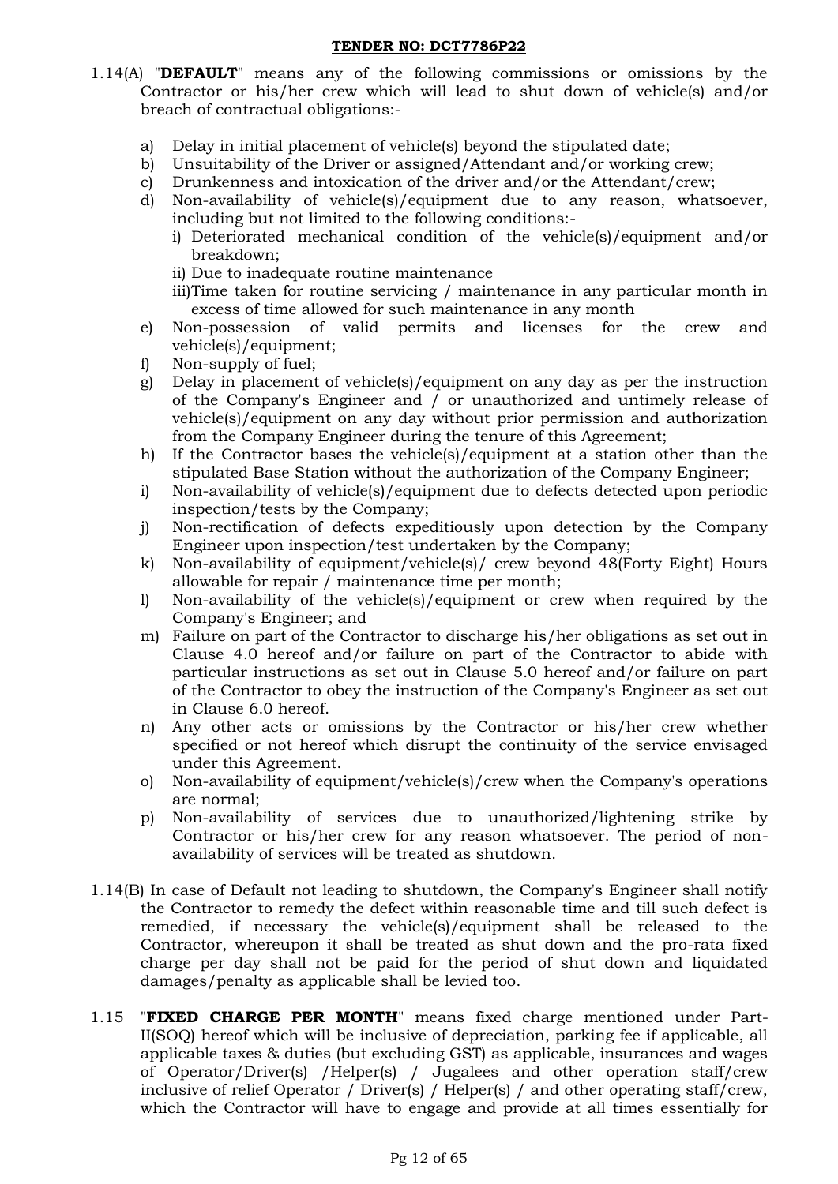1.14(A) "**DEFAULT**" means any of the following commissions or omissions by the Contractor or his/her crew which will lead to shut down of vehicle(s) and/or breach of contractual obligations:-

a) Delay in initial placement of vehicle(s) beyond the stipulated date;
b) Unsuitability of the Driver or assigned/Attendant and/or working crew;
c) Drunkenness and intoxication of the driver and/or the Attendant/crew;
d) Non-availability of vehicle(s)/equipment due to any reason, whatsoever, including but not limited to the following conditions:-
   i) Deteriorated mechanical condition of the vehicle(s)/equipment and/or breakdown;
   ii) Due to inadequate routine maintenance
   iii)Time taken for routine servicing / maintenance in any particular month in excess of time allowed for such maintenance in any month
e) Non-possession of valid permits and licenses for the crew and vehicle(s)/equipment;
f) Non-supply of fuel;
g) Delay in placement of vehicle(s)/equipment on any day as per the instruction of the Company's Engineer and / or unauthorized and untimely release of vehicle(s)/equipment on any day without prior permission and authorization from the Company Engineer during the tenure of this Agreement;
h) If the Contractor bases the vehicle(s)/equipment at a station other than the stipulated Base Station without the authorization of the Company Engineer;
i) Non-availability of vehicle(s)/equipment due to defects detected upon periodic inspection/tests by the Company;
j) Non-rectification of defects expeditiously upon detection by the Company Engineer upon inspection/test undertaken by the Company;
k) Non-availability of equipment/vehicle(s)/ crew beyond 48(Forty Eight) Hours allowable for repair / maintenance time per month;
l) Non-availability of the vehicle(s)/equipment or crew when required by the Company's Engineer; and
m) Failure on part of the Contractor to discharge his/her obligations as set out in Clause 4.0 hereof and/or failure on part of the Contractor to abide with particular instructions as set out in Clause 5.0 hereof and/or failure on part of the Contractor to obey the instruction of the Company's Engineer as set out in Clause 6.0 hereof.
n) Any other acts or omissions by the Contractor or his/her crew whether specified or not hereof which disrupt the continuity of the service envisaged under this Agreement.
o) Non-availability of equipment/vehicle(s)/crew when the Company's operations are normal;
p) Non-availability of services due to unauthorized/lightening strike by Contractor or his/her crew for any reason whatsoever. The period of non-availability of services will be treated as shutdown.

1.14(B) In case of Default not leading to shutdown, the Company's Engineer shall notify the Contractor to remedy the defect within reasonable time and till such defect is remedied, if necessary the vehicle(s)/equipment shall be released to the Contractor, whereupon it shall be treated as shut down and the pro-rata fixed charge per day shall not be paid for the period of shut down and liquidated damages/penalty as applicable shall be levied too.

1.15 "**FIXED CHARGE PER MONTH**" means fixed charge mentioned under Part-II(SOQ) hereof which will be inclusive of depreciation, parking fee if applicable, all applicable taxes & duties (but excluding GST) as applicable, insurances and wages of Operator/Driver(s) /Helper(s) / Jugalees and other operation staff/crew inclusive of relief Operator / Driver(s) / Helper(s) / and other operating staff/crew, which the Contractor will have to engage and provide at all times essentially for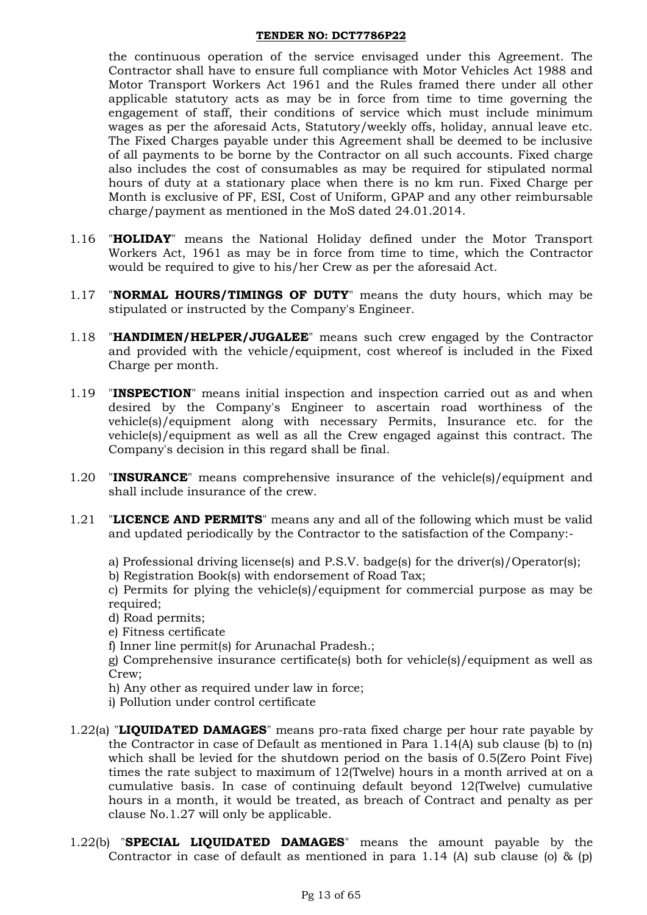the continuous operation of the service envisaged under this Agreement. The Contractor shall have to ensure full compliance with Motor Vehicles Act 1988 and Motor Transport Workers Act 1961 and the Rules framed there under all other applicable statutory acts as may be in force from time to time governing the engagement of staff, their conditions of service which must include minimum wages as per the aforesaid Acts, Statutory/weekly offs, holiday, annual leave etc. The Fixed Charges payable under this Agreement shall be deemed to be inclusive of all payments to be borne by the Contractor on all such accounts. Fixed charge also includes the cost of consumables as may be required for stipulated normal hours of duty at a stationary place when there is no km run. Fixed Charge per Month is exclusive of PF, ESI, Cost of Uniform, GPAP and any other reimbursable charge/payment as mentioned in the MoS dated 24.01.2014.

1.16 "**HOLIDAY**" means the National Holiday defined under the Motor Transport Workers Act, 1961 as may be in force from time to time, which the Contractor would be required to give to his/her Crew as per the aforesaid Act.

1.17 "**NORMAL HOURS/TIMINGS OF DUTY**" means the duty hours, which may be stipulated or instructed by the Company's Engineer.

1.18 "**HANDIMEN/HELPER/JUGALEE**" means such crew engaged by the Contractor and provided with the vehicle/equipment, cost whereof is included in the Fixed Charge per month.

1.19 "**INSPECTION**" means initial inspection and inspection carried out as and when desired by the Company's Engineer to ascertain road worthiness of the vehicle(s)/equipment along with necessary Permits, Insurance etc. for the vehicle(s)/equipment as well as all the Crew engaged against this contract. The Company's decision in this regard shall be final.

1.20 "**INSURANCE**" means comprehensive insurance of the vehicle(s)/equipment and shall include insurance of the crew.

1.21 "**LICENCE AND PERMITS**" means any and all of the following which must be valid and updated periodically by the Contractor to the satisfaction of the Company:-

a) Professional driving license(s) and P.S.V. badge(s) for the driver(s)/Operator(s);
b) Registration Book(s) with endorsement of Road Tax;
c) Permits for plying the vehicle(s)/equipment for commercial purpose as may be required;
d) Road permits;
e) Fitness certificate
f) Inner line permit(s) for Arunachal Pradesh.;
g) Comprehensive insurance certificate(s) both for vehicle(s)/equipment as well as Crew;
h) Any other as required under law in force;
i) Pollution under control certificate

1.22(a) "**LIQUIDATED DAMAGES**" means pro-rata fixed charge per hour rate payable by the Contractor in case of Default as mentioned in Para 1.14(A) sub clause (b) to (n) which shall be levied for the shutdown period on the basis of 0.5(Zero Point Five) times the rate subject to maximum of 12(Twelve) hours in a month arrived at on a cumulative basis. In case of continuing default beyond 12(Twelve) cumulative hours in a month, it would be treated, as breach of Contract and penalty as per clause No.1.27 will only be applicable.

1.22(b) "**SPECIAL LIQUIDATED DAMAGES**" means the amount payable by the Contractor in case of default as mentioned in para 1.14 (A) sub clause (o) & (p)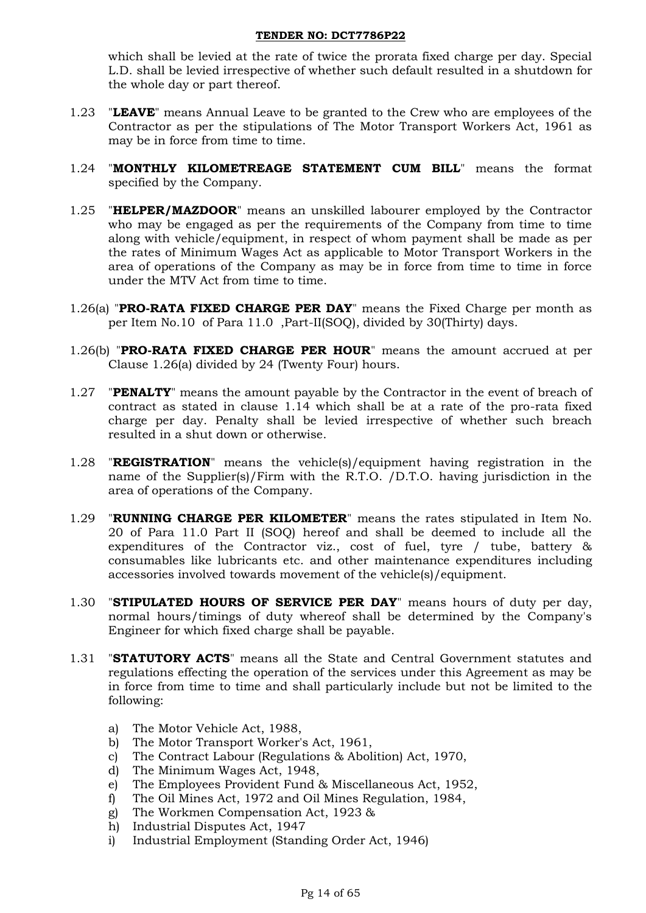which shall be levied at the rate of twice the prorata fixed charge per day. Special L.D. shall be levied irrespective of whether such default resulted in a shutdown for the whole day or part thereof.

1.23 "**LEAVE**" means Annual Leave to be granted to the Crew who are employees of the Contractor as per the stipulations of The Motor Transport Workers Act, 1961 as may be in force from time to time.

1.24 "**MONTHLY KILOMETREAGE STATEMENT CUM BILL**" means the format specified by the Company.

1.25 "**HELPER/MAZDOOR**" means an unskilled labourer employed by the Contractor who may be engaged as per the requirements of the Company from time to time along with vehicle/equipment, in respect of whom payment shall be made as per the rates of Minimum Wages Act as applicable to Motor Transport Workers in the area of operations of the Company as may be in force from time to time in force under the MTV Act from time to time.

1.26(a) "**PRO-RATA FIXED CHARGE PER DAY**" means the Fixed Charge per month as per Item No.10 of Para 11.0 ,Part-II(SOQ), divided by 30(Thirty) days.

1.26(b) "**PRO-RATA FIXED CHARGE PER HOUR**" means the amount accrued at per Clause 1.26(a) divided by 24 (Twenty Four) hours.

1.27 "**PENALTY**" means the amount payable by the Contractor in the event of breach of contract as stated in clause 1.14 which shall be at a rate of the pro-rata fixed charge per day. Penalty shall be levied irrespective of whether such breach resulted in a shut down or otherwise.

1.28 "**REGISTRATION**" means the vehicle(s)/equipment having registration in the name of the Supplier(s)/Firm with the R.T.O. /D.T.O. having jurisdiction in the area of operations of the Company.

1.29 "**RUNNING CHARGE PER KILOMETER**" means the rates stipulated in Item No. 20 of Para 11.0 Part II (SOQ) hereof and shall be deemed to include all the expenditures of the Contractor viz., cost of fuel, tyre / tube, battery & consumables like lubricants etc. and other maintenance expenditures including accessories involved towards movement of the vehicle(s)/equipment.

1.30 "**STIPULATED HOURS OF SERVICE PER DAY**" means hours of duty per day, normal hours/timings of duty whereof shall be determined by the Company's Engineer for which fixed charge shall be payable.

1.31 "**STATUTORY ACTS**" means all the State and Central Government statutes and regulations effecting the operation of the services under this Agreement as may be in force from time to time and shall particularly include but not be limited to the following:

a) The Motor Vehicle Act, 1988,
b) The Motor Transport Worker's Act, 1961,
c) The Contract Labour (Regulations & Abolition) Act, 1970,
d) The Minimum Wages Act, 1948,
e) The Employees Provident Fund & Miscellaneous Act, 1952,
f) The Oil Mines Act, 1972 and Oil Mines Regulation, 1984,
g) The Workmen Compensation Act, 1923 &
h) Industrial Disputes Act, 1947
i) Industrial Employment (Standing Order Act, 1946)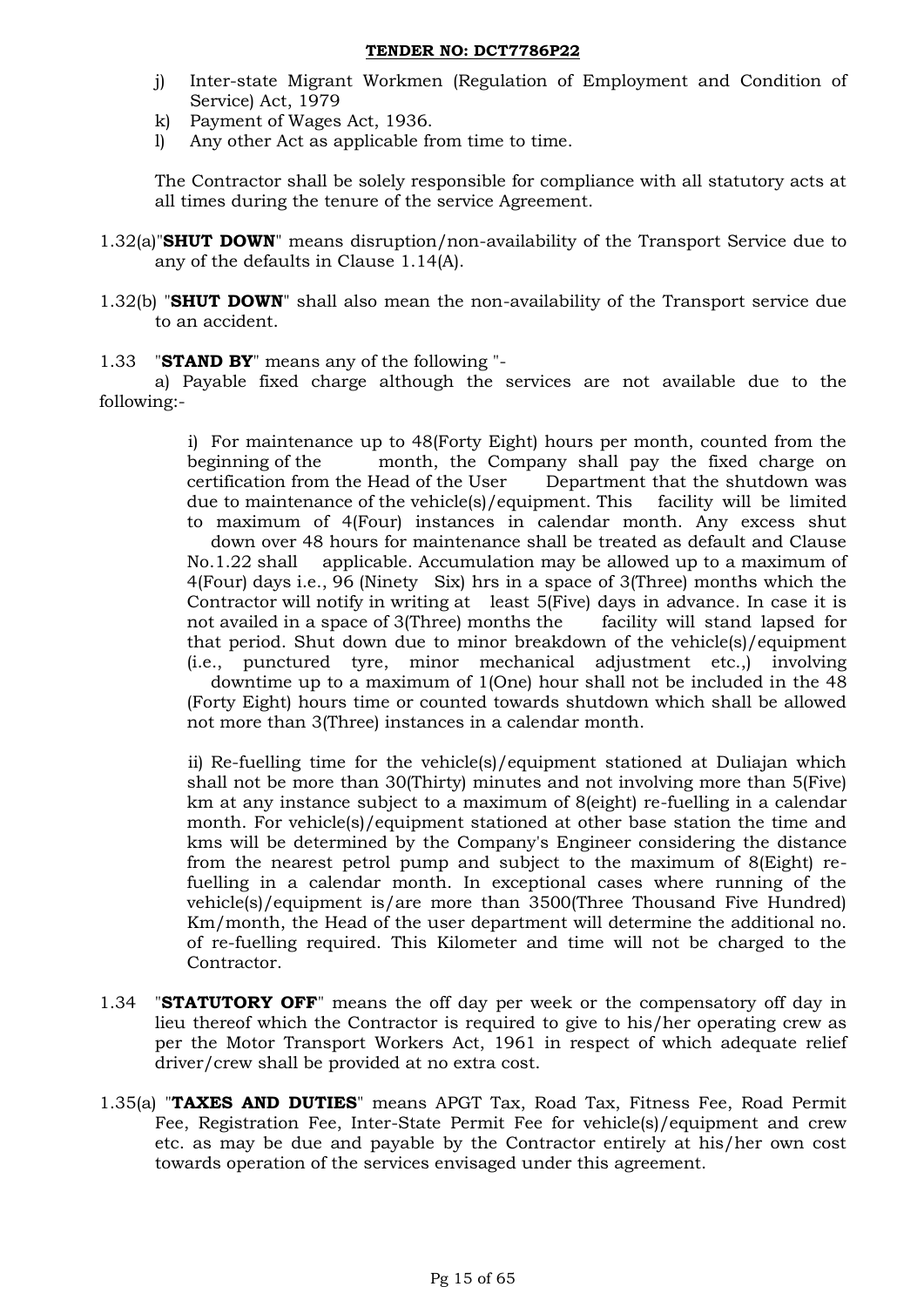j) Inter-state Migrant Workmen (Regulation of Employment and Condition of Service) Act, 1979
k) Payment of Wages Act, 1936.
l) Any other Act as applicable from time to time.

The Contractor shall be solely responsible for compliance with all statutory acts at all times during the tenure of the service Agreement.

1.32(a) "**SHUT DOWN**" means disruption/non-availability of the Transport Service due to any of the defaults in Clause 1.14(A).

1.32(b) "**SHUT DOWN**" shall also mean the non-availability of the Transport service due to an accident.

1.33 "**STAND BY**" means any of the following "-

a) Payable fixed charge although the services are not available due to the following:-

i) For maintenance up to 48(Forty Eight) hours per month, counted from the beginning of the month, the Company shall pay the fixed charge on certification from the Head of the User Department that the shutdown was due to maintenance of the vehicle(s)/equipment. This facility will be limited to maximum of 4(Four) instances in calendar month. Any excess shut down over 48 hours for maintenance shall be treated as default and Clause No.1.22 shall applicable. Accumulation may be allowed up to a maximum of 4(Four) days i.e., 96 (Ninety Six) hrs in a space of 3(Three) months which the Contractor will notify in writing at least 5(Five) days in advance. In case it is not availed in a space of 3(Three) months the facility will stand lapsed for that period. Shut down due to minor breakdown of the vehicle(s)/equipment (i.e., punctured tyre, minor mechanical adjustment etc.,) involving downtime up to a maximum of 1(One) hour shall not be included in the 48 (Forty Eight) hours time or counted towards shutdown which shall be allowed not more than 3(Three) instances in a calendar month.

ii) Re-fuelling time for the vehicle(s)/equipment stationed at Duliajan which shall not be more than 30(Thirty) minutes and not involving more than 5(Five) km at any instance subject to a maximum of 8(eight) re-fuelling in a calendar month. For vehicle(s)/equipment stationed at other base station the time and kms will be determined by the Company's Engineer considering the distance from the nearest petrol pump and subject to the maximum of 8(Eight) re-fuelling in a calendar month. In exceptional cases where running of the vehicle(s)/equipment is/are more than 3500(Three Thousand Five Hundred) Km/month, the Head of the user department will determine the additional no. of re-fuelling required. This Kilometer and time will not be charged to the Contractor.

1.34 "**STATUTORY OFF**" means the off day per week or the compensatory off day in lieu thereof which the Contractor is required to give to his/her operating crew as per the Motor Transport Workers Act, 1961 in respect of which adequate relief driver/crew shall be provided at no extra cost.

1.35(a) "**TAXES AND DUTIES**" means APGT Tax, Road Tax, Fitness Fee, Road Permit Fee, Registration Fee, Inter-State Permit Fee for vehicle(s)/equipment and crew etc. as may be due and payable by the Contractor entirely at his/her own cost towards operation of the services envisaged under this agreement.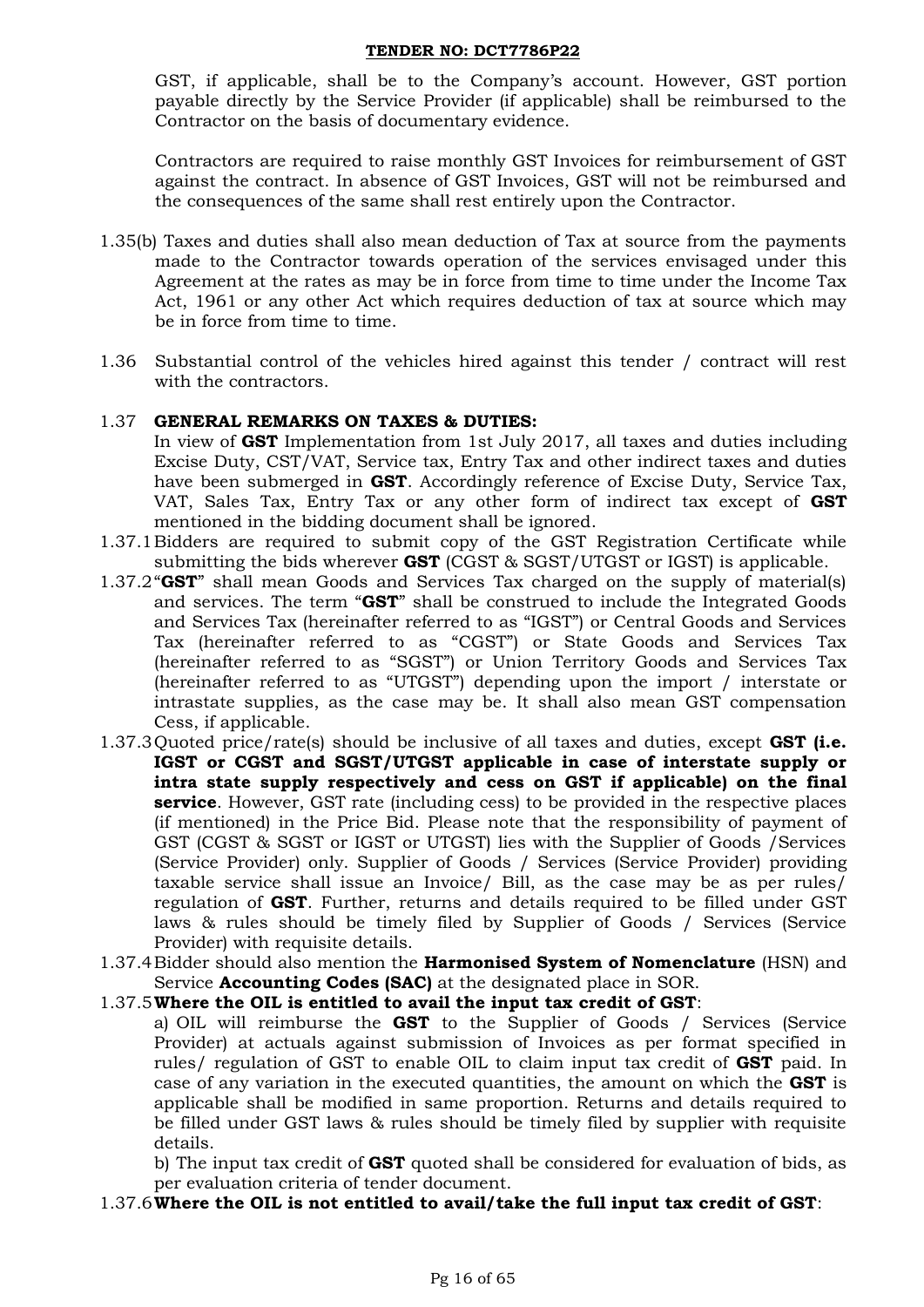GST, if applicable, shall be to the Company's account. However, GST portion payable directly by the Service Provider (if applicable) shall be reimbursed to the Contractor on the basis of documentary evidence.

Contractors are required to raise monthly GST Invoices for reimbursement of GST against the contract. In absence of GST Invoices, GST will not be reimbursed and the consequences of the same shall rest entirely upon the Contractor.

1.35(b) Taxes and duties shall also mean deduction of Tax at source from the payments made to the Contractor towards operation of the services envisaged under this Agreement at the rates as may be in force from time to time under the Income Tax Act, 1961 or any other Act which requires deduction of tax at source which may be in force from time to time.

1.36 Substantial control of the vehicles hired against this tender / contract will rest with the contractors.

1.37 **GENERAL REMARKS ON TAXES & DUTIES:**
In view of **GST** Implementation from 1st July 2017, all taxes and duties including Excise Duty, CST/VAT, Service tax, Entry Tax and other indirect taxes and duties have been submerged in **GST**. Accordingly reference of Excise Duty, Service Tax, VAT, Sales Tax, Entry Tax or any other form of indirect tax except of **GST** mentioned in the bidding document shall be ignored.

1.37.1 Bidders are required to submit copy of the GST Registration Certificate while submitting the bids wherever **GST** (CGST & SGST/UTGST or IGST) is applicable.

1.37.2 "**GST**" shall mean Goods and Services Tax charged on the supply of material(s) and services. The term "**GST**" shall be construed to include the Integrated Goods and Services Tax (hereinafter referred to as "IGST") or Central Goods and Services Tax (hereinafter referred to as "CGST") or State Goods and Services Tax (hereinafter referred to as "SGST") or Union Territory Goods and Services Tax (hereinafter referred to as "UTGST") depending upon the import / interstate or intrastate supplies, as the case may be. It shall also mean GST compensation Cess, if applicable.

1.37.3 Quoted price/rate(s) should be inclusive of all taxes and duties, except **GST (i.e. IGST or CGST and SGST/UTGST applicable in case of interstate supply or intra state supply respectively and cess on GST if applicable) on the final service**. However, GST rate (including cess) to be provided in the respective places (if mentioned) in the Price Bid. Please note that the responsibility of payment of GST (CGST & SGST or IGST or UTGST) lies with the Supplier of Goods /Services (Service Provider) only. Supplier of Goods / Services (Service Provider) providing taxable service shall issue an Invoice/ Bill, as the case may be as per rules/ regulation of **GST**. Further, returns and details required to be filled under GST laws & rules should be timely filed by Supplier of Goods / Services (Service Provider) with requisite details.

1.37.4 Bidder should also mention the **Harmonised System of Nomenclature** (HSN) and Service **Accounting Codes (SAC)** at the designated place in SOR.

1.37.5 **Where the OIL is entitled to avail the input tax credit of GST**:

a) OIL will reimburse the **GST** to the Supplier of Goods / Services (Service Provider) at actuals against submission of Invoices as per format specified in rules/ regulation of GST to enable OIL to claim input tax credit of **GST** paid. In case of any variation in the executed quantities, the amount on which the **GST** is applicable shall be modified in same proportion. Returns and details required to be filled under GST laws & rules should be timely filed by supplier with requisite details.

b) The input tax credit of **GST** quoted shall be considered for evaluation of bids, as per evaluation criteria of tender document.

1.37.6 **Where the OIL is not entitled to avail/take the full input tax credit of GST**: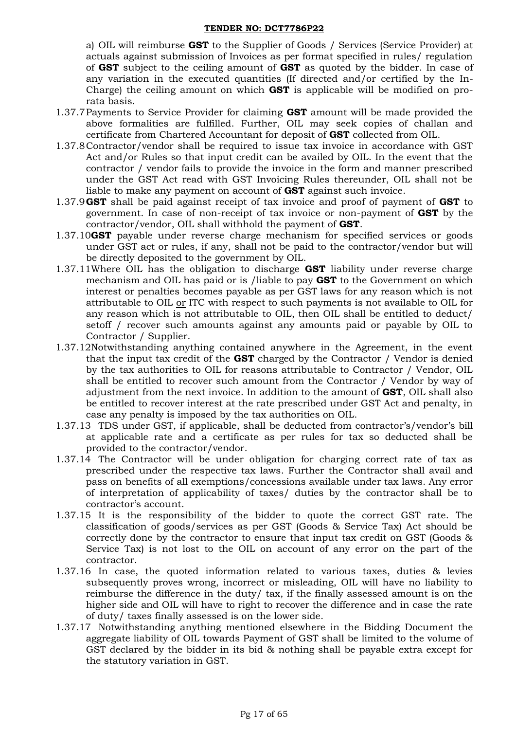a) OIL will reimburse **GST** to the Supplier of Goods / Services (Service Provider) at actuals against submission of Invoices as per format specified in rules/ regulation of **GST** subject to the ceiling amount of **GST** as quoted by the bidder. In case of any variation in the executed quantities (If directed and/or certified by the In-Charge) the ceiling amount on which **GST** is applicable will be modified on pro-rata basis.

1.37.7 Payments to Service Provider for claiming **GST** amount will be made provided the above formalities are fulfilled. Further, OIL may seek copies of challan and certificate from Chartered Accountant for deposit of **GST** collected from OIL.

1.37.8 Contractor/vendor shall be required to issue tax invoice in accordance with GST Act and/or Rules so that input credit can be availed by OIL. In the event that the contractor / vendor fails to provide the invoice in the form and manner prescribed under the GST Act read with GST Invoicing Rules thereunder, OIL shall not be liable to make any payment on account of **GST** against such invoice.

1.37.9 **GST** shall be paid against receipt of tax invoice and proof of payment of **GST** to government. In case of non-receipt of tax invoice or non-payment of **GST** by the contractor/vendor, OIL shall withhold the payment of **GST**.

1.37.10 **GST** payable under reverse charge mechanism for specified services or goods under GST act or rules, if any, shall not be paid to the contractor/vendor but will be directly deposited to the government by OIL.

1.37.11 Where OIL has the obligation to discharge **GST** liability under reverse charge mechanism and OIL has paid or is /liable to pay **GST** to the Government on which interest or penalties becomes payable as per GST laws for any reason which is not attributable to OIL <u>or</u> ITC with respect to such payments is not available to OIL for any reason which is not attributable to OIL, then OIL shall be entitled to deduct/ setoff / recover such amounts against any amounts paid or payable by OIL to Contractor / Supplier.

1.37.12 Notwithstanding anything contained anywhere in the Agreement, in the event that the input tax credit of the **GST** charged by the Contractor / Vendor is denied by the tax authorities to OIL for reasons attributable to Contractor / Vendor, OIL shall be entitled to recover such amount from the Contractor / Vendor by way of adjustment from the next invoice. In addition to the amount of **GST**, OIL shall also be entitled to recover interest at the rate prescribed under GST Act and penalty, in case any penalty is imposed by the tax authorities on OIL.

1.37.13 TDS under GST, if applicable, shall be deducted from contractor's/vendor's bill at applicable rate and a certificate as per rules for tax so deducted shall be provided to the contractor/vendor.

1.37.14 The Contractor will be under obligation for charging correct rate of tax as prescribed under the respective tax laws. Further the Contractor shall avail and pass on benefits of all exemptions/concessions available under tax laws. Any error of interpretation of applicability of taxes/ duties by the contractor shall be to contractor's account.

1.37.15 It is the responsibility of the bidder to quote the correct GST rate. The classification of goods/services as per GST (Goods & Service Tax) Act should be correctly done by the contractor to ensure that input tax credit on GST (Goods & Service Tax) is not lost to the OIL on account of any error on the part of the contractor.

1.37.16 In case, the quoted information related to various taxes, duties & levies subsequently proves wrong, incorrect or misleading, OIL will have no liability to reimburse the difference in the duty/ tax, if the finally assessed amount is on the higher side and OIL will have to right to recover the difference and in case the rate of duty/ taxes finally assessed is on the lower side.

1.37.17 Notwithstanding anything mentioned elsewhere in the Bidding Document the aggregate liability of OIL towards Payment of GST shall be limited to the volume of GST declared by the bidder in its bid & nothing shall be payable extra except for the statutory variation in GST.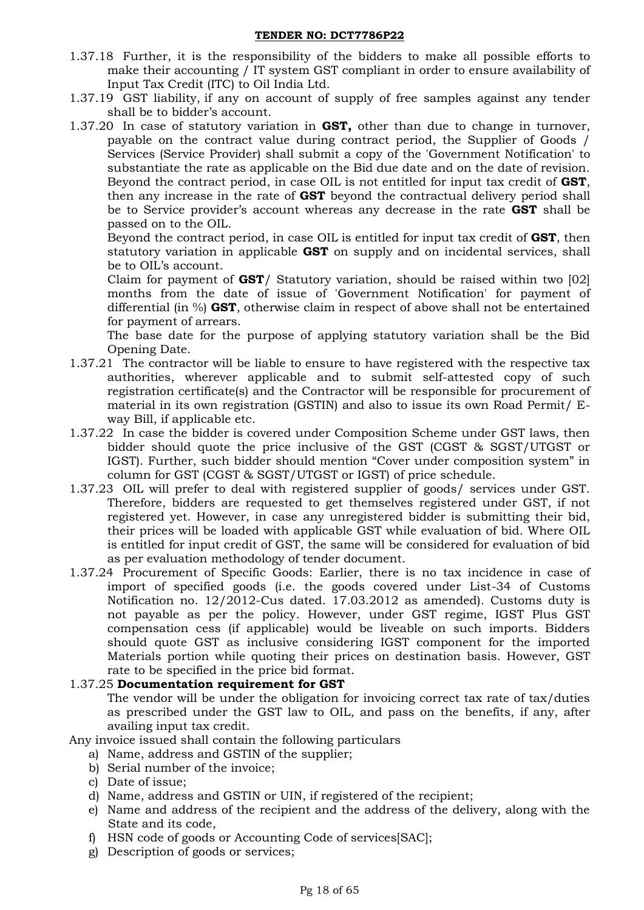1.37.18 Further, it is the responsibility of the bidders to make all possible efforts to make their accounting / IT system GST compliant in order to ensure availability of Input Tax Credit (ITC) to Oil India Ltd.

1.37.19 GST liability, if any on account of supply of free samples against any tender shall be to bidder's account.

1.37.20 In case of statutory variation in **GST,** other than due to change in turnover, payable on the contract value during contract period, the Supplier of Goods / Services (Service Provider) shall submit a copy of the 'Government Notification' to substantiate the rate as applicable on the Bid due date and on the date of revision. Beyond the contract period, in case OIL is not entitled for input tax credit of **GST**, then any increase in the rate of **GST** beyond the contractual delivery period shall be to Service provider's account whereas any decrease in the rate **GST** shall be passed on to the OIL.

Beyond the contract period, in case OIL is entitled for input tax credit of **GST**, then statutory variation in applicable **GST** on supply and on incidental services, shall be to OIL's account.

Claim for payment of **GST**/ Statutory variation, should be raised within two [02] months from the date of issue of 'Government Notification' for payment of differential (in %) **GST**, otherwise claim in respect of above shall not be entertained for payment of arrears.

The base date for the purpose of applying statutory variation shall be the Bid Opening Date.

1.37.21 The contractor will be liable to ensure to have registered with the respective tax authorities, wherever applicable and to submit self-attested copy of such registration certificate(s) and the Contractor will be responsible for procurement of material in its own registration (GSTIN) and also to issue its own Road Permit/ E-way Bill, if applicable etc.

1.37.22 In case the bidder is covered under Composition Scheme under GST laws, then bidder should quote the price inclusive of the GST (CGST & SGST/UTGST or IGST). Further, such bidder should mention "Cover under composition system" in column for GST (CGST & SGST/UTGST or IGST) of price schedule.

1.37.23 OIL will prefer to deal with registered supplier of goods/ services under GST. Therefore, bidders are requested to get themselves registered under GST, if not registered yet. However, in case any unregistered bidder is submitting their bid, their prices will be loaded with applicable GST while evaluation of bid. Where OIL is entitled for input credit of GST, the same will be considered for evaluation of bid as per evaluation methodology of tender document.

1.37.24 Procurement of Specific Goods: Earlier, there is no tax incidence in case of import of specified goods (i.e. the goods covered under List-34 of Customs Notification no. 12/2012-Cus dated. 17.03.2012 as amended). Customs duty is not payable as per the policy. However, under GST regime, IGST Plus GST compensation cess (if applicable) would be liveable on such imports. Bidders should quote GST as inclusive considering IGST component for the imported Materials portion while quoting their prices on destination basis. However, GST rate to be specified in the price bid format.

1.37.25 **Documentation requirement for GST**

The vendor will be under the obligation for invoicing correct tax rate of tax/duties as prescribed under the GST law to OIL, and pass on the benefits, if any, after availing input tax credit.

Any invoice issued shall contain the following particulars

a) Name, address and GSTIN of the supplier;
b) Serial number of the invoice;
c) Date of issue;
d) Name, address and GSTIN or UIN, if registered of the recipient;
e) Name and address of the recipient and the address of the delivery, along with the State and its code,
f) HSN code of goods or Accounting Code of services[SAC];
g) Description of goods or services;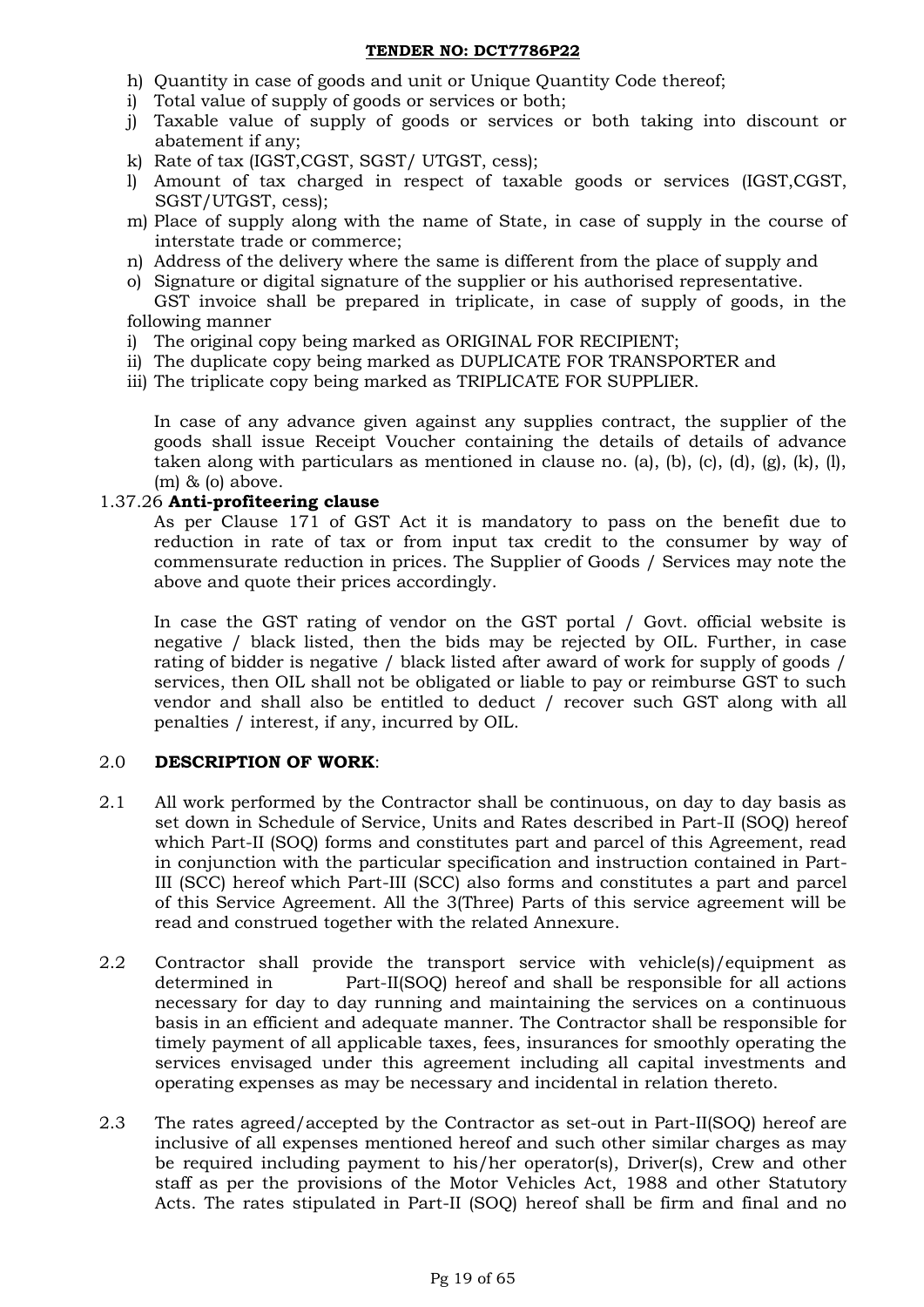h) Quantity in case of goods and unit or Unique Quantity Code thereof;
i) Total value of supply of goods or services or both;
j) Taxable value of supply of goods or services or both taking into discount or abatement if any;
k) Rate of tax (IGST,CGST, SGST/ UTGST, cess);
l) Amount of tax charged in respect of taxable goods or services (IGST,CGST, SGST/UTGST, cess);
m) Place of supply along with the name of State, in case of supply in the course of interstate trade or commerce;
n) Address of the delivery where the same is different from the place of supply and
o) Signature or digital signature of the supplier or his authorised representative.

GST invoice shall be prepared in triplicate, in case of supply of goods, in the following manner

i) The original copy being marked as ORIGINAL FOR RECIPIENT;
ii) The duplicate copy being marked as DUPLICATE FOR TRANSPORTER and
iii) The triplicate copy being marked as TRIPLICATE FOR SUPPLIER.

In case of any advance given against any supplies contract, the supplier of the goods shall issue Receipt Voucher containing the details of details of advance taken along with particulars as mentioned in clause no. (a), (b), (c), (d), (g), (k), (l), (m) & (o) above.

1.37.26 **Anti-profiteering clause**

As per Clause 171 of GST Act it is mandatory to pass on the benefit due to reduction in rate of tax or from input tax credit to the consumer by way of commensurate reduction in prices. The Supplier of Goods / Services may note the above and quote their prices accordingly.

In case the GST rating of vendor on the GST portal / Govt. official website is negative / black listed, then the bids may be rejected by OIL. Further, in case rating of bidder is negative / black listed after award of work for supply of goods / services, then OIL shall not be obligated or liable to pay or reimburse GST to such vendor and shall also be entitled to deduct / recover such GST along with all penalties / interest, if any, incurred by OIL.

2.0 **DESCRIPTION OF WORK**:

2.1 All work performed by the Contractor shall be continuous, on day to day basis as set down in Schedule of Service, Units and Rates described in Part-II (SOQ) hereof which Part-II (SOQ) forms and constitutes part and parcel of this Agreement, read in conjunction with the particular specification and instruction contained in Part-III (SCC) hereof which Part-III (SCC) also forms and constitutes a part and parcel of this Service Agreement. All the 3(Three) Parts of this service agreement will be read and construed together with the related Annexure.

2.2 Contractor shall provide the transport service with vehicle(s)/equipment as determined in Part-II(SOQ) hereof and shall be responsible for all actions necessary for day to day running and maintaining the services on a continuous basis in an efficient and adequate manner. The Contractor shall be responsible for timely payment of all applicable taxes, fees, insurances for smoothly operating the services envisaged under this agreement including all capital investments and operating expenses as may be necessary and incidental in relation thereto.

2.3 The rates agreed/accepted by the Contractor as set-out in Part-II(SOQ) hereof are inclusive of all expenses mentioned hereof and such other similar charges as may be required including payment to his/her operator(s), Driver(s), Crew and other staff as per the provisions of the Motor Vehicles Act, 1988 and other Statutory Acts. The rates stipulated in Part-II (SOQ) hereof shall be firm and final and no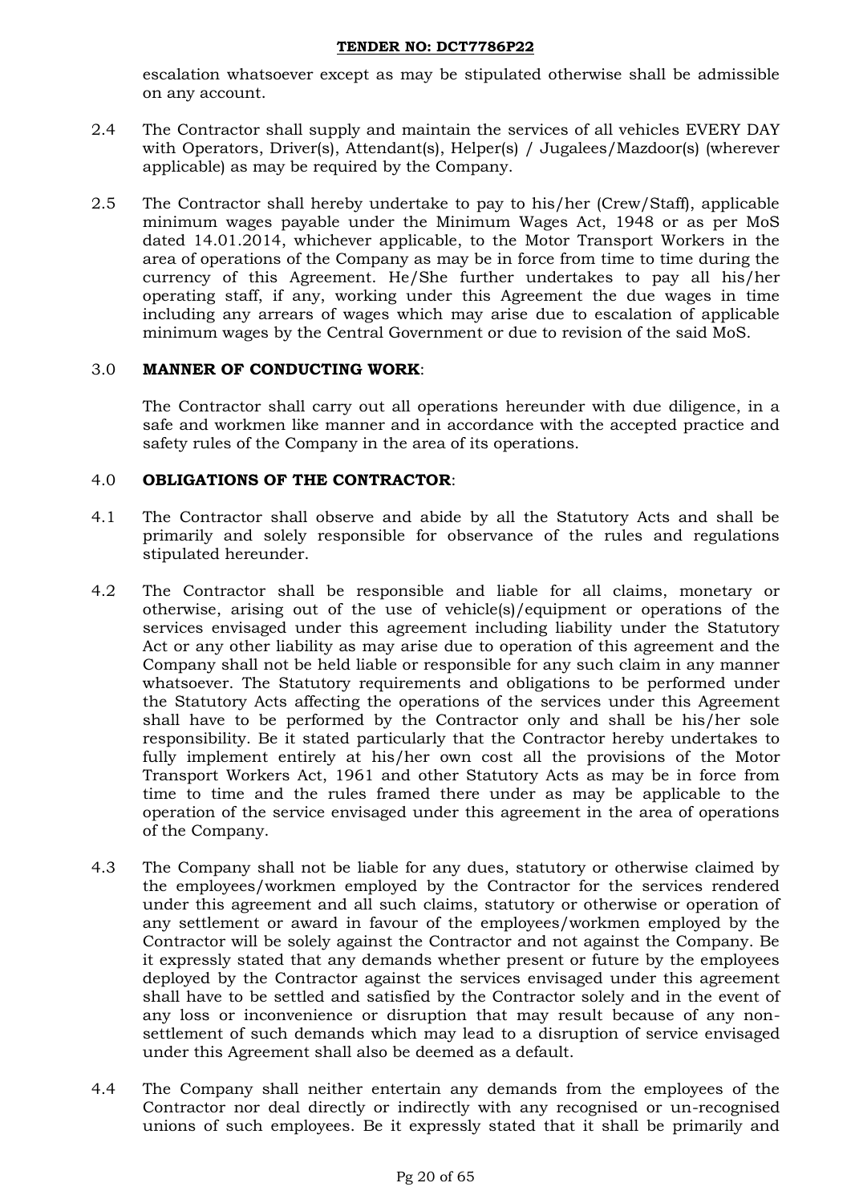escalation whatsoever except as may be stipulated otherwise shall be admissible on any account.

2.4 The Contractor shall supply and maintain the services of all vehicles EVERY DAY with Operators, Driver(s), Attendant(s), Helper(s) / Jugalees/Mazdoor(s) (wherever applicable) as may be required by the Company.

2.5 The Contractor shall hereby undertake to pay to his/her (Crew/Staff), applicable minimum wages payable under the Minimum Wages Act, 1948 or as per MoS dated 14.01.2014, whichever applicable, to the Motor Transport Workers in the area of operations of the Company as may be in force from time to time during the currency of this Agreement. He/She further undertakes to pay all his/her operating staff, if any, working under this Agreement the due wages in time including any arrears of wages which may arise due to escalation of applicable minimum wages by the Central Government or due to revision of the said MoS.

## 3.0 MANNER OF CONDUCTING WORK:

The Contractor shall carry out all operations hereunder with due diligence, in a safe and workmen like manner and in accordance with the accepted practice and safety rules of the Company in the area of its operations.

## 4.0 OBLIGATIONS OF THE CONTRACTOR:

4.1 The Contractor shall observe and abide by all the Statutory Acts and shall be primarily and solely responsible for observance of the rules and regulations stipulated hereunder.

4.2 The Contractor shall be responsible and liable for all claims, monetary or otherwise, arising out of the use of vehicle(s)/equipment or operations of the services envisaged under this agreement including liability under the Statutory Act or any other liability as may arise due to operation of this agreement and the Company shall not be held liable or responsible for any such claim in any manner whatsoever. The Statutory requirements and obligations to be performed under the Statutory Acts affecting the operations of the services under this Agreement shall have to be performed by the Contractor only and shall be his/her sole responsibility. Be it stated particularly that the Contractor hereby undertakes to fully implement entirely at his/her own cost all the provisions of the Motor Transport Workers Act, 1961 and other Statutory Acts as may be in force from time to time and the rules framed there under as may be applicable to the operation of the service envisaged under this agreement in the area of operations of the Company.

4.3 The Company shall not be liable for any dues, statutory or otherwise claimed by the employees/workmen employed by the Contractor for the services rendered under this agreement and all such claims, statutory or otherwise or operation of any settlement or award in favour of the employees/workmen employed by the Contractor will be solely against the Contractor and not against the Company. Be it expressly stated that any demands whether present or future by the employees deployed by the Contractor against the services envisaged under this agreement shall have to be settled and satisfied by the Contractor solely and in the event of any loss or inconvenience or disruption that may result because of any non-settlement of such demands which may lead to a disruption of service envisaged under this Agreement shall also be deemed as a default.

4.4 The Company shall neither entertain any demands from the employees of the Contractor nor deal directly or indirectly with any recognised or un-recognised unions of such employees. Be it expressly stated that it shall be primarily and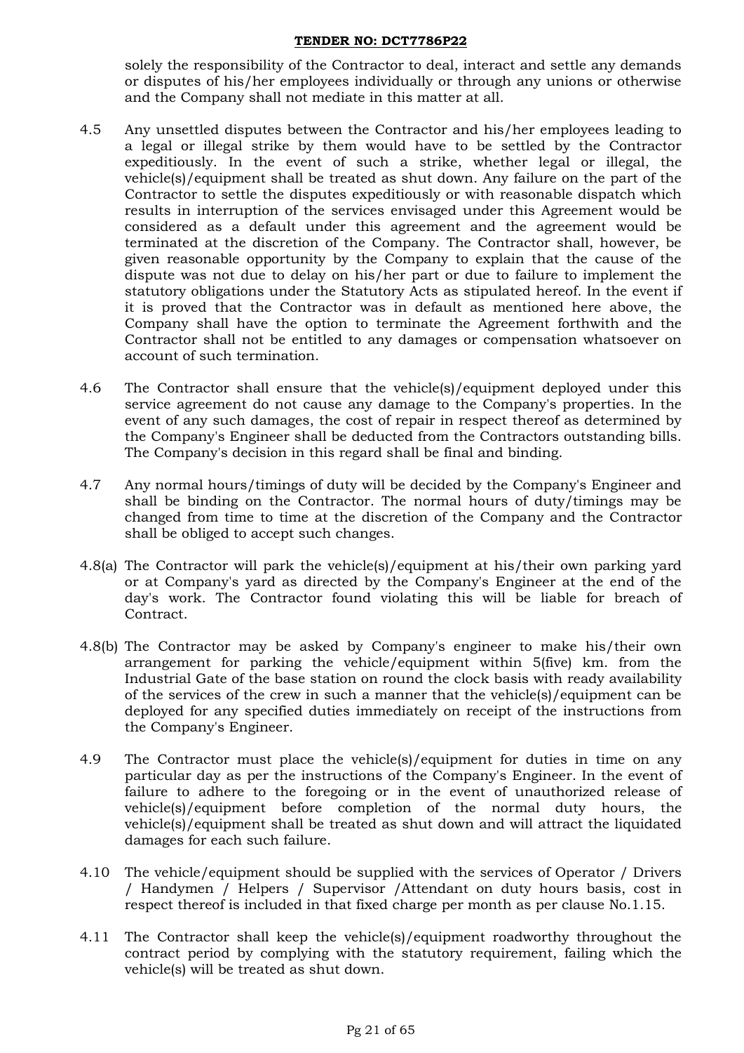solely the responsibility of the Contractor to deal, interact and settle any demands or disputes of his/her employees individually or through any unions or otherwise and the Company shall not mediate in this matter at all.

4.5 Any unsettled disputes between the Contractor and his/her employees leading to a legal or illegal strike by them would have to be settled by the Contractor expeditiously. In the event of such a strike, whether legal or illegal, the vehicle(s)/equipment shall be treated as shut down. Any failure on the part of the Contractor to settle the disputes expeditiously or with reasonable dispatch which results in interruption of the services envisaged under this Agreement would be considered as a default under this agreement and the agreement would be terminated at the discretion of the Company. The Contractor shall, however, be given reasonable opportunity by the Company to explain that the cause of the dispute was not due to delay on his/her part or due to failure to implement the statutory obligations under the Statutory Acts as stipulated hereof. In the event if it is proved that the Contractor was in default as mentioned here above, the Company shall have the option to terminate the Agreement forthwith and the Contractor shall not be entitled to any damages or compensation whatsoever on account of such termination.

4.6 The Contractor shall ensure that the vehicle(s)/equipment deployed under this service agreement do not cause any damage to the Company's properties. In the event of any such damages, the cost of repair in respect thereof as determined by the Company's Engineer shall be deducted from the Contractors outstanding bills. The Company's decision in this regard shall be final and binding.

4.7 Any normal hours/timings of duty will be decided by the Company's Engineer and shall be binding on the Contractor. The normal hours of duty/timings may be changed from time to time at the discretion of the Company and the Contractor shall be obliged to accept such changes.

4.8(a) The Contractor will park the vehicle(s)/equipment at his/their own parking yard or at Company's yard as directed by the Company's Engineer at the end of the day's work. The Contractor found violating this will be liable for breach of Contract.

4.8(b) The Contractor may be asked by Company's engineer to make his/their own arrangement for parking the vehicle/equipment within 5(five) km. from the Industrial Gate of the base station on round the clock basis with ready availability of the services of the crew in such a manner that the vehicle(s)/equipment can be deployed for any specified duties immediately on receipt of the instructions from the Company's Engineer.

4.9 The Contractor must place the vehicle(s)/equipment for duties in time on any particular day as per the instructions of the Company's Engineer. In the event of failure to adhere to the foregoing or in the event of unauthorized release of vehicle(s)/equipment before completion of the normal duty hours, the vehicle(s)/equipment shall be treated as shut down and will attract the liquidated damages for each such failure.

4.10 The vehicle/equipment should be supplied with the services of Operator / Drivers / Handymen / Helpers / Supervisor /Attendant on duty hours basis, cost in respect thereof is included in that fixed charge per month as per clause No.1.15.

4.11 The Contractor shall keep the vehicle(s)/equipment roadworthy throughout the contract period by complying with the statutory requirement, failing which the vehicle(s) will be treated as shut down.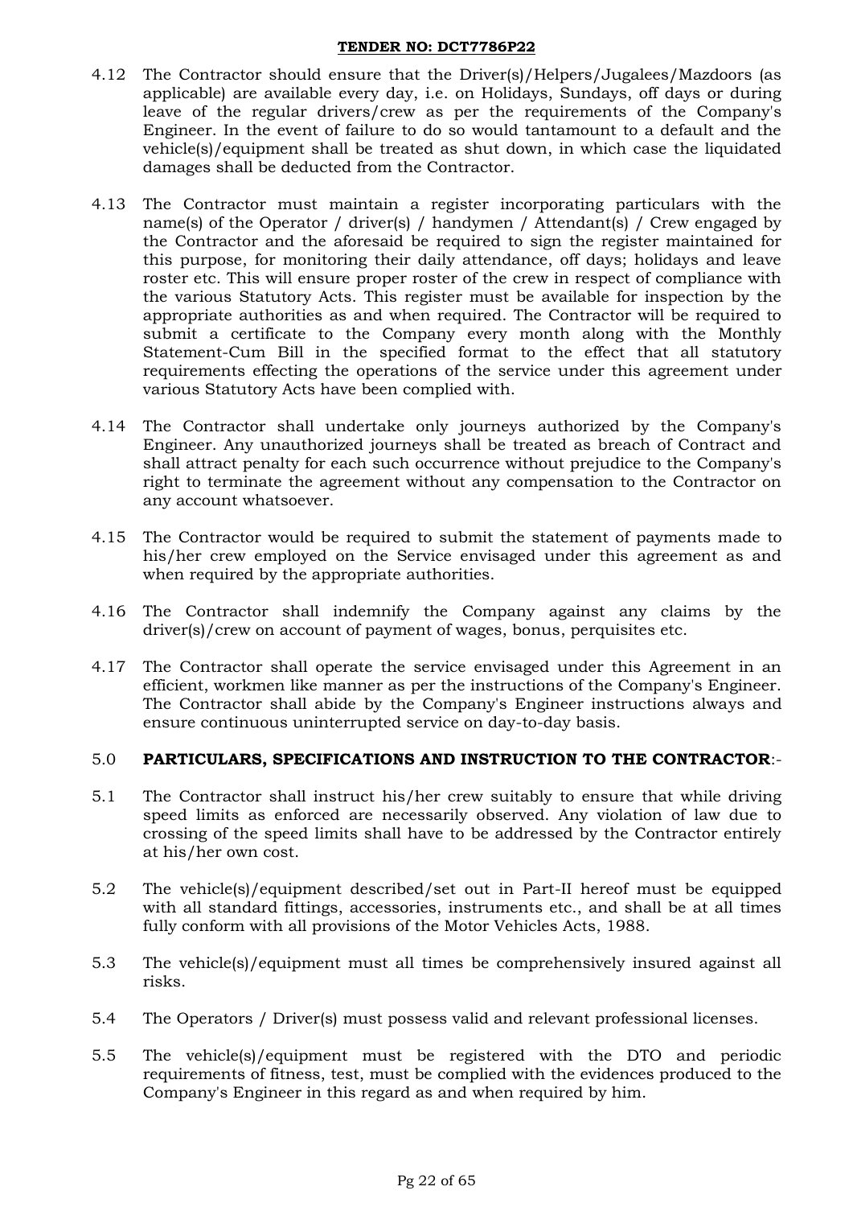4.12 The Contractor should ensure that the Driver(s)/Helpers/Jugalees/Mazdoors (as applicable) are available every day, i.e. on Holidays, Sundays, off days or during leave of the regular drivers/crew as per the requirements of the Company's Engineer. In the event of failure to do so would tantamount to a default and the vehicle(s)/equipment shall be treated as shut down, in which case the liquidated damages shall be deducted from the Contractor.

4.13 The Contractor must maintain a register incorporating particulars with the name(s) of the Operator / driver(s) / handymen / Attendant(s) / Crew engaged by the Contractor and the aforesaid be required to sign the register maintained for this purpose, for monitoring their daily attendance, off days; holidays and leave roster etc. This will ensure proper roster of the crew in respect of compliance with the various Statutory Acts. This register must be available for inspection by the appropriate authorities as and when required. The Contractor will be required to submit a certificate to the Company every month along with the Monthly Statement-Cum Bill in the specified format to the effect that all statutory requirements effecting the operations of the service under this agreement under various Statutory Acts have been complied with.

4.14 The Contractor shall undertake only journeys authorized by the Company's Engineer. Any unauthorized journeys shall be treated as breach of Contract and shall attract penalty for each such occurrence without prejudice to the Company's right to terminate the agreement without any compensation to the Contractor on any account whatsoever.

4.15 The Contractor would be required to submit the statement of payments made to his/her crew employed on the Service envisaged under this agreement as and when required by the appropriate authorities.

4.16 The Contractor shall indemnify the Company against any claims by the driver(s)/crew on account of payment of wages, bonus, perquisites etc.

4.17 The Contractor shall operate the service envisaged under this Agreement in an efficient, workmen like manner as per the instructions of the Company's Engineer. The Contractor shall abide by the Company's Engineer instructions always and ensure continuous uninterrupted service on day-to-day basis.

5.0 **PARTICULARS, SPECIFICATIONS AND INSTRUCTION TO THE CONTRACTOR**:-

5.1 The Contractor shall instruct his/her crew suitably to ensure that while driving speed limits as enforced are necessarily observed. Any violation of law due to crossing of the speed limits shall have to be addressed by the Contractor entirely at his/her own cost.

5.2 The vehicle(s)/equipment described/set out in Part-II hereof must be equipped with all standard fittings, accessories, instruments etc., and shall be at all times fully conform with all provisions of the Motor Vehicles Acts, 1988.

5.3 The vehicle(s)/equipment must all times be comprehensively insured against all risks.

5.4 The Operators / Driver(s) must possess valid and relevant professional licenses.

5.5 The vehicle(s)/equipment must be registered with the DTO and periodic requirements of fitness, test, must be complied with the evidences produced to the Company's Engineer in this regard as and when required by him.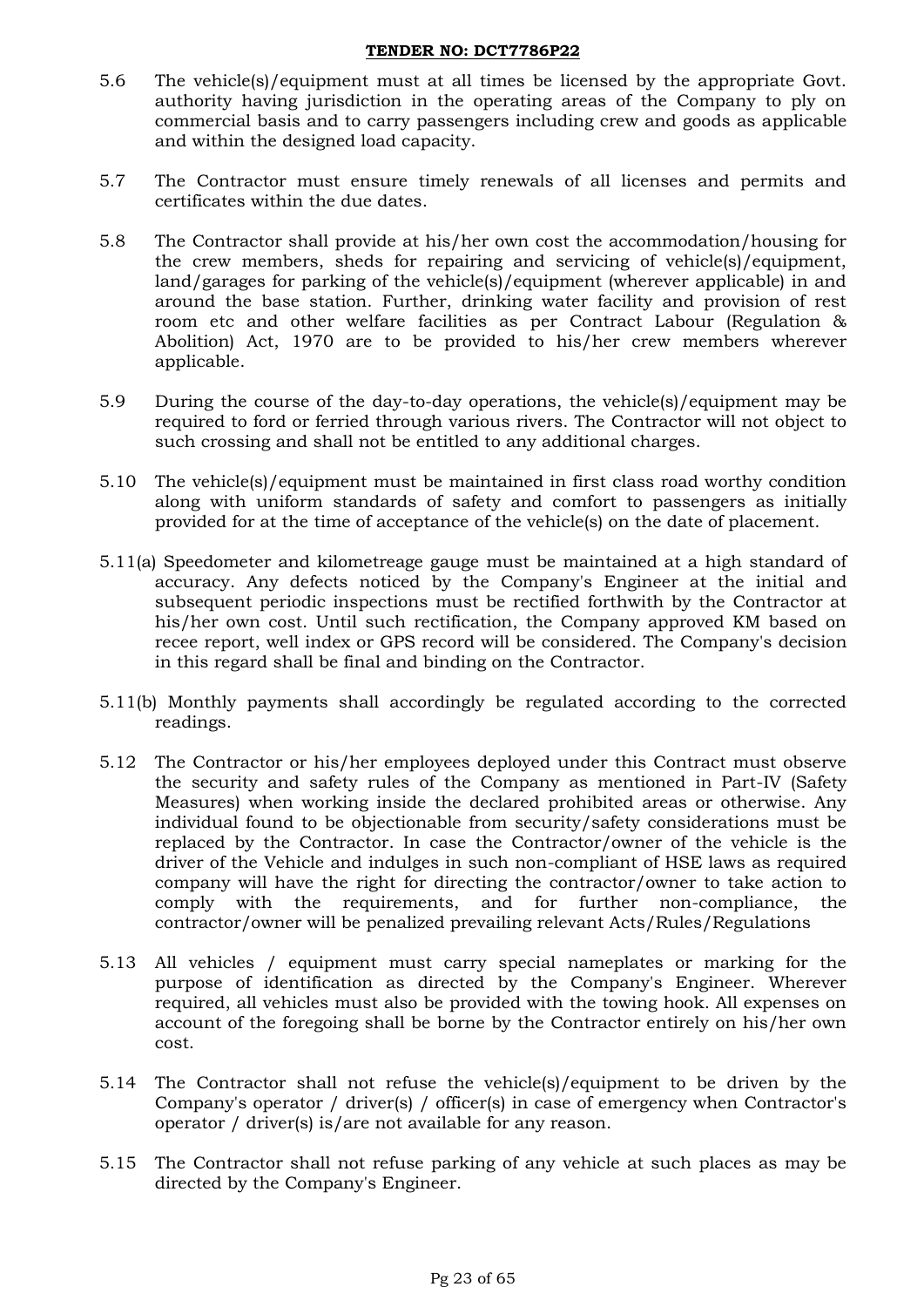5.6 The vehicle(s)/equipment must at all times be licensed by the appropriate Govt. authority having jurisdiction in the operating areas of the Company to ply on commercial basis and to carry passengers including crew and goods as applicable and within the designed load capacity.

5.7 The Contractor must ensure timely renewals of all licenses and permits and certificates within the due dates.

5.8 The Contractor shall provide at his/her own cost the accommodation/housing for the crew members, sheds for repairing and servicing of vehicle(s)/equipment, land/garages for parking of the vehicle(s)/equipment (wherever applicable) in and around the base station. Further, drinking water facility and provision of rest room etc and other welfare facilities as per Contract Labour (Regulation & Abolition) Act, 1970 are to be provided to his/her crew members wherever applicable.

5.9 During the course of the day-to-day operations, the vehicle(s)/equipment may be required to ford or ferried through various rivers. The Contractor will not object to such crossing and shall not be entitled to any additional charges.

5.10 The vehicle(s)/equipment must be maintained in first class road worthy condition along with uniform standards of safety and comfort to passengers as initially provided for at the time of acceptance of the vehicle(s) on the date of placement.

5.11(a) Speedometer and kilometreage gauge must be maintained at a high standard of accuracy. Any defects noticed by the Company's Engineer at the initial and subsequent periodic inspections must be rectified forthwith by the Contractor at his/her own cost. Until such rectification, the Company approved KM based on recee report, well index or GPS record will be considered. The Company's decision in this regard shall be final and binding on the Contractor.

5.11(b) Monthly payments shall accordingly be regulated according to the corrected readings.

5.12 The Contractor or his/her employees deployed under this Contract must observe the security and safety rules of the Company as mentioned in Part-IV (Safety Measures) when working inside the declared prohibited areas or otherwise. Any individual found to be objectionable from security/safety considerations must be replaced by the Contractor. In case the Contractor/owner of the vehicle is the driver of the Vehicle and indulges in such non-compliant of HSE laws as required company will have the right for directing the contractor/owner to take action to comply with the requirements, and for further non-compliance, the contractor/owner will be penalized prevailing relevant Acts/Rules/Regulations

5.13 All vehicles / equipment must carry special nameplates or marking for the purpose of identification as directed by the Company's Engineer. Wherever required, all vehicles must also be provided with the towing hook. All expenses on account of the foregoing shall be borne by the Contractor entirely on his/her own cost.

5.14 The Contractor shall not refuse the vehicle(s)/equipment to be driven by the Company's operator / driver(s) / officer(s) in case of emergency when Contractor's operator / driver(s) is/are not available for any reason.

5.15 The Contractor shall not refuse parking of any vehicle at such places as may be directed by the Company's Engineer.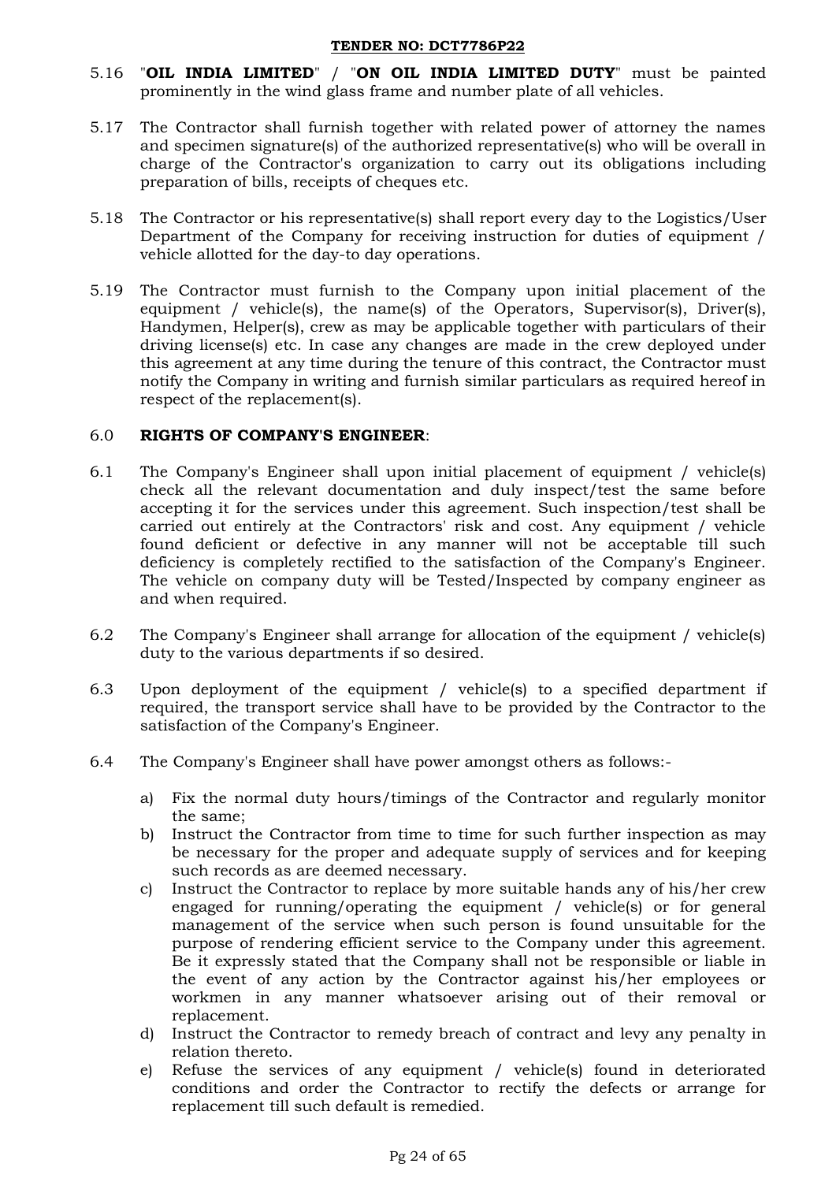5.16 "**OIL INDIA LIMITED**" / "**ON OIL INDIA LIMITED DUTY**" must be painted prominently in the wind glass frame and number plate of all vehicles.

5.17 The Contractor shall furnish together with related power of attorney the names and specimen signature(s) of the authorized representative(s) who will be overall in charge of the Contractor's organization to carry out its obligations including preparation of bills, receipts of cheques etc.

5.18 The Contractor or his representative(s) shall report every day to the Logistics/User Department of the Company for receiving instruction for duties of equipment / vehicle allotted for the day-to day operations.

5.19 The Contractor must furnish to the Company upon initial placement of the equipment / vehicle(s), the name(s) of the Operators, Supervisor(s), Driver(s), Handymen, Helper(s), crew as may be applicable together with particulars of their driving license(s) etc. In case any changes are made in the crew deployed under this agreement at any time during the tenure of this contract, the Contractor must notify the Company in writing and furnish similar particulars as required hereof in respect of the replacement(s).

6.0 **RIGHTS OF COMPANY'S ENGINEER**:

6.1 The Company's Engineer shall upon initial placement of equipment / vehicle(s) check all the relevant documentation and duly inspect/test the same before accepting it for the services under this agreement. Such inspection/test shall be carried out entirely at the Contractors' risk and cost. Any equipment / vehicle found deficient or defective in any manner will not be acceptable till such deficiency is completely rectified to the satisfaction of the Company's Engineer. The vehicle on company duty will be Tested/Inspected by company engineer as and when required.

6.2 The Company's Engineer shall arrange for allocation of the equipment / vehicle(s) duty to the various departments if so desired.

6.3 Upon deployment of the equipment / vehicle(s) to a specified department if required, the transport service shall have to be provided by the Contractor to the satisfaction of the Company's Engineer.

6.4 The Company's Engineer shall have power amongst others as follows:-

a) Fix the normal duty hours/timings of the Contractor and regularly monitor the same;
b) Instruct the Contractor from time to time for such further inspection as may be necessary for the proper and adequate supply of services and for keeping such records as are deemed necessary.
c) Instruct the Contractor to replace by more suitable hands any of his/her crew engaged for running/operating the equipment / vehicle(s) or for general management of the service when such person is found unsuitable for the purpose of rendering efficient service to the Company under this agreement. Be it expressly stated that the Company shall not be responsible or liable in the event of any action by the Contractor against his/her employees or workmen in any manner whatsoever arising out of their removal or replacement.
d) Instruct the Contractor to remedy breach of contract and levy any penalty in relation thereto.
e) Refuse the services of any equipment / vehicle(s) found in deteriorated conditions and order the Contractor to rectify the defects or arrange for replacement till such default is remedied.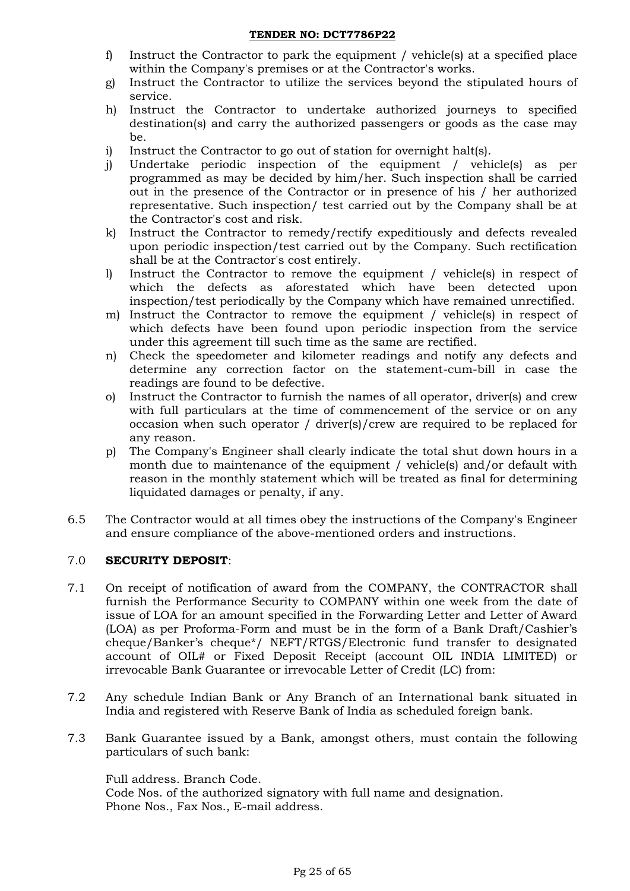f) Instruct the Contractor to park the equipment / vehicle(s) at a specified place within the Company's premises or at the Contractor's works.
g) Instruct the Contractor to utilize the services beyond the stipulated hours of service.
h) Instruct the Contractor to undertake authorized journeys to specified destination(s) and carry the authorized passengers or goods as the case may be.
i) Instruct the Contractor to go out of station for overnight halt(s).
j) Undertake periodic inspection of the equipment / vehicle(s) as per programmed as may be decided by him/her. Such inspection shall be carried out in the presence of the Contractor or in presence of his / her authorized representative. Such inspection/ test carried out by the Company shall be at the Contractor's cost and risk.
k) Instruct the Contractor to remedy/rectify expeditiously and defects revealed upon periodic inspection/test carried out by the Company. Such rectification shall be at the Contractor's cost entirely.
l) Instruct the Contractor to remove the equipment / vehicle(s) in respect of which the defects as aforestated which have been detected upon inspection/test periodically by the Company which have remained unrectified.
m) Instruct the Contractor to remove the equipment / vehicle(s) in respect of which defects have been found upon periodic inspection from the service under this agreement till such time as the same are rectified.
n) Check the speedometer and kilometer readings and notify any defects and determine any correction factor on the statement-cum-bill in case the readings are found to be defective.
o) Instruct the Contractor to furnish the names of all operator, driver(s) and crew with full particulars at the time of commencement of the service or on any occasion when such operator / driver(s)/crew are required to be replaced for any reason.
p) The Company's Engineer shall clearly indicate the total shut down hours in a month due to maintenance of the equipment / vehicle(s) and/or default with reason in the monthly statement which will be treated as final for determining liquidated damages or penalty, if any.

6.5 The Contractor would at all times obey the instructions of the Company's Engineer and ensure compliance of the above-mentioned orders and instructions.

## 7.0 **SECURITY DEPOSIT**:

7.1 On receipt of notification of award from the COMPANY, the CONTRACTOR shall furnish the Performance Security to COMPANY within one week from the date of issue of LOA for an amount specified in the Forwarding Letter and Letter of Award (LOA) as per Proforma-Form and must be in the form of a Bank Draft/Cashier's cheque/Banker's cheque*/ NEFT/RTGS/Electronic fund transfer to designated account of OIL# or Fixed Deposit Receipt (account OIL INDIA LIMITED) or irrevocable Bank Guarantee or irrevocable Letter of Credit (LC) from:

7.2 Any schedule Indian Bank or Any Branch of an International bank situated in India and registered with Reserve Bank of India as scheduled foreign bank.

7.3 Bank Guarantee issued by a Bank, amongst others, must contain the following particulars of such bank:

Full address. Branch Code.
Code Nos. of the authorized signatory with full name and designation.
Phone Nos., Fax Nos., E-mail address.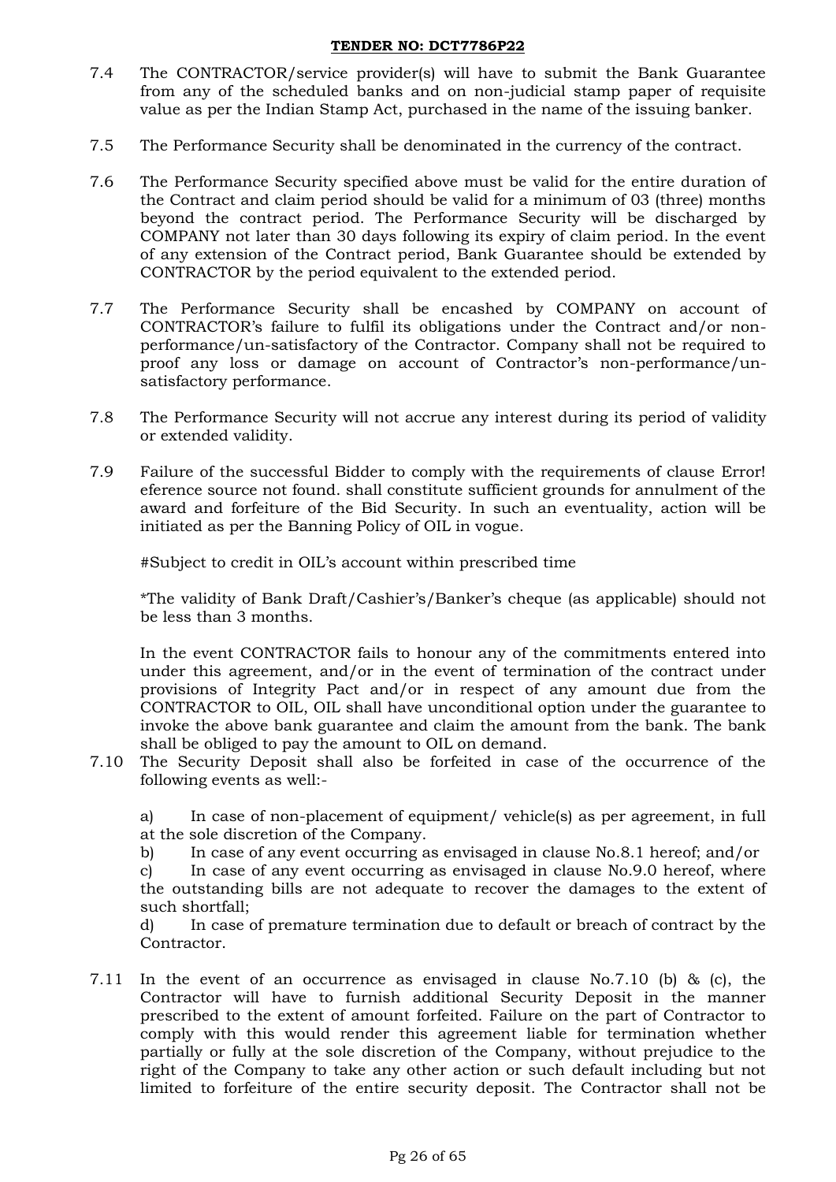7.4 The CONTRACTOR/service provider(s) will have to submit the Bank Guarantee from any of the scheduled banks and on non-judicial stamp paper of requisite value as per the Indian Stamp Act, purchased in the name of the issuing banker.

7.5 The Performance Security shall be denominated in the currency of the contract.

7.6 The Performance Security specified above must be valid for the entire duration of the Contract and claim period should be valid for a minimum of 03 (three) months beyond the contract period. The Performance Security will be discharged by COMPANY not later than 30 days following its expiry of claim period. In the event of any extension of the Contract period, Bank Guarantee should be extended by CONTRACTOR by the period equivalent to the extended period.

7.7 The Performance Security shall be encashed by COMPANY on account of CONTRACTOR's failure to fulfil its obligations under the Contract and/or non-performance/un-satisfactory of the Contractor. Company shall not be required to proof any loss or damage on account of Contractor's non-performance/un-satisfactory performance.

7.8 The Performance Security will not accrue any interest during its period of validity or extended validity.

7.9 Failure of the successful Bidder to comply with the requirements of clause Error! eference source not found. shall constitute sufficient grounds for annulment of the award and forfeiture of the Bid Security. In such an eventuality, action will be initiated as per the Banning Policy of OIL in vogue.

#Subject to credit in OIL's account within prescribed time

*The validity of Bank Draft/Cashier's/Banker's cheque (as applicable) should not be less than 3 months.

In the event CONTRACTOR fails to honour any of the commitments entered into under this agreement, and/or in the event of termination of the contract under provisions of Integrity Pact and/or in respect of any amount due from the CONTRACTOR to OIL, OIL shall have unconditional option under the guarantee to invoke the above bank guarantee and claim the amount from the bank. The bank shall be obliged to pay the amount to OIL on demand.

7.10 The Security Deposit shall also be forfeited in case of the occurrence of the following events as well:-

a) In case of non-placement of equipment/ vehicle(s) as per agreement, in full at the sole discretion of the Company.

b) In case of any event occurring as envisaged in clause No.8.1 hereof; and/or

c) In case of any event occurring as envisaged in clause No.9.0 hereof, where the outstanding bills are not adequate to recover the damages to the extent of such shortfall;

d) In case of premature termination due to default or breach of contract by the Contractor.

7.11 In the event of an occurrence as envisaged in clause No.7.10 (b) & (c), the Contractor will have to furnish additional Security Deposit in the manner prescribed to the extent of amount forfeited. Failure on the part of Contractor to comply with this would render this agreement liable for termination whether partially or fully at the sole discretion of the Company, without prejudice to the right of the Company to take any other action or such default including but not limited to forfeiture of the entire security deposit. The Contractor shall not be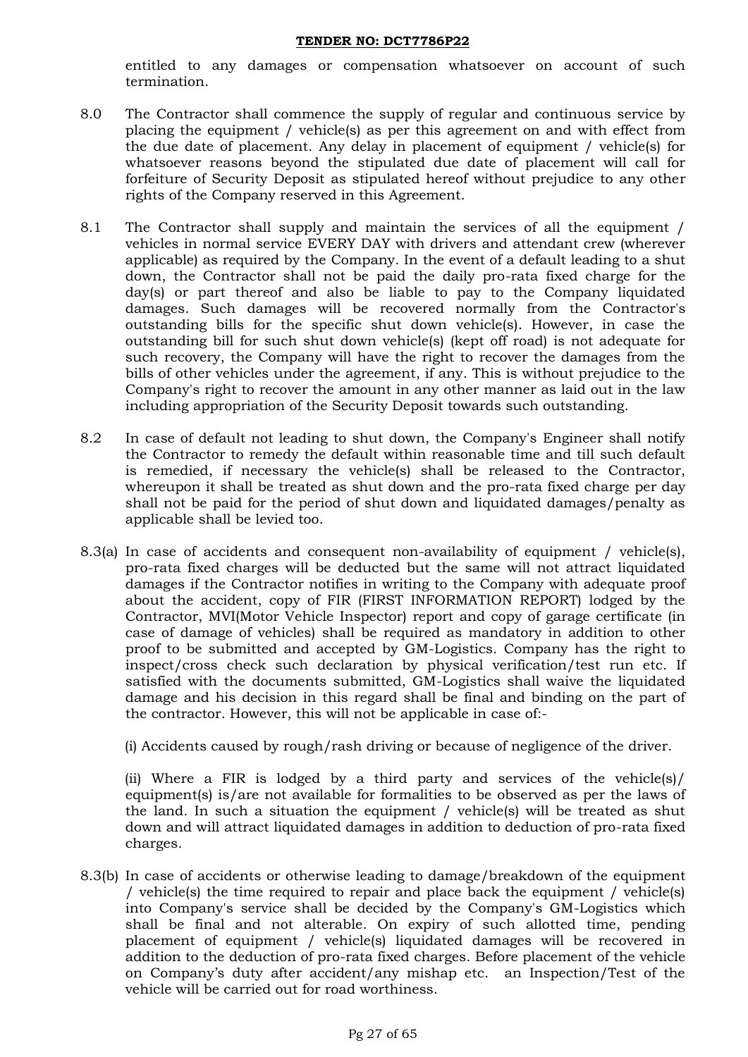entitled to any damages or compensation whatsoever on account of such termination.

8.0 The Contractor shall commence the supply of regular and continuous service by placing the equipment / vehicle(s) as per this agreement on and with effect from the due date of placement. Any delay in placement of equipment / vehicle(s) for whatsoever reasons beyond the stipulated due date of placement will call for forfeiture of Security Deposit as stipulated hereof without prejudice to any other rights of the Company reserved in this Agreement.

8.1 The Contractor shall supply and maintain the services of all the equipment / vehicles in normal service EVERY DAY with drivers and attendant crew (wherever applicable) as required by the Company. In the event of a default leading to a shut down, the Contractor shall not be paid the daily pro-rata fixed charge for the day(s) or part thereof and also be liable to pay to the Company liquidated damages. Such damages will be recovered normally from the Contractor's outstanding bills for the specific shut down vehicle(s). However, in case the outstanding bill for such shut down vehicle(s) (kept off road) is not adequate for such recovery, the Company will have the right to recover the damages from the bills of other vehicles under the agreement, if any. This is without prejudice to the Company's right to recover the amount in any other manner as laid out in the law including appropriation of the Security Deposit towards such outstanding.

8.2 In case of default not leading to shut down, the Company's Engineer shall notify the Contractor to remedy the default within reasonable time and till such default is remedied, if necessary the vehicle(s) shall be released to the Contractor, whereupon it shall be treated as shut down and the pro-rata fixed charge per day shall not be paid for the period of shut down and liquidated damages/penalty as applicable shall be levied too.

8.3(a) In case of accidents and consequent non-availability of equipment / vehicle(s), pro-rata fixed charges will be deducted but the same will not attract liquidated damages if the Contractor notifies in writing to the Company with adequate proof about the accident, copy of FIR (FIRST INFORMATION REPORT) lodged by the Contractor, MVI(Motor Vehicle Inspector) report and copy of garage certificate (in case of damage of vehicles) shall be required as mandatory in addition to other proof to be submitted and accepted by GM-Logistics. Company has the right to inspect/cross check such declaration by physical verification/test run etc. If satisfied with the documents submitted, GM-Logistics shall waive the liquidated damage and his decision in this regard shall be final and binding on the part of the contractor. However, this will not be applicable in case of:-

(i) Accidents caused by rough/rash driving or because of negligence of the driver.

(ii) Where a FIR is lodged by a third party and services of the vehicle(s)/ equipment(s) is/are not available for formalities to be observed as per the laws of the land. In such a situation the equipment / vehicle(s) will be treated as shut down and will attract liquidated damages in addition to deduction of pro-rata fixed charges.

8.3(b) In case of accidents or otherwise leading to damage/breakdown of the equipment / vehicle(s) the time required to repair and place back the equipment / vehicle(s) into Company's service shall be decided by the Company's GM-Logistics which shall be final and not alterable. On expiry of such allotted time, pending placement of equipment / vehicle(s) liquidated damages will be recovered in addition to the deduction of pro-rata fixed charges. Before placement of the vehicle on Company's duty after accident/any mishap etc. an Inspection/Test of the vehicle will be carried out for road worthiness.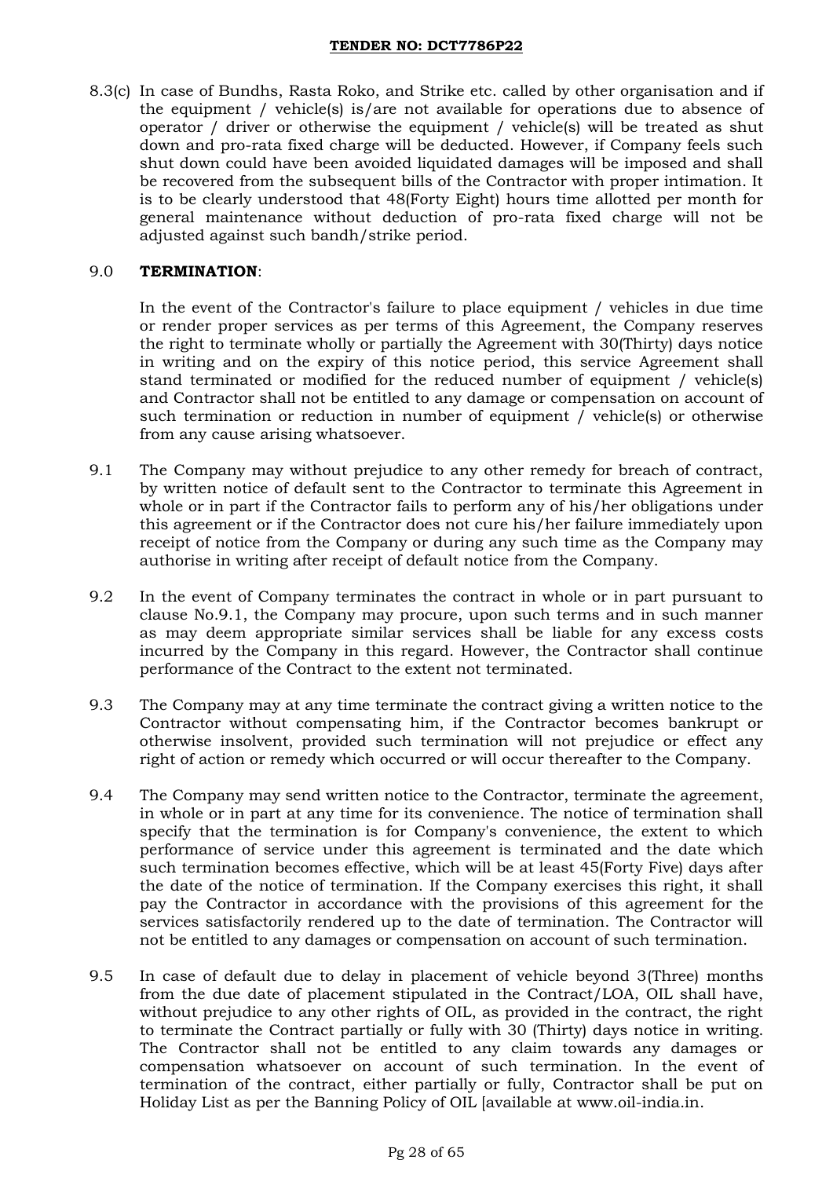8.3(c) In case of Bundhs, Rasta Roko, and Strike etc. called by other organisation and if the equipment / vehicle(s) is/are not available for operations due to absence of operator / driver or otherwise the equipment / vehicle(s) will be treated as shut down and pro-rata fixed charge will be deducted. However, if Company feels such shut down could have been avoided liquidated damages will be imposed and shall be recovered from the subsequent bills of the Contractor with proper intimation. It is to be clearly understood that 48(Forty Eight) hours time allotted per month for general maintenance without deduction of pro-rata fixed charge will not be adjusted against such bandh/strike period.

9.0 **TERMINATION**:

In the event of the Contractor's failure to place equipment / vehicles in due time or render proper services as per terms of this Agreement, the Company reserves the right to terminate wholly or partially the Agreement with 30(Thirty) days notice in writing and on the expiry of this notice period, this service Agreement shall stand terminated or modified for the reduced number of equipment / vehicle(s) and Contractor shall not be entitled to any damage or compensation on account of such termination or reduction in number of equipment / vehicle(s) or otherwise from any cause arising whatsoever.

9.1 The Company may without prejudice to any other remedy for breach of contract, by written notice of default sent to the Contractor to terminate this Agreement in whole or in part if the Contractor fails to perform any of his/her obligations under this agreement or if the Contractor does not cure his/her failure immediately upon receipt of notice from the Company or during any such time as the Company may authorise in writing after receipt of default notice from the Company.

9.2 In the event of Company terminates the contract in whole or in part pursuant to clause No.9.1, the Company may procure, upon such terms and in such manner as may deem appropriate similar services shall be liable for any excess costs incurred by the Company in this regard. However, the Contractor shall continue performance of the Contract to the extent not terminated.

9.3 The Company may at any time terminate the contract giving a written notice to the Contractor without compensating him, if the Contractor becomes bankrupt or otherwise insolvent, provided such termination will not prejudice or effect any right of action or remedy which occurred or will occur thereafter to the Company.

9.4 The Company may send written notice to the Contractor, terminate the agreement, in whole or in part at any time for its convenience. The notice of termination shall specify that the termination is for Company's convenience, the extent to which performance of service under this agreement is terminated and the date which such termination becomes effective, which will be at least 45(Forty Five) days after the date of the notice of termination. If the Company exercises this right, it shall pay the Contractor in accordance with the provisions of this agreement for the services satisfactorily rendered up to the date of termination. The Contractor will not be entitled to any damages or compensation on account of such termination.

9.5 In case of default due to delay in placement of vehicle beyond 3(Three) months from the due date of placement stipulated in the Contract/LOA, OIL shall have, without prejudice to any other rights of OIL, as provided in the contract, the right to terminate the Contract partially or fully with 30 (Thirty) days notice in writing. The Contractor shall not be entitled to any claim towards any damages or compensation whatsoever on account of such termination. In the event of termination of the contract, either partially or fully, Contractor shall be put on Holiday List as per the Banning Policy of OIL [available at www.oil-india.in.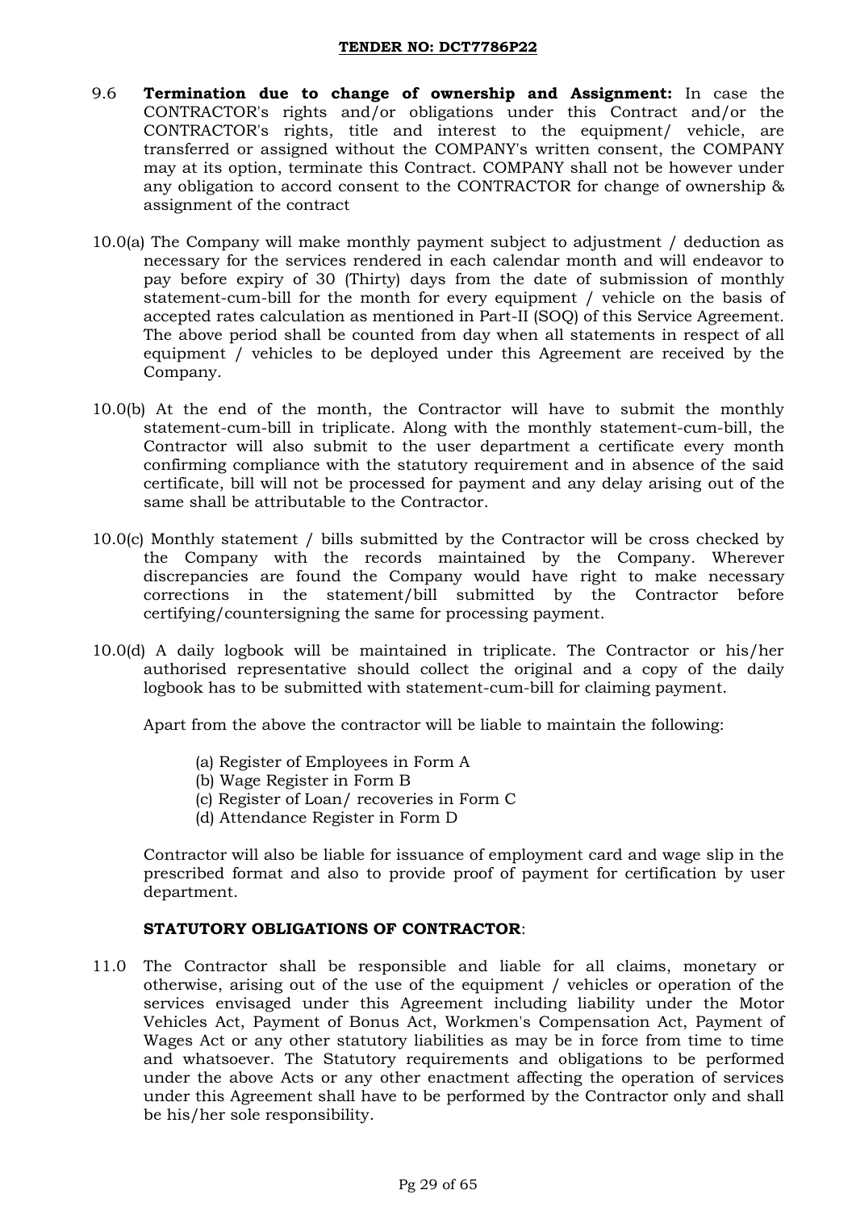9.6 **Termination due to change of ownership and Assignment:** In case the CONTRACTOR's rights and/or obligations under this Contract and/or the CONTRACTOR's rights, title and interest to the equipment/ vehicle, are transferred or assigned without the COMPANY's written consent, the COMPANY may at its option, terminate this Contract. COMPANY shall not be however under any obligation to accord consent to the CONTRACTOR for change of ownership & assignment of the contract

10.0(a) The Company will make monthly payment subject to adjustment / deduction as necessary for the services rendered in each calendar month and will endeavor to pay before expiry of 30 (Thirty) days from the date of submission of monthly statement-cum-bill for the month for every equipment / vehicle on the basis of accepted rates calculation as mentioned in Part-II (SOQ) of this Service Agreement. The above period shall be counted from day when all statements in respect of all equipment / vehicles to be deployed under this Agreement are received by the Company.

10.0(b) At the end of the month, the Contractor will have to submit the monthly statement-cum-bill in triplicate. Along with the monthly statement-cum-bill, the Contractor will also submit to the user department a certificate every month confirming compliance with the statutory requirement and in absence of the said certificate, bill will not be processed for payment and any delay arising out of the same shall be attributable to the Contractor.

10.0(c) Monthly statement / bills submitted by the Contractor will be cross checked by the Company with the records maintained by the Company. Wherever discrepancies are found the Company would have right to make necessary corrections in the statement/bill submitted by the Contractor before certifying/countersigning the same for processing payment.

10.0(d) A daily logbook will be maintained in triplicate. The Contractor or his/her authorised representative should collect the original and a copy of the daily logbook has to be submitted with statement-cum-bill for claiming payment.

Apart from the above the contractor will be liable to maintain the following:

(a) Register of Employees in Form A
(b) Wage Register in Form B
(c) Register of Loan/ recoveries in Form C
(d) Attendance Register in Form D

Contractor will also be liable for issuance of employment card and wage slip in the prescribed format and also to provide proof of payment for certification by user department.

**STATUTORY OBLIGATIONS OF CONTRACTOR**:

11.0 The Contractor shall be responsible and liable for all claims, monetary or otherwise, arising out of the use of the equipment / vehicles or operation of the services envisaged under this Agreement including liability under the Motor Vehicles Act, Payment of Bonus Act, Workmen's Compensation Act, Payment of Wages Act or any other statutory liabilities as may be in force from time to time and whatsoever. The Statutory requirements and obligations to be performed under the above Acts or any other enactment affecting the operation of services under this Agreement shall have to be performed by the Contractor only and shall be his/her sole responsibility.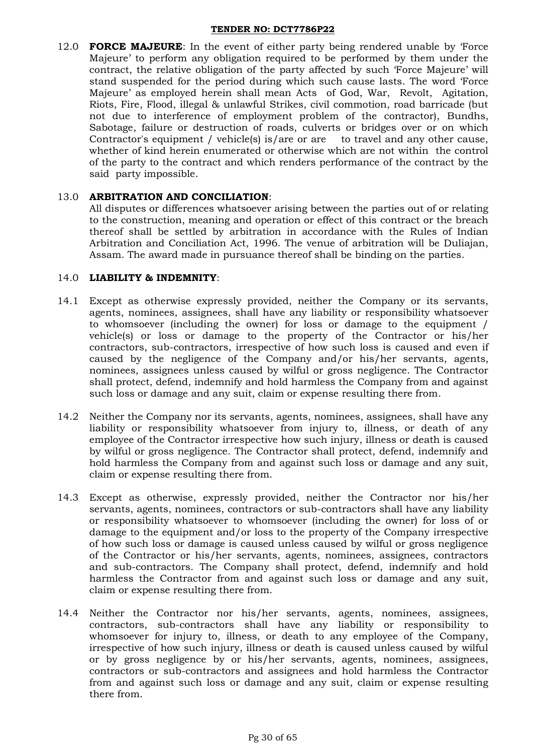12.0 **FORCE MAJEURE**: In the event of either party being rendered unable by 'Force Majeure' to perform any obligation required to be performed by them under the contract, the relative obligation of the party affected by such 'Force Majeure' will stand suspended for the period during which such cause lasts. The word 'Force Majeure' as employed herein shall mean Acts of God, War, Revolt, Agitation, Riots, Fire, Flood, illegal & unlawful Strikes, civil commotion, road barricade (but not due to interference of employment problem of the contractor), Bundhs, Sabotage, failure or destruction of roads, culverts or bridges over or on which Contractor's equipment / vehicle(s) is/are or are to travel and any other cause, whether of kind herein enumerated or otherwise which are not within the control of the party to the contract and which renders performance of the contract by the said party impossible.

13.0 **ARBITRATION AND CONCILIATION**:

All disputes or differences whatsoever arising between the parties out of or relating to the construction, meaning and operation or effect of this contract or the breach thereof shall be settled by arbitration in accordance with the Rules of Indian Arbitration and Conciliation Act, 1996. The venue of arbitration will be Duliajan, Assam. The award made in pursuance thereof shall be binding on the parties.

14.0 **LIABILITY & INDEMNITY**:

14.1 Except as otherwise expressly provided, neither the Company or its servants, agents, nominees, assignees, shall have any liability or responsibility whatsoever to whomsoever (including the owner) for loss or damage to the equipment / vehicle(s) or loss or damage to the property of the Contractor or his/her contractors, sub-contractors, irrespective of how such loss is caused and even if caused by the negligence of the Company and/or his/her servants, agents, nominees, assignees unless caused by wilful or gross negligence. The Contractor shall protect, defend, indemnify and hold harmless the Company from and against such loss or damage and any suit, claim or expense resulting there from.

14.2 Neither the Company nor its servants, agents, nominees, assignees, shall have any liability or responsibility whatsoever from injury to, illness, or death of any employee of the Contractor irrespective how such injury, illness or death is caused by wilful or gross negligence. The Contractor shall protect, defend, indemnify and hold harmless the Company from and against such loss or damage and any suit, claim or expense resulting there from.

14.3 Except as otherwise, expressly provided, neither the Contractor nor his/her servants, agents, nominees, contractors or sub-contractors shall have any liability or responsibility whatsoever to whomsoever (including the owner) for loss of or damage to the equipment and/or loss to the property of the Company irrespective of how such loss or damage is caused unless caused by wilful or gross negligence of the Contractor or his/her servants, agents, nominees, assignees, contractors and sub-contractors. The Company shall protect, defend, indemnify and hold harmless the Contractor from and against such loss or damage and any suit, claim or expense resulting there from.

14.4 Neither the Contractor nor his/her servants, agents, nominees, assignees, contractors, sub-contractors shall have any liability or responsibility to whomsoever for injury to, illness, or death to any employee of the Company, irrespective of how such injury, illness or death is caused unless caused by wilful or by gross negligence by or his/her servants, agents, nominees, assignees, contractors or sub-contractors and assignees and hold harmless the Contractor from and against such loss or damage and any suit, claim or expense resulting there from.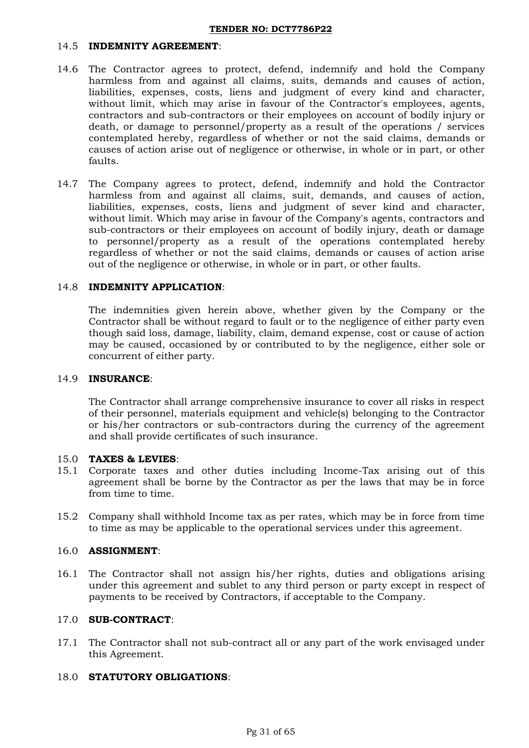14.5 **INDEMNITY AGREEMENT**:

14.6 The Contractor agrees to protect, defend, indemnify and hold the Company harmless from and against all claims, suits, demands and causes of action, liabilities, expenses, costs, liens and judgment of every kind and character, without limit, which may arise in favour of the Contractor's employees, agents, contractors and sub-contractors or their employees on account of bodily injury or death, or damage to personnel/property as a result of the operations / services contemplated hereby, regardless of whether or not the said claims, demands or causes of action arise out of negligence or otherwise, in whole or in part, or other faults.

14.7 The Company agrees to protect, defend, indemnify and hold the Contractor harmless from and against all claims, suit, demands, and causes of action, liabilities, expenses, costs, liens and judgment of sever kind and character, without limit. Which may arise in favour of the Company's agents, contractors and sub-contractors or their employees on account of bodily injury, death or damage to personnel/property as a result of the operations contemplated hereby regardless of whether or not the said claims, demands or causes of action arise out of the negligence or otherwise, in whole or in part, or other faults.

14.8 **INDEMNITY APPLICATION**:

The indemnities given herein above, whether given by the Company or the Contractor shall be without regard to fault or to the negligence of either party even though said loss, damage, liability, claim, demand expense, cost or cause of action may be caused, occasioned by or contributed to by the negligence, either sole or concurrent of either party.

14.9 **INSURANCE**:

The Contractor shall arrange comprehensive insurance to cover all risks in respect of their personnel, materials equipment and vehicle(s) belonging to the Contractor or his/her contractors or sub-contractors during the currency of the agreement and shall provide certificates of such insurance.

15.0 **TAXES & LEVIES**:

15.1 Corporate taxes and other duties including Income-Tax arising out of this agreement shall be borne by the Contractor as per the laws that may be in force from time to time.

15.2 Company shall withhold Income tax as per rates, which may be in force from time to time as may be applicable to the operational services under this agreement.

16.0 **ASSIGNMENT**:

16.1 The Contractor shall not assign his/her rights, duties and obligations arising under this agreement and sublet to any third person or party except in respect of payments to be received by Contractors, if acceptable to the Company.

17.0 **SUB-CONTRACT**:

17.1 The Contractor shall not sub-contract all or any part of the work envisaged under this Agreement.

18.0 **STATUTORY OBLIGATIONS**: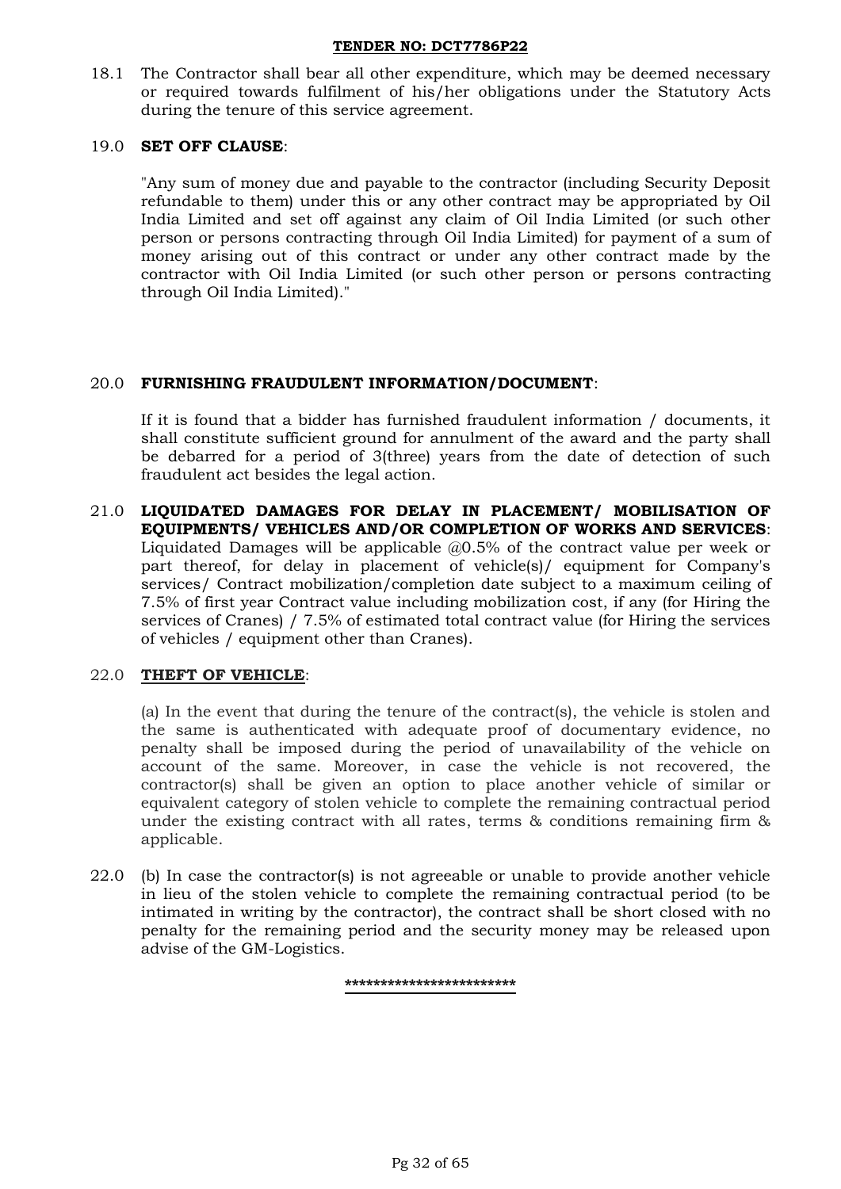18.1 The Contractor shall bear all other expenditure, which may be deemed necessary or required towards fulfilment of his/her obligations under the Statutory Acts during the tenure of this service agreement.

19.0 **SET OFF CLAUSE**:

"Any sum of money due and payable to the contractor (including Security Deposit refundable to them) under this or any other contract may be appropriated by Oil India Limited and set off against any claim of Oil India Limited (or such other person or persons contracting through Oil India Limited) for payment of a sum of money arising out of this contract or under any other contract made by the contractor with Oil India Limited (or such other person or persons contracting through Oil India Limited)."

20.0 **FURNISHING FRAUDULENT INFORMATION/DOCUMENT**:

If it is found that a bidder has furnished fraudulent information / documents, it shall constitute sufficient ground for annulment of the award and the party shall be debarred for a period of 3(three) years from the date of detection of such fraudulent act besides the legal action.

21.0 **LIQUIDATED DAMAGES FOR DELAY IN PLACEMENT/ MOBILISATION OF EQUIPMENTS/ VEHICLES AND/OR COMPLETION OF WORKS AND SERVICES**: Liquidated Damages will be applicable @0.5% of the contract value per week or part thereof, for delay in placement of vehicle(s)/ equipment for Company's services/ Contract mobilization/completion date subject to a maximum ceiling of 7.5% of first year Contract value including mobilization cost, if any (for Hiring the services of Cranes) / 7.5% of estimated total contract value (for Hiring the services of vehicles / equipment other than Cranes).

22.0 **THEFT OF VEHICLE**:

(a) In the event that during the tenure of the contract(s), the vehicle is stolen and the same is authenticated with adequate proof of documentary evidence, no penalty shall be imposed during the period of unavailability of the vehicle on account of the same. Moreover, in case the vehicle is not recovered, the contractor(s) shall be given an option to place another vehicle of similar or equivalent category of stolen vehicle to complete the remaining contractual period under the existing contract with all rates, terms & conditions remaining firm & applicable.

22.0 (b) In case the contractor(s) is not agreeable or unable to provide another vehicle in lieu of the stolen vehicle to complete the remaining contractual period (to be intimated in writing by the contractor), the contract shall be short closed with no penalty for the remaining period and the security money may be released upon advise of the GM-Logistics.

************************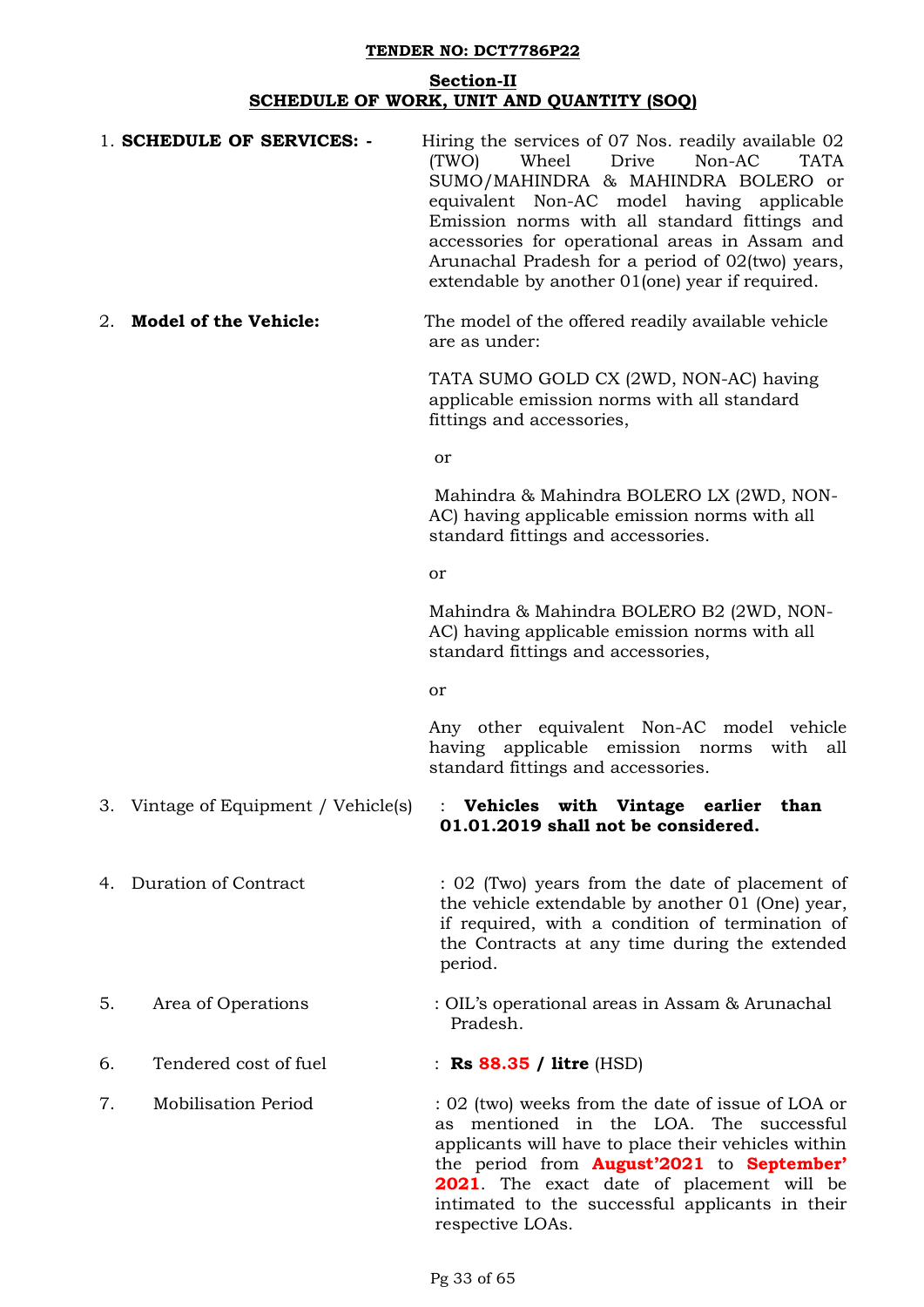**TENDER NO: DCT7786P22**

## Section-II
## SCHEDULE OF WORK, UNIT AND QUANTITY (SOQ)

1. **SCHEDULE OF SERVICES: -** Hiring the services of 07 Nos. readily available 02 (TWO) Wheel Drive Non-AC TATA SUMO/MAHINDRA & MAHINDRA BOLERO or equivalent Non-AC model having applicable Emission norms with all standard fittings and accessories for operational areas in Assam and Arunachal Pradesh for a period of 02(two) years, extendable by another 01(one) year if required.

2. **Model of the Vehicle:** The model of the offered readily available vehicle are as under:

   TATA SUMO GOLD CX (2WD, NON-AC) having applicable emission norms with all standard fittings and accessories,

   or

   Mahindra & Mahindra BOLERO LX (2WD, NON-AC) having applicable emission norms with all standard fittings and accessories.

   or

   Mahindra & Mahindra BOLERO B2 (2WD, NON-AC) having applicable emission norms with all standard fittings and accessories,

   or

   Any other equivalent Non-AC model vehicle having applicable emission norms with all standard fittings and accessories.

3. Vintage of Equipment / Vehicle(s) : **Vehicles with Vintage earlier than 01.01.2019 shall not be considered.**

4. Duration of Contract : 02 (Two) years from the date of placement of the vehicle extendable by another 01 (One) year, if required, with a condition of termination of the Contracts at any time during the extended period.

5. Area of Operations : OIL's operational areas in Assam & Arunachal Pradesh.

6. Tendered cost of fuel : **Rs 88.35 / litre** (HSD)

7. Mobilisation Period : 02 (two) weeks from the date of issue of LOA or as mentioned in the LOA. The successful applicants will have to place their vehicles within the period from **August'2021** to **September' 2021**. The exact date of placement will be intimated to the successful applicants in their respective LOAs.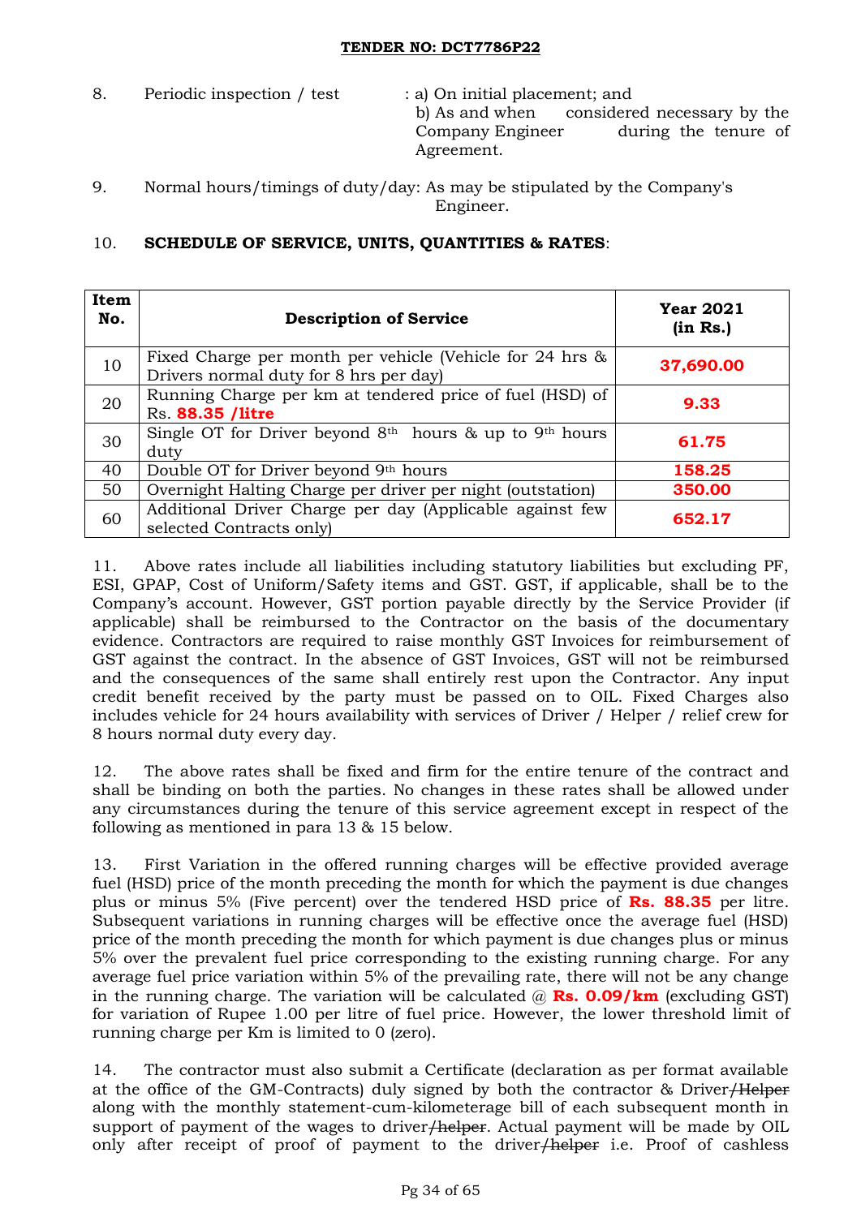8. Periodic inspection / test : a) On initial placement; and
b) As and when considered necessary by the Company Engineer during the tenure of Agreement.

9. Normal hours/timings of duty/day: As may be stipulated by the Company's Engineer.

10. **SCHEDULE OF SERVICE, UNITS, QUANTITIES & RATES**:

| Item No. | Description of Service | Year 2021 (in Rs.) |
|---|---|---|
| 10 | Fixed Charge per month per vehicle (Vehicle for 24 hrs & Drivers normal duty for 8 hrs per day) | **37,690.00** |
| 20 | Running Charge per km at tendered price of fuel (HSD) of Rs. **88.35 /litre** | **9.33** |
| 30 | Single OT for Driver beyond 8th hours & up to 9th hours duty | **61.75** |
| 40 | Double OT for Driver beyond 9th hours | **158.25** |
| 50 | Overnight Halting Charge per driver per night (outstation) | **350.00** |
| 60 | Additional Driver Charge per day (Applicable against few selected Contracts only) | **652.17** |

11. Above rates include all liabilities including statutory liabilities but excluding PF, ESI, GPAP, Cost of Uniform/Safety items and GST. GST, if applicable, shall be to the Company's account. However, GST portion payable directly by the Service Provider (if applicable) shall be reimbursed to the Contractor on the basis of the documentary evidence. Contractors are required to raise monthly GST Invoices for reimbursement of GST against the contract. In the absence of GST Invoices, GST will not be reimbursed and the consequences of the same shall entirely rest upon the Contractor. Any input credit benefit received by the party must be passed on to OIL. Fixed Charges also includes vehicle for 24 hours availability with services of Driver / Helper / relief crew for 8 hours normal duty every day.

12. The above rates shall be fixed and firm for the entire tenure of the contract and shall be binding on both the parties. No changes in these rates shall be allowed under any circumstances during the tenure of this service agreement except in respect of the following as mentioned in para 13 & 15 below.

13. First Variation in the offered running charges will be effective provided average fuel (HSD) price of the month preceding the month for which the payment is due changes plus or minus 5% (Five percent) over the tendered HSD price of **Rs. 88.35** per litre. Subsequent variations in running charges will be effective once the average fuel (HSD) price of the month preceding the month for which payment is due changes plus or minus 5% over the prevalent fuel price corresponding to the existing running charge. For any average fuel price variation within 5% of the prevailing rate, there will not be any change in the running charge. The variation will be calculated @ **Rs. 0.09/km** (excluding GST) for variation of Rupee 1.00 per litre of fuel price. However, the lower threshold limit of running charge per Km is limited to 0 (zero).

14. The contractor must also submit a Certificate (declaration as per format available at the office of the GM-Contracts) duly signed by both the contractor & Driver~~/Helper~~ along with the monthly statement-cum-kilometerage bill of each subsequent month in support of payment of the wages to driver~~/helper~~. Actual payment will be made by OIL only after receipt of proof of payment to the driver~~/helper~~ i.e. Proof of cashless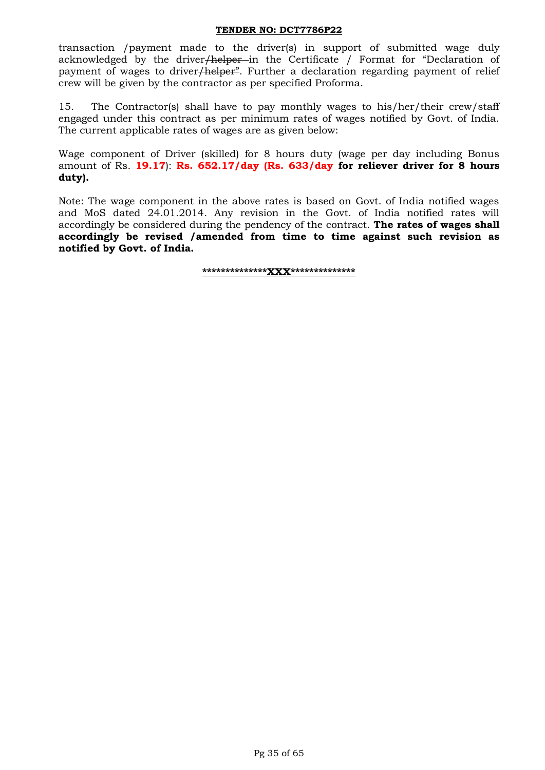transaction /payment made to the driver(s) in support of submitted wage duly acknowledged by the driver~~/helper~~ in the Certificate / Format for "Declaration of payment of wages to driver~~/helper~~". Further a declaration regarding payment of relief crew will be given by the contractor as per specified Proforma.

15. The Contractor(s) shall have to pay monthly wages to his/her/their crew/staff engaged under this contract as per minimum rates of wages notified by Govt. of India. The current applicable rates of wages are as given below:

Wage component of Driver (skilled) for 8 hours duty (wage per day including Bonus amount of Rs. **19.17**): **Rs. 652.17/day (Rs. 633/day for reliever driver for 8 hours duty).**

Note: The wage component in the above rates is based on Govt. of India notified wages and MoS dated 24.01.2014. Any revision in the Govt. of India notified rates will accordingly be considered during the pendency of the contract. **The rates of wages shall accordingly be revised /amended from time to time against such revision as notified by Govt. of India.**

**\*\*\*\*\*\*\*\*\*\*\*\*\*\*XXX\*\*\*\*\*\*\*\*\*\*\*\*\*\***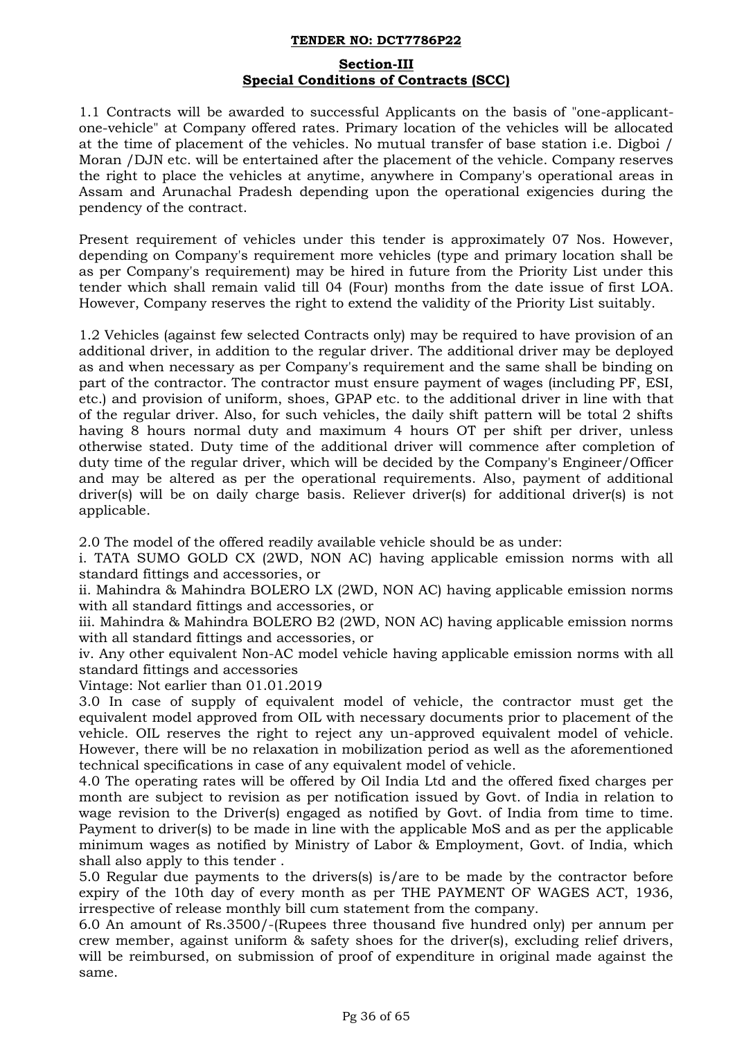**TENDER NO: DCT7786P22**

## Section-III
## Special Conditions of Contracts (SCC)

1.1 Contracts will be awarded to successful Applicants on the basis of "one-applicant-one-vehicle" at Company offered rates. Primary location of the vehicles will be allocated at the time of placement of the vehicles. No mutual transfer of base station i.e. Digboi / Moran /DJN etc. will be entertained after the placement of the vehicle. Company reserves the right to place the vehicles at anytime, anywhere in Company's operational areas in Assam and Arunachal Pradesh depending upon the operational exigencies during the pendency of the contract.

Present requirement of vehicles under this tender is approximately 07 Nos. However, depending on Company's requirement more vehicles (type and primary location shall be as per Company's requirement) may be hired in future from the Priority List under this tender which shall remain valid till 04 (Four) months from the date issue of first LOA. However, Company reserves the right to extend the validity of the Priority List suitably.

1.2 Vehicles (against few selected Contracts only) may be required to have provision of an additional driver, in addition to the regular driver. The additional driver may be deployed as and when necessary as per Company's requirement and the same shall be binding on part of the contractor. The contractor must ensure payment of wages (including PF, ESI, etc.) and provision of uniform, shoes, GPAP etc. to the additional driver in line with that of the regular driver. Also, for such vehicles, the daily shift pattern will be total 2 shifts having 8 hours normal duty and maximum 4 hours OT per shift per driver, unless otherwise stated. Duty time of the additional driver will commence after completion of duty time of the regular driver, which will be decided by the Company's Engineer/Officer and may be altered as per the operational requirements. Also, payment of additional driver(s) will be on daily charge basis. Reliever driver(s) for additional driver(s) is not applicable.

2.0 The model of the offered readily available vehicle should be as under:

i. TATA SUMO GOLD CX (2WD, NON AC) having applicable emission norms with all standard fittings and accessories, or

ii. Mahindra & Mahindra BOLERO LX (2WD, NON AC) having applicable emission norms with all standard fittings and accessories, or

iii. Mahindra & Mahindra BOLERO B2 (2WD, NON AC) having applicable emission norms with all standard fittings and accessories, or

iv. Any other equivalent Non-AC model vehicle having applicable emission norms with all standard fittings and accessories

Vintage: Not earlier than 01.01.2019

3.0 In case of supply of equivalent model of vehicle, the contractor must get the equivalent model approved from OIL with necessary documents prior to placement of the vehicle. OIL reserves the right to reject any un-approved equivalent model of vehicle. However, there will be no relaxation in mobilization period as well as the aforementioned technical specifications in case of any equivalent model of vehicle.

4.0 The operating rates will be offered by Oil India Ltd and the offered fixed charges per month are subject to revision as per notification issued by Govt. of India in relation to wage revision to the Driver(s) engaged as notified by Govt. of India from time to time. Payment to driver(s) to be made in line with the applicable MoS and as per the applicable minimum wages as notified by Ministry of Labor & Employment, Govt. of India, which shall also apply to this tender .

5.0 Regular due payments to the drivers(s) is/are to be made by the contractor before expiry of the 10th day of every month as per THE PAYMENT OF WAGES ACT, 1936, irrespective of release monthly bill cum statement from the company.

6.0 An amount of Rs.3500/-(Rupees three thousand five hundred only) per annum per crew member, against uniform & safety shoes for the driver(s), excluding relief drivers, will be reimbursed, on submission of proof of expenditure in original made against the same.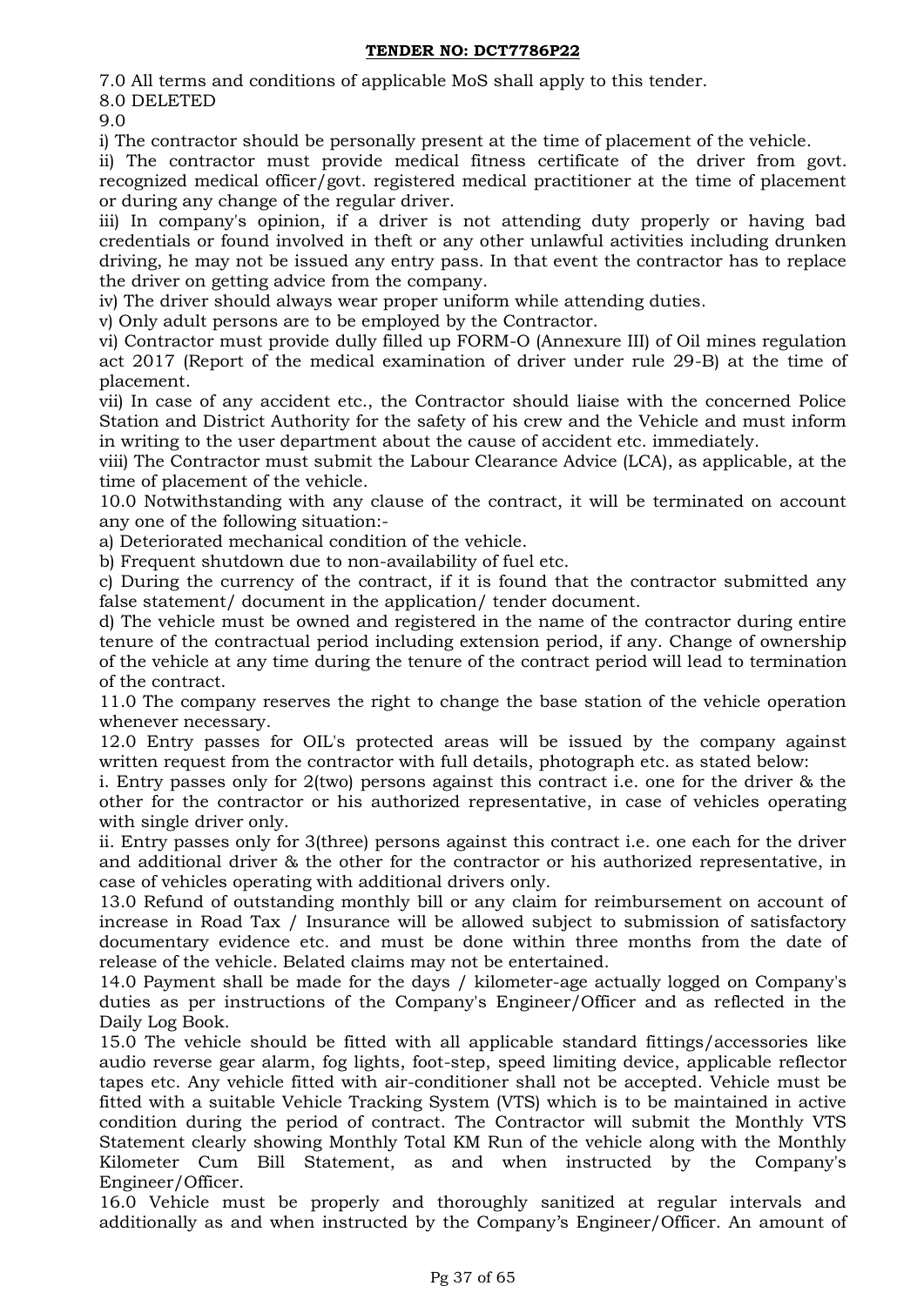7.0 All terms and conditions of applicable MoS shall apply to this tender.

8.0 DELETED

9.0

i) The contractor should be personally present at the time of placement of the vehicle.

ii) The contractor must provide medical fitness certificate of the driver from govt. recognized medical officer/govt. registered medical practitioner at the time of placement or during any change of the regular driver.

iii) In company's opinion, if a driver is not attending duty properly or having bad credentials or found involved in theft or any other unlawful activities including drunken driving, he may not be issued any entry pass. In that event the contractor has to replace the driver on getting advice from the company.

iv) The driver should always wear proper uniform while attending duties.

v) Only adult persons are to be employed by the Contractor.

vi) Contractor must provide dully filled up FORM-O (Annexure III) of Oil mines regulation act 2017 (Report of the medical examination of driver under rule 29-B) at the time of placement.

vii) In case of any accident etc., the Contractor should liaise with the concerned Police Station and District Authority for the safety of his crew and the Vehicle and must inform in writing to the user department about the cause of accident etc. immediately.

viii) The Contractor must submit the Labour Clearance Advice (LCA), as applicable, at the time of placement of the vehicle.

10.0 Notwithstanding with any clause of the contract, it will be terminated on account any one of the following situation:-

a) Deteriorated mechanical condition of the vehicle.

b) Frequent shutdown due to non-availability of fuel etc.

c) During the currency of the contract, if it is found that the contractor submitted any false statement/ document in the application/ tender document.

d) The vehicle must be owned and registered in the name of the contractor during entire tenure of the contractual period including extension period, if any. Change of ownership of the vehicle at any time during the tenure of the contract period will lead to termination of the contract.

11.0 The company reserves the right to change the base station of the vehicle operation whenever necessary.

12.0 Entry passes for OIL's protected areas will be issued by the company against written request from the contractor with full details, photograph etc. as stated below:

i. Entry passes only for 2(two) persons against this contract i.e. one for the driver & the other for the contractor or his authorized representative, in case of vehicles operating with single driver only.

ii. Entry passes only for 3(three) persons against this contract i.e. one each for the driver and additional driver & the other for the contractor or his authorized representative, in case of vehicles operating with additional drivers only.

13.0 Refund of outstanding monthly bill or any claim for reimbursement on account of increase in Road Tax / Insurance will be allowed subject to submission of satisfactory documentary evidence etc. and must be done within three months from the date of release of the vehicle. Belated claims may not be entertained.

14.0 Payment shall be made for the days / kilometer-age actually logged on Company's duties as per instructions of the Company's Engineer/Officer and as reflected in the Daily Log Book.

15.0 The vehicle should be fitted with all applicable standard fittings/accessories like audio reverse gear alarm, fog lights, foot-step, speed limiting device, applicable reflector tapes etc. Any vehicle fitted with air-conditioner shall not be accepted. Vehicle must be fitted with a suitable Vehicle Tracking System (VTS) which is to be maintained in active condition during the period of contract. The Contractor will submit the Monthly VTS Statement clearly showing Monthly Total KM Run of the vehicle along with the Monthly Kilometer Cum Bill Statement, as and when instructed by the Company's Engineer/Officer.

16.0 Vehicle must be properly and thoroughly sanitized at regular intervals and additionally as and when instructed by the Company's Engineer/Officer. An amount of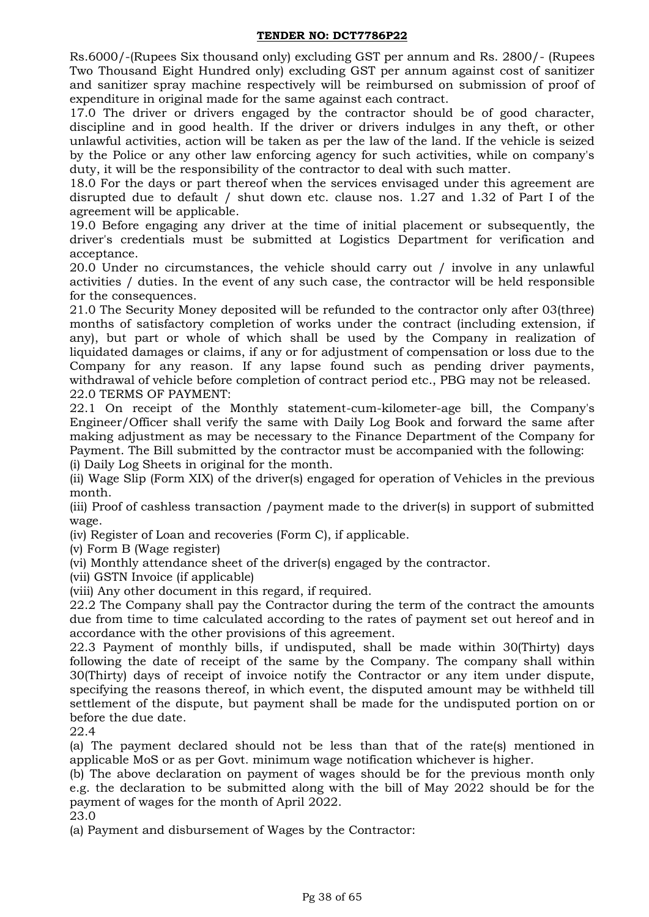Rs.6000/-(Rupees Six thousand only) excluding GST per annum and Rs. 2800/- (Rupees Two Thousand Eight Hundred only) excluding GST per annum against cost of sanitizer and sanitizer spray machine respectively will be reimbursed on submission of proof of expenditure in original made for the same against each contract.

17.0 The driver or drivers engaged by the contractor should be of good character, discipline and in good health. If the driver or drivers indulges in any theft, or other unlawful activities, action will be taken as per the law of the land. If the vehicle is seized by the Police or any other law enforcing agency for such activities, while on company's duty, it will be the responsibility of the contractor to deal with such matter.

18.0 For the days or part thereof when the services envisaged under this agreement are disrupted due to default / shut down etc. clause nos. 1.27 and 1.32 of Part I of the agreement will be applicable.

19.0 Before engaging any driver at the time of initial placement or subsequently, the driver's credentials must be submitted at Logistics Department for verification and acceptance.

20.0 Under no circumstances, the vehicle should carry out / involve in any unlawful activities / duties. In the event of any such case, the contractor will be held responsible for the consequences.

21.0 The Security Money deposited will be refunded to the contractor only after 03(three) months of satisfactory completion of works under the contract (including extension, if any), but part or whole of which shall be used by the Company in realization of liquidated damages or claims, if any or for adjustment of compensation or loss due to the Company for any reason. If any lapse found such as pending driver payments, withdrawal of vehicle before completion of contract period etc., PBG may not be released.

22.0 TERMS OF PAYMENT:

22.1 On receipt of the Monthly statement-cum-kilometer-age bill, the Company's Engineer/Officer shall verify the same with Daily Log Book and forward the same after making adjustment as may be necessary to the Finance Department of the Company for Payment. The Bill submitted by the contractor must be accompanied with the following:

(i) Daily Log Sheets in original for the month.

(ii) Wage Slip (Form XIX) of the driver(s) engaged for operation of Vehicles in the previous month.

(iii) Proof of cashless transaction /payment made to the driver(s) in support of submitted wage.

(iv) Register of Loan and recoveries (Form C), if applicable.

(v) Form B (Wage register)

(vi) Monthly attendance sheet of the driver(s) engaged by the contractor.

(vii) GSTN Invoice (if applicable)

(viii) Any other document in this regard, if required.

22.2 The Company shall pay the Contractor during the term of the contract the amounts due from time to time calculated according to the rates of payment set out hereof and in accordance with the other provisions of this agreement.

22.3 Payment of monthly bills, if undisputed, shall be made within 30(Thirty) days following the date of receipt of the same by the Company. The company shall within 30(Thirty) days of receipt of invoice notify the Contractor or any item under dispute, specifying the reasons thereof, in which event, the disputed amount may be withheld till settlement of the dispute, but payment shall be made for the undisputed portion on or before the due date.

22.4

(a) The payment declared should not be less than that of the rate(s) mentioned in applicable MoS or as per Govt. minimum wage notification whichever is higher.

(b) The above declaration on payment of wages should be for the previous month only e.g. the declaration to be submitted along with the bill of May 2022 should be for the payment of wages for the month of April 2022.

23.0

(a) Payment and disbursement of Wages by the Contractor: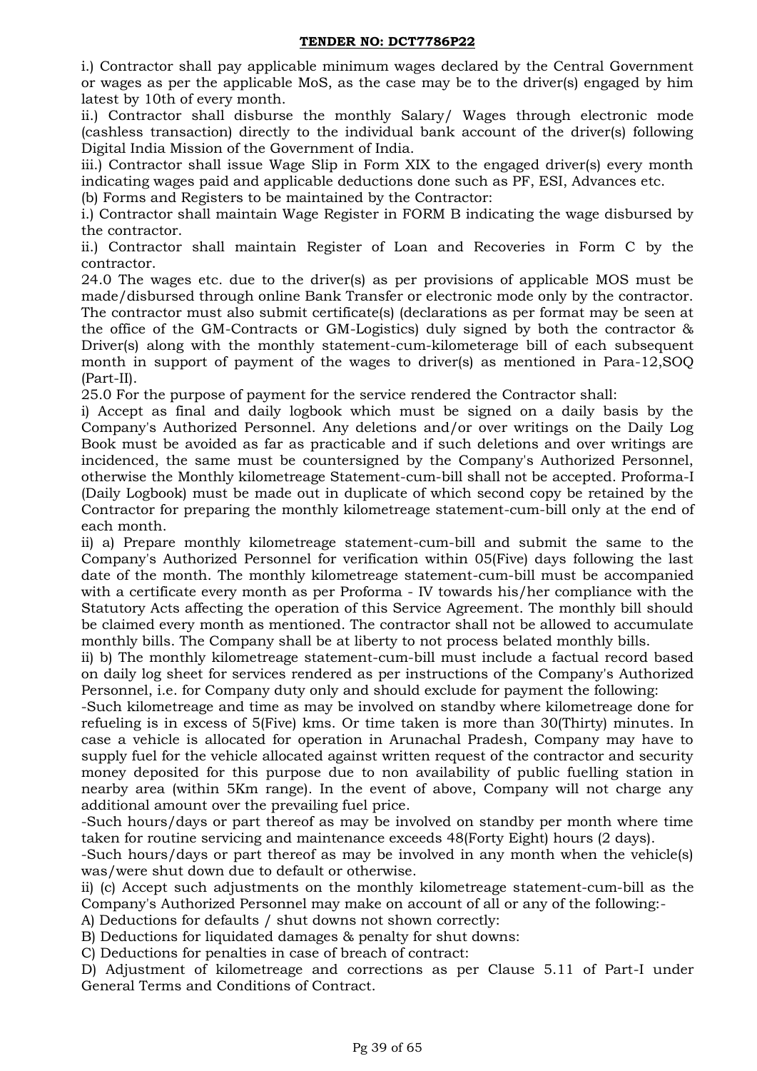i.) Contractor shall pay applicable minimum wages declared by the Central Government or wages as per the applicable MoS, as the case may be to the driver(s) engaged by him latest by 10th of every month.

ii.) Contractor shall disburse the monthly Salary/ Wages through electronic mode (cashless transaction) directly to the individual bank account of the driver(s) following Digital India Mission of the Government of India.

iii.) Contractor shall issue Wage Slip in Form XIX to the engaged driver(s) every month indicating wages paid and applicable deductions done such as PF, ESI, Advances etc.

(b) Forms and Registers to be maintained by the Contractor:

i.) Contractor shall maintain Wage Register in FORM B indicating the wage disbursed by the contractor.

ii.) Contractor shall maintain Register of Loan and Recoveries in Form C by the contractor.

24.0 The wages etc. due to the driver(s) as per provisions of applicable MOS must be made/disbursed through online Bank Transfer or electronic mode only by the contractor. The contractor must also submit certificate(s) (declarations as per format may be seen at the office of the GM-Contracts or GM-Logistics) duly signed by both the contractor & Driver(s) along with the monthly statement-cum-kilometerage bill of each subsequent month in support of payment of the wages to driver(s) as mentioned in Para-12,SOQ (Part-II).

25.0 For the purpose of payment for the service rendered the Contractor shall:

i) Accept as final and daily logbook which must be signed on a daily basis by the Company's Authorized Personnel. Any deletions and/or over writings on the Daily Log Book must be avoided as far as practicable and if such deletions and over writings are incidenced, the same must be countersigned by the Company's Authorized Personnel, otherwise the Monthly kilometreage Statement-cum-bill shall not be accepted. Proforma-I (Daily Logbook) must be made out in duplicate of which second copy be retained by the Contractor for preparing the monthly kilometreage statement-cum-bill only at the end of each month.

ii) a) Prepare monthly kilometreage statement-cum-bill and submit the same to the Company's Authorized Personnel for verification within 05(Five) days following the last date of the month. The monthly kilometreage statement-cum-bill must be accompanied with a certificate every month as per Proforma - IV towards his/her compliance with the Statutory Acts affecting the operation of this Service Agreement. The monthly bill should be claimed every month as mentioned. The contractor shall not be allowed to accumulate monthly bills. The Company shall be at liberty to not process belated monthly bills.

ii) b) The monthly kilometreage statement-cum-bill must include a factual record based on daily log sheet for services rendered as per instructions of the Company's Authorized Personnel, i.e. for Company duty only and should exclude for payment the following:

-Such kilometreage and time as may be involved on standby where kilometreage done for refueling is in excess of 5(Five) kms. Or time taken is more than 30(Thirty) minutes. In case a vehicle is allocated for operation in Arunachal Pradesh, Company may have to supply fuel for the vehicle allocated against written request of the contractor and security money deposited for this purpose due to non availability of public fuelling station in nearby area (within 5Km range). In the event of above, Company will not charge any additional amount over the prevailing fuel price.

-Such hours/days or part thereof as may be involved on standby per month where time taken for routine servicing and maintenance exceeds 48(Forty Eight) hours (2 days).

-Such hours/days or part thereof as may be involved in any month when the vehicle(s) was/were shut down due to default or otherwise.

ii) (c) Accept such adjustments on the monthly kilometreage statement-cum-bill as the Company's Authorized Personnel may make on account of all or any of the following:-

A) Deductions for defaults / shut downs not shown correctly:

B) Deductions for liquidated damages & penalty for shut downs:

C) Deductions for penalties in case of breach of contract:

D) Adjustment of kilometreage and corrections as per Clause 5.11 of Part-I under General Terms and Conditions of Contract.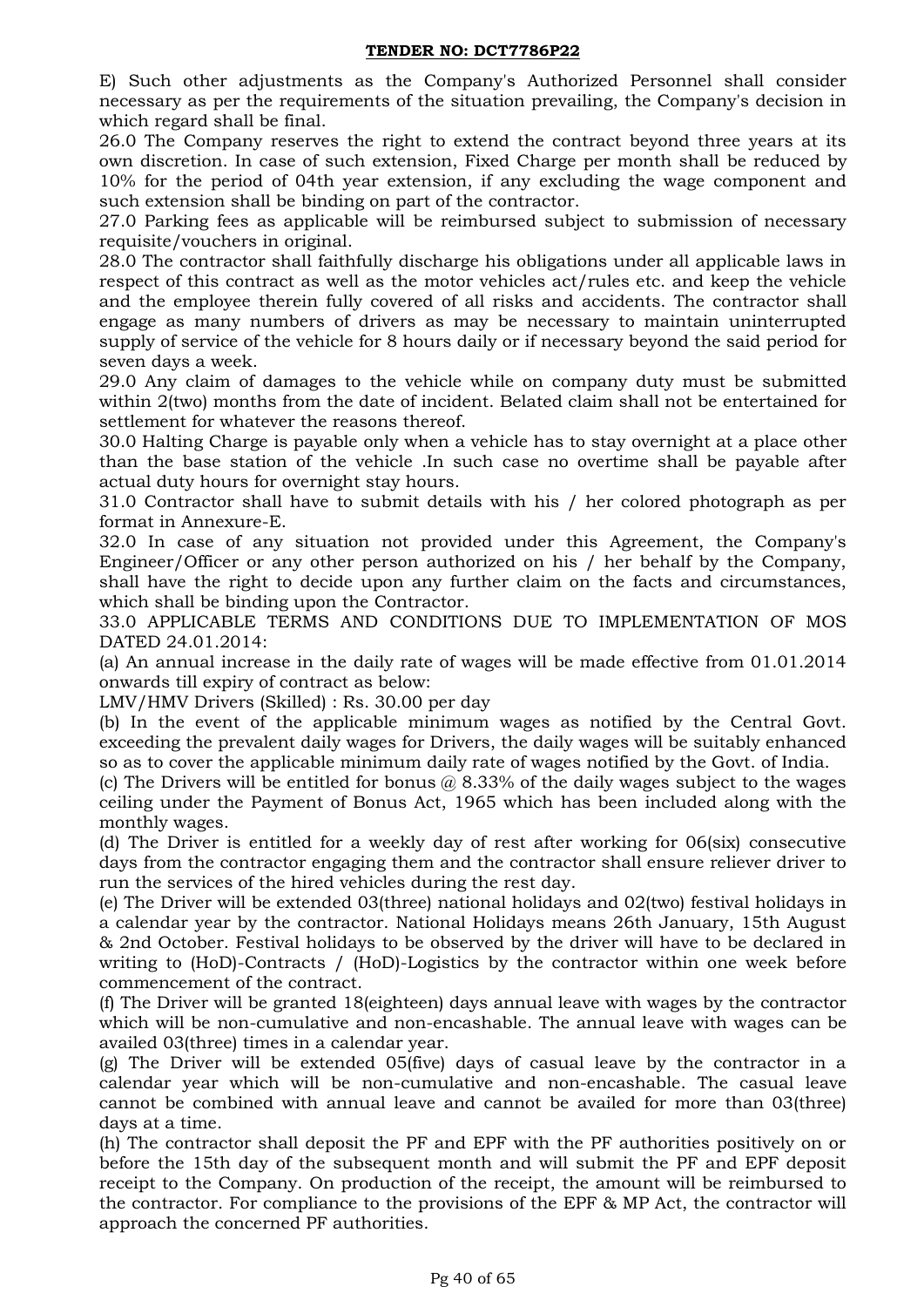E) Such other adjustments as the Company's Authorized Personnel shall consider necessary as per the requirements of the situation prevailing, the Company's decision in which regard shall be final.

26.0 The Company reserves the right to extend the contract beyond three years at its own discretion. In case of such extension, Fixed Charge per month shall be reduced by 10% for the period of 04th year extension, if any excluding the wage component and such extension shall be binding on part of the contractor.

27.0 Parking fees as applicable will be reimbursed subject to submission of necessary requisite/vouchers in original.

28.0 The contractor shall faithfully discharge his obligations under all applicable laws in respect of this contract as well as the motor vehicles act/rules etc. and keep the vehicle and the employee therein fully covered of all risks and accidents. The contractor shall engage as many numbers of drivers as may be necessary to maintain uninterrupted supply of service of the vehicle for 8 hours daily or if necessary beyond the said period for seven days a week.

29.0 Any claim of damages to the vehicle while on company duty must be submitted within 2(two) months from the date of incident. Belated claim shall not be entertained for settlement for whatever the reasons thereof.

30.0 Halting Charge is payable only when a vehicle has to stay overnight at a place other than the base station of the vehicle .In such case no overtime shall be payable after actual duty hours for overnight stay hours.

31.0 Contractor shall have to submit details with his / her colored photograph as per format in Annexure-E.

32.0 In case of any situation not provided under this Agreement, the Company's Engineer/Officer or any other person authorized on his / her behalf by the Company, shall have the right to decide upon any further claim on the facts and circumstances, which shall be binding upon the Contractor.

33.0 APPLICABLE TERMS AND CONDITIONS DUE TO IMPLEMENTATION OF MOS DATED 24.01.2014:

(a) An annual increase in the daily rate of wages will be made effective from 01.01.2014 onwards till expiry of contract as below:

LMV/HMV Drivers (Skilled) : Rs. 30.00 per day

(b) In the event of the applicable minimum wages as notified by the Central Govt. exceeding the prevalent daily wages for Drivers, the daily wages will be suitably enhanced so as to cover the applicable minimum daily rate of wages notified by the Govt. of India.

(c) The Drivers will be entitled for bonus @ 8.33% of the daily wages subject to the wages ceiling under the Payment of Bonus Act, 1965 which has been included along with the monthly wages.

(d) The Driver is entitled for a weekly day of rest after working for 06(six) consecutive days from the contractor engaging them and the contractor shall ensure reliever driver to run the services of the hired vehicles during the rest day.

(e) The Driver will be extended 03(three) national holidays and 02(two) festival holidays in a calendar year by the contractor. National Holidays means 26th January, 15th August & 2nd October. Festival holidays to be observed by the driver will have to be declared in writing to (HoD)-Contracts / (HoD)-Logistics by the contractor within one week before commencement of the contract.

(f) The Driver will be granted 18(eighteen) days annual leave with wages by the contractor which will be non-cumulative and non-encashable. The annual leave with wages can be availed 03(three) times in a calendar year.

(g) The Driver will be extended 05(five) days of casual leave by the contractor in a calendar year which will be non-cumulative and non-encashable. The casual leave cannot be combined with annual leave and cannot be availed for more than 03(three) days at a time.

(h) The contractor shall deposit the PF and EPF with the PF authorities positively on or before the 15th day of the subsequent month and will submit the PF and EPF deposit receipt to the Company. On production of the receipt, the amount will be reimbursed to the contractor. For compliance to the provisions of the EPF & MP Act, the contractor will approach the concerned PF authorities.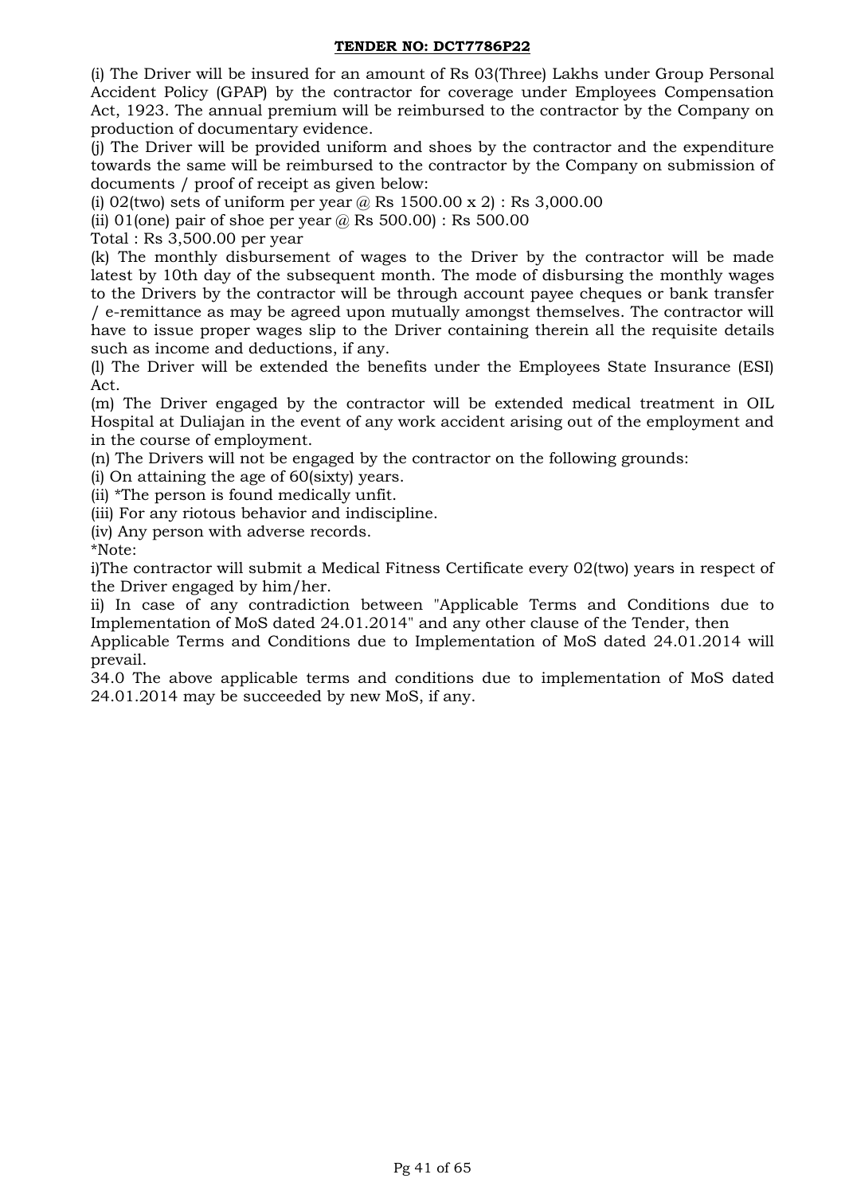(i) The Driver will be insured for an amount of Rs 03(Three) Lakhs under Group Personal Accident Policy (GPAP) by the contractor for coverage under Employees Compensation Act, 1923. The annual premium will be reimbursed to the contractor by the Company on production of documentary evidence.

(j) The Driver will be provided uniform and shoes by the contractor and the expenditure towards the same will be reimbursed to the contractor by the Company on submission of documents / proof of receipt as given below:

(i) 02(two) sets of uniform per year @ Rs 1500.00 x 2) : Rs 3,000.00

(ii) 01(one) pair of shoe per year @ Rs 500.00) : Rs 500.00

Total : Rs 3,500.00 per year

(k) The monthly disbursement of wages to the Driver by the contractor will be made latest by 10th day of the subsequent month. The mode of disbursing the monthly wages to the Drivers by the contractor will be through account payee cheques or bank transfer / e-remittance as may be agreed upon mutually amongst themselves. The contractor will have to issue proper wages slip to the Driver containing therein all the requisite details such as income and deductions, if any.

(l) The Driver will be extended the benefits under the Employees State Insurance (ESI) Act.

(m) The Driver engaged by the contractor will be extended medical treatment in OIL Hospital at Duliajan in the event of any work accident arising out of the employment and in the course of employment.

(n) The Drivers will not be engaged by the contractor on the following grounds:

(i) On attaining the age of 60(sixty) years.

(ii) *The person is found medically unfit.

(iii) For any riotous behavior and indiscipline.

(iv) Any person with adverse records.

*Note:

i)The contractor will submit a Medical Fitness Certificate every 02(two) years in respect of the Driver engaged by him/her.

ii) In case of any contradiction between "Applicable Terms and Conditions due to Implementation of MoS dated 24.01.2014" and any other clause of the Tender, then Applicable Terms and Conditions due to Implementation of MoS dated 24.01.2014 will prevail.

34.0 The above applicable terms and conditions due to implementation of MoS dated 24.01.2014 may be succeeded by new MoS, if any.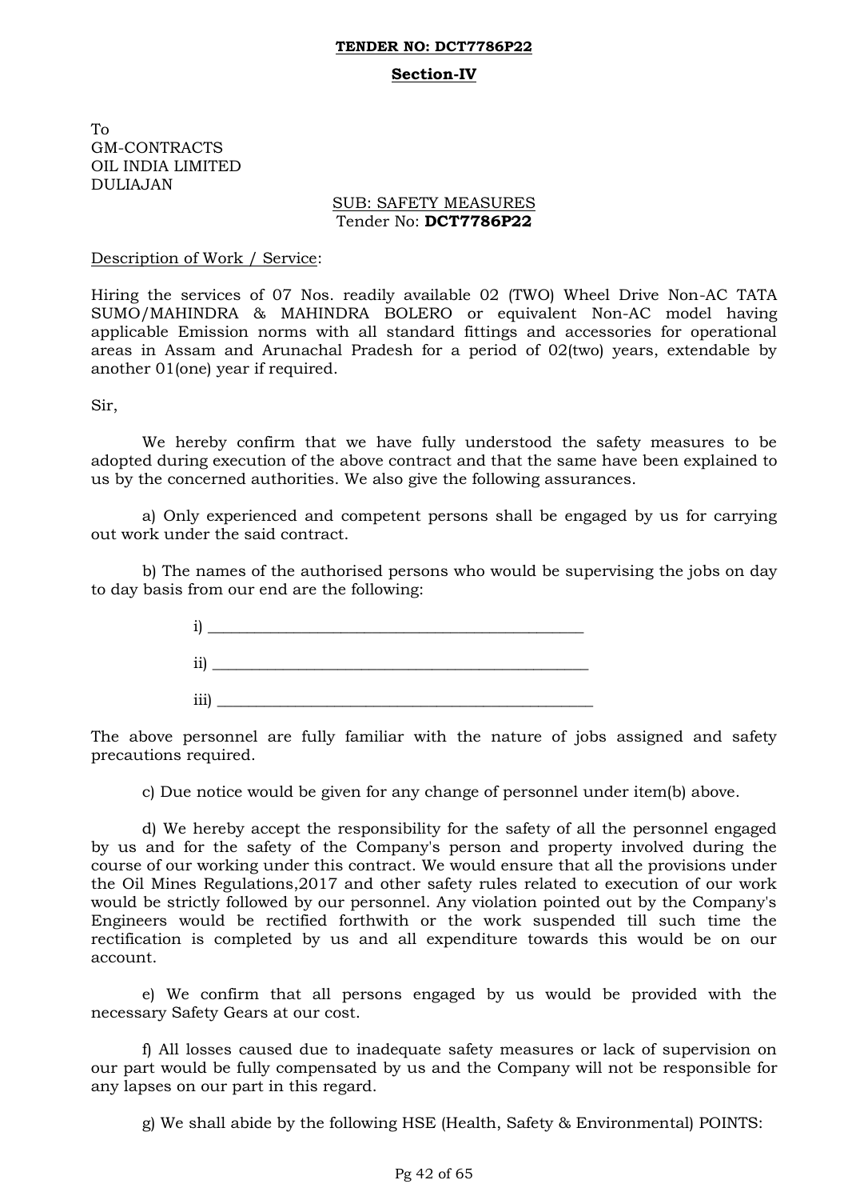**TENDER NO: DCT7786P22**

**Section-IV**

To
GM-CONTRACTS
OIL INDIA LIMITED
DULIAJAN

SUB: SAFETY MEASURES
Tender No: **DCT7786P22**

Description of Work / Service:

Hiring the services of 07 Nos. readily available 02 (TWO) Wheel Drive Non-AC TATA SUMO/MAHINDRA & MAHINDRA BOLERO or equivalent Non-AC model having applicable Emission norms with all standard fittings and accessories for operational areas in Assam and Arunachal Pradesh for a period of 02(two) years, extendable by another 01(one) year if required.

Sir,

We hereby confirm that we have fully understood the safety measures to be adopted during execution of the above contract and that the same have been explained to us by the concerned authorities. We also give the following assurances.

a) Only experienced and competent persons shall be engaged by us for carrying out work under the said contract.

b) The names of the authorised persons who would be supervising the jobs on day to day basis from our end are the following:

i) ______________________________________________

ii) ______________________________________________

iii) ______________________________________________

The above personnel are fully familiar with the nature of jobs assigned and safety precautions required.

c) Due notice would be given for any change of personnel under item(b) above.

d) We hereby accept the responsibility for the safety of all the personnel engaged by us and for the safety of the Company's person and property involved during the course of our working under this contract. We would ensure that all the provisions under the Oil Mines Regulations,2017 and other safety rules related to execution of our work would be strictly followed by our personnel. Any violation pointed out by the Company's Engineers would be rectified forthwith or the work suspended till such time the rectification is completed by us and all expenditure towards this would be on our account.

e) We confirm that all persons engaged by us would be provided with the necessary Safety Gears at our cost.

f) All losses caused due to inadequate safety measures or lack of supervision on our part would be fully compensated by us and the Company will not be responsible for any lapses on our part in this regard.

g) We shall abide by the following HSE (Health, Safety & Environmental) POINTS: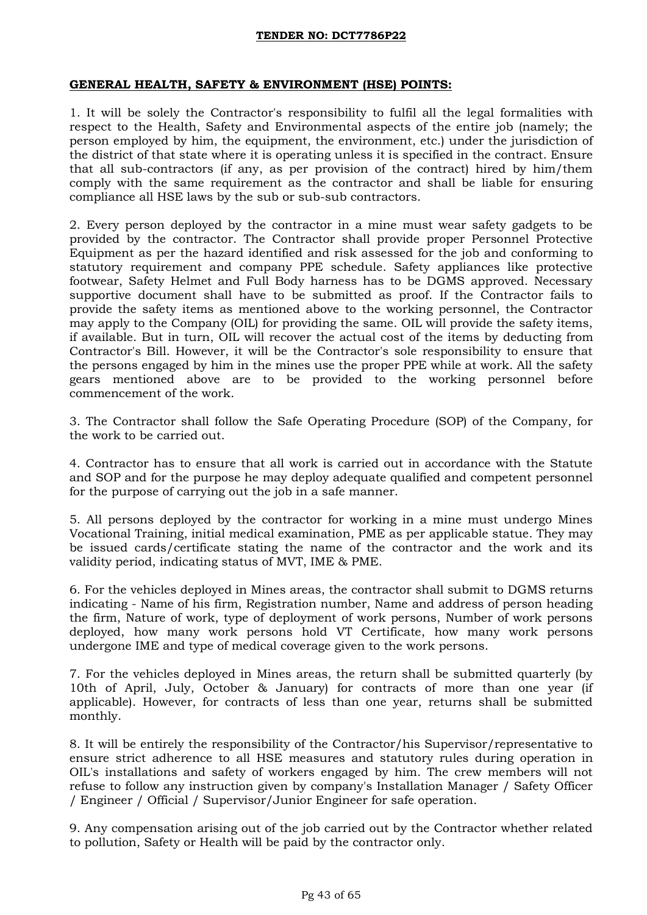**GENERAL HEALTH, SAFETY & ENVIRONMENT (HSE) POINTS:**

1. It will be solely the Contractor's responsibility to fulfil all the legal formalities with respect to the Health, Safety and Environmental aspects of the entire job (namely; the person employed by him, the equipment, the environment, etc.) under the jurisdiction of the district of that state where it is operating unless it is specified in the contract. Ensure that all sub-contractors (if any, as per provision of the contract) hired by him/them comply with the same requirement as the contractor and shall be liable for ensuring compliance all HSE laws by the sub or sub-sub contractors.

2. Every person deployed by the contractor in a mine must wear safety gadgets to be provided by the contractor. The Contractor shall provide proper Personnel Protective Equipment as per the hazard identified and risk assessed for the job and conforming to statutory requirement and company PPE schedule. Safety appliances like protective footwear, Safety Helmet and Full Body harness has to be DGMS approved. Necessary supportive document shall have to be submitted as proof. If the Contractor fails to provide the safety items as mentioned above to the working personnel, the Contractor may apply to the Company (OIL) for providing the same. OIL will provide the safety items, if available. But in turn, OIL will recover the actual cost of the items by deducting from Contractor's Bill. However, it will be the Contractor's sole responsibility to ensure that the persons engaged by him in the mines use the proper PPE while at work. All the safety gears mentioned above are to be provided to the working personnel before commencement of the work.

3. The Contractor shall follow the Safe Operating Procedure (SOP) of the Company, for the work to be carried out.

4. Contractor has to ensure that all work is carried out in accordance with the Statute and SOP and for the purpose he may deploy adequate qualified and competent personnel for the purpose of carrying out the job in a safe manner.

5. All persons deployed by the contractor for working in a mine must undergo Mines Vocational Training, initial medical examination, PME as per applicable statue. They may be issued cards/certificate stating the name of the contractor and the work and its validity period, indicating status of MVT, IME & PME.

6. For the vehicles deployed in Mines areas, the contractor shall submit to DGMS returns indicating - Name of his firm, Registration number, Name and address of person heading the firm, Nature of work, type of deployment of work persons, Number of work persons deployed, how many work persons hold VT Certificate, how many work persons undergone IME and type of medical coverage given to the work persons.

7. For the vehicles deployed in Mines areas, the return shall be submitted quarterly (by 10th of April, July, October & January) for contracts of more than one year (if applicable). However, for contracts of less than one year, returns shall be submitted monthly.

8. It will be entirely the responsibility of the Contractor/his Supervisor/representative to ensure strict adherence to all HSE measures and statutory rules during operation in OIL's installations and safety of workers engaged by him. The crew members will not refuse to follow any instruction given by company's Installation Manager / Safety Officer / Engineer / Official / Supervisor/Junior Engineer for safe operation.

9. Any compensation arising out of the job carried out by the Contractor whether related to pollution, Safety or Health will be paid by the contractor only.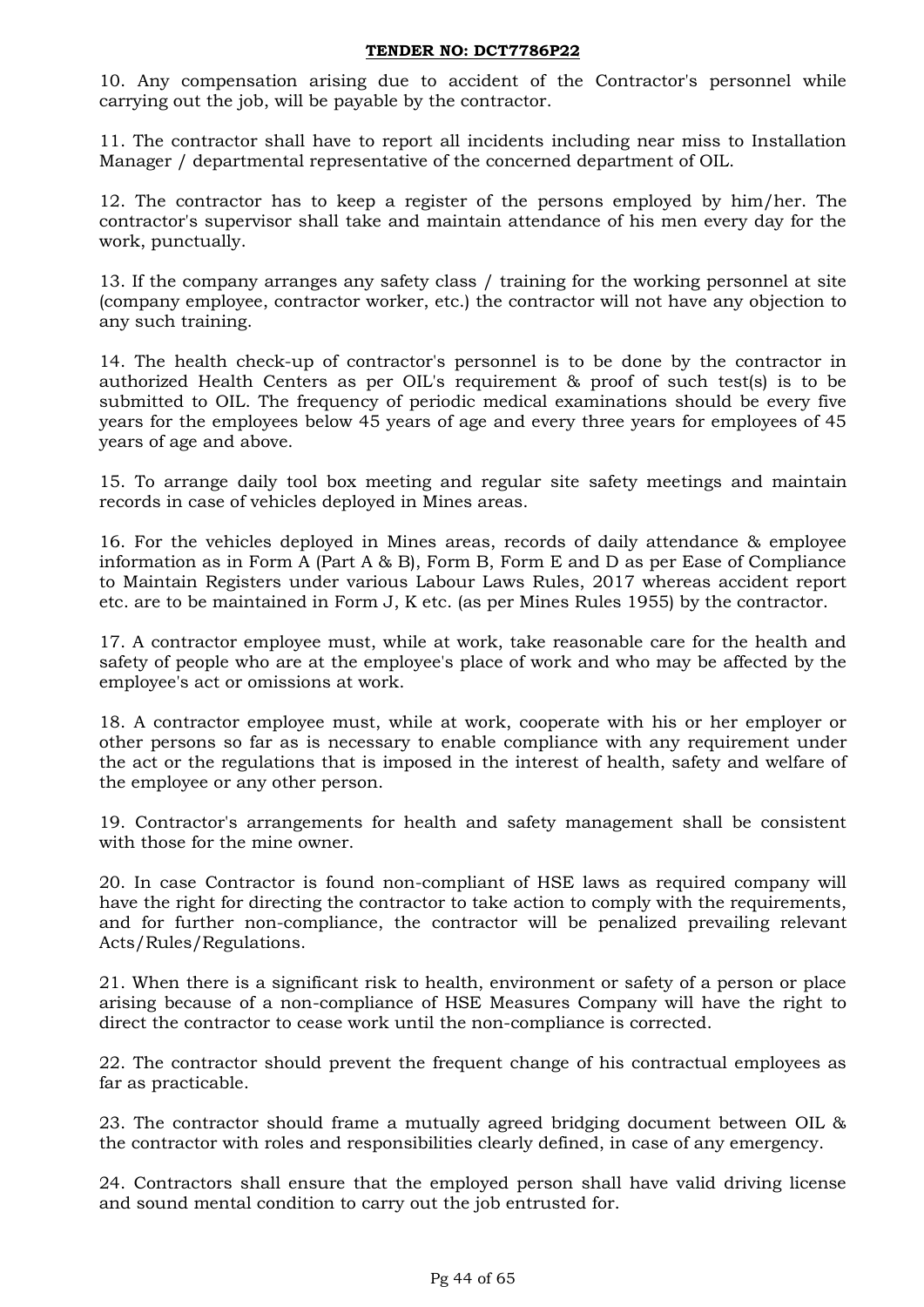10. Any compensation arising due to accident of the Contractor's personnel while carrying out the job, will be payable by the contractor.

11. The contractor shall have to report all incidents including near miss to Installation Manager / departmental representative of the concerned department of OIL.

12. The contractor has to keep a register of the persons employed by him/her. The contractor's supervisor shall take and maintain attendance of his men every day for the work, punctually.

13. If the company arranges any safety class / training for the working personnel at site (company employee, contractor worker, etc.) the contractor will not have any objection to any such training.

14. The health check-up of contractor's personnel is to be done by the contractor in authorized Health Centers as per OIL's requirement & proof of such test(s) is to be submitted to OIL. The frequency of periodic medical examinations should be every five years for the employees below 45 years of age and every three years for employees of 45 years of age and above.

15. To arrange daily tool box meeting and regular site safety meetings and maintain records in case of vehicles deployed in Mines areas.

16. For the vehicles deployed in Mines areas, records of daily attendance & employee information as in Form A (Part A & B), Form B, Form E and D as per Ease of Compliance to Maintain Registers under various Labour Laws Rules, 2017 whereas accident report etc. are to be maintained in Form J, K etc. (as per Mines Rules 1955) by the contractor.

17. A contractor employee must, while at work, take reasonable care for the health and safety of people who are at the employee's place of work and who may be affected by the employee's act or omissions at work.

18. A contractor employee must, while at work, cooperate with his or her employer or other persons so far as is necessary to enable compliance with any requirement under the act or the regulations that is imposed in the interest of health, safety and welfare of the employee or any other person.

19. Contractor's arrangements for health and safety management shall be consistent with those for the mine owner.

20. In case Contractor is found non-compliant of HSE laws as required company will have the right for directing the contractor to take action to comply with the requirements, and for further non-compliance, the contractor will be penalized prevailing relevant Acts/Rules/Regulations.

21. When there is a significant risk to health, environment or safety of a person or place arising because of a non-compliance of HSE Measures Company will have the right to direct the contractor to cease work until the non-compliance is corrected.

22. The contractor should prevent the frequent change of his contractual employees as far as practicable.

23. The contractor should frame a mutually agreed bridging document between OIL & the contractor with roles and responsibilities clearly defined, in case of any emergency.

24. Contractors shall ensure that the employed person shall have valid driving license and sound mental condition to carry out the job entrusted for.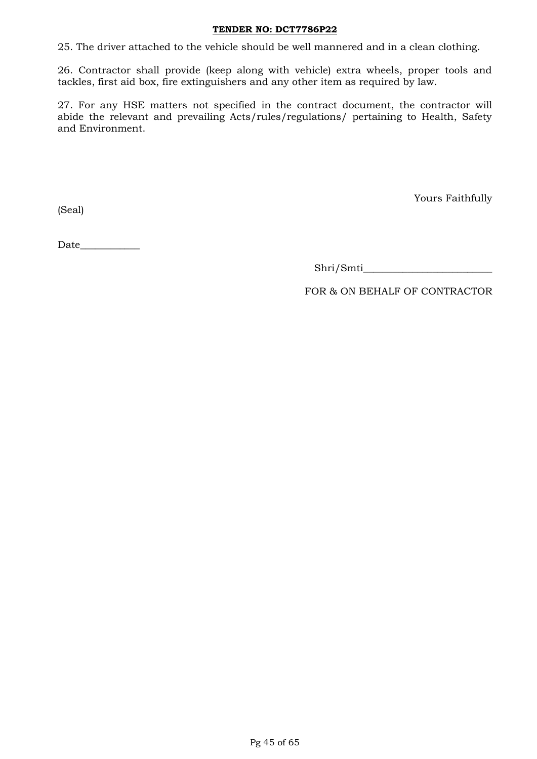25. The driver attached to the vehicle should be well mannered and in a clean clothing.

26. Contractor shall provide (keep along with vehicle) extra wheels, proper tools and tackles, first aid box, fire extinguishers and any other item as required by law.

27. For any HSE matters not specified in the contract document, the contractor will abide the relevant and prevailing Acts/rules/regulations/ pertaining to Health, Safety and Environment.

Yours Faithfully

(Seal)

Date____________

Shri/Smti__________________________

FOR & ON BEHALF OF CONTRACTOR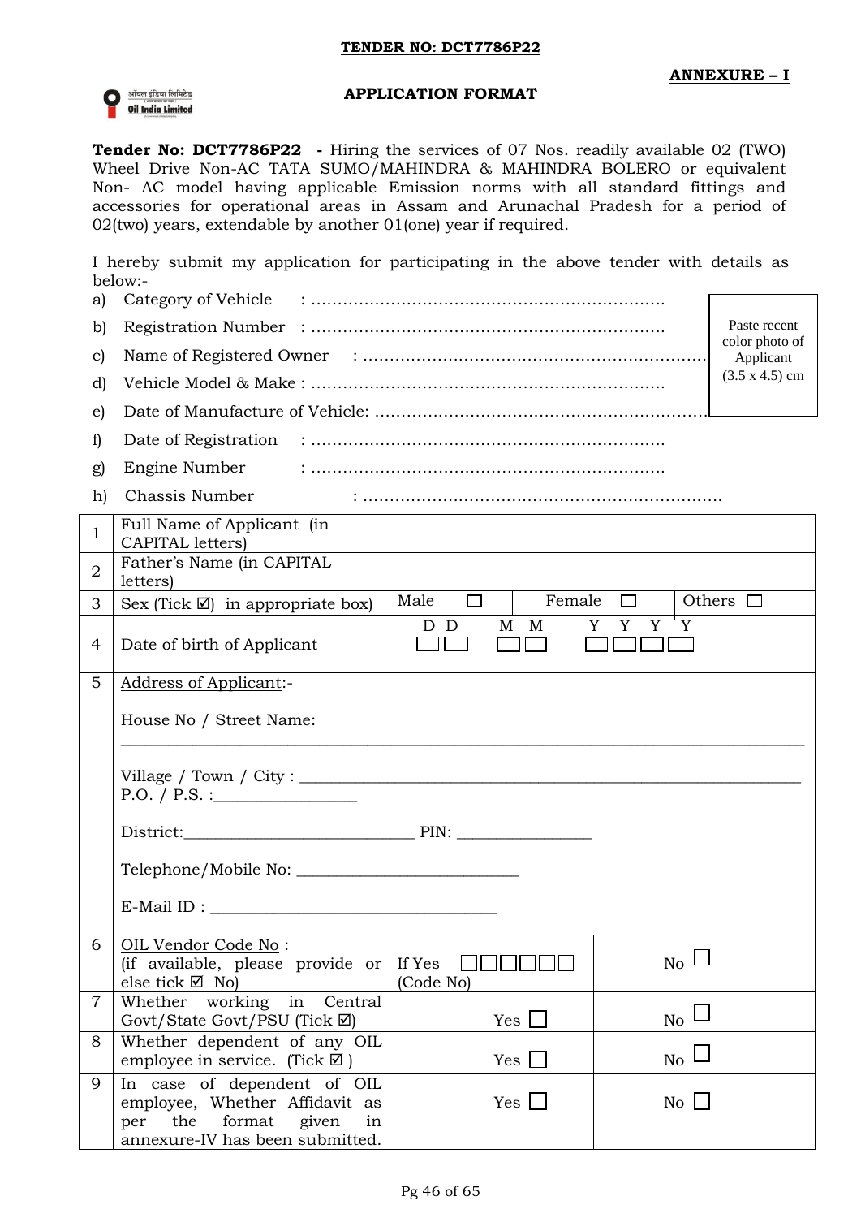**TENDER NO: DCT7786P22**

**ANNEXURE – I**

## APPLICATION FORMAT

**Tender No: DCT7786P22 -** Hiring the services of 07 Nos. readily available 02 (TWO) Wheel Drive Non-AC TATA SUMO/MAHINDRA & MAHINDRA BOLERO or equivalent Non- AC model having applicable Emission norms with all standard fittings and accessories for operational areas in Assam and Arunachal Pradesh for a period of 02(two) years, extendable by another 01(one) year if required.

I hereby submit my application for participating in the above tender with details as below:-

Paste recent color photo of Applicant (3.5 x 4.5) cm

a) Category of Vehicle : ..................................................................

b) Registration Number : ..................................................................

c) Name of Registered Owner : ..................................................................

d) Vehicle Model & Make : ..................................................................

e) Date of Manufacture of Vehicle: ..................................................................

f) Date of Registration : ..................................................................

g) Engine Number : ..................................................................

h) Chassis Number : ..................................................................

| | | | | |
|---|---|---|---|---|
| 1 | Full Name of Applicant (in CAPITAL letters) | | | |
| 2 | Father's Name (in CAPITAL letters) | | | |
| 3 | Sex (Tick ☑) in appropriate box) | Male ☐ | Female ☐ | Others ☐ |
| 4 | Date of birth of Applicant | D D ☐☐ M M ☐☐ Y Y Y Y ☐☐☐☐ | | |
| 5 | Address of Applicant:-<br><br>House No / Street Name: ______________________<br><br>Village / Town / City : ______________________ P.O. / P.S. :________________<br><br>District:__________________________ PIN: ________________<br><br>Telephone/Mobile No: __________________________<br><br>E-Mail ID : __________________________________ | | | |
| 6 | OIL Vendor Code No :<br>(if available, please provide or else tick ☑ No) | If Yes ☐☐☐☐☐☐ (Code No) | No ☐ | |
| 7 | Whether working in Central Govt/State Govt/PSU (Tick ☑) | Yes ☐ | No ☐ | |
| 8 | Whether dependent of any OIL employee in service. (Tick ☑ ) | Yes ☐ | No ☐ | |
| 9 | In case of dependent of OIL employee, Whether Affidavit as per the format given in annexure-IV has been submitted. | Yes ☐ | No ☐ | |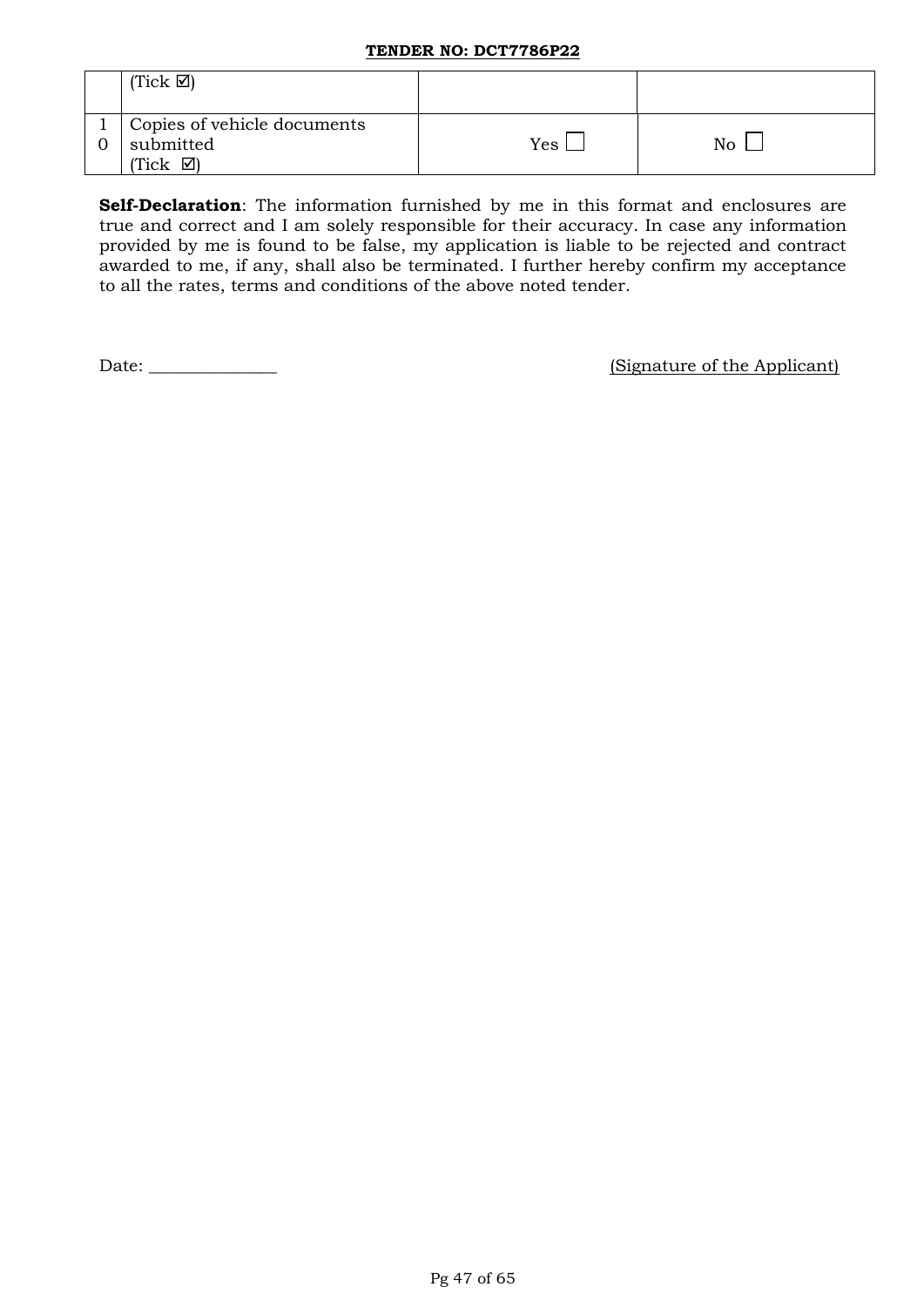| | | | |
|---|---|---|---|
| | (Tick ☑) | | |
| 10 | Copies of vehicle documents submitted (Tick ☑) | Yes ☐ | No ☐ |

**Self-Declaration**: The information furnished by me in this format and enclosures are true and correct and I am solely responsible for their accuracy. In case any information provided by me is found to be false, my application is liable to be rejected and contract awarded to me, if any, shall also be terminated. I further hereby confirm my acceptance to all the rates, terms and conditions of the above noted tender.

Date: _______________ (Signature of the Applicant)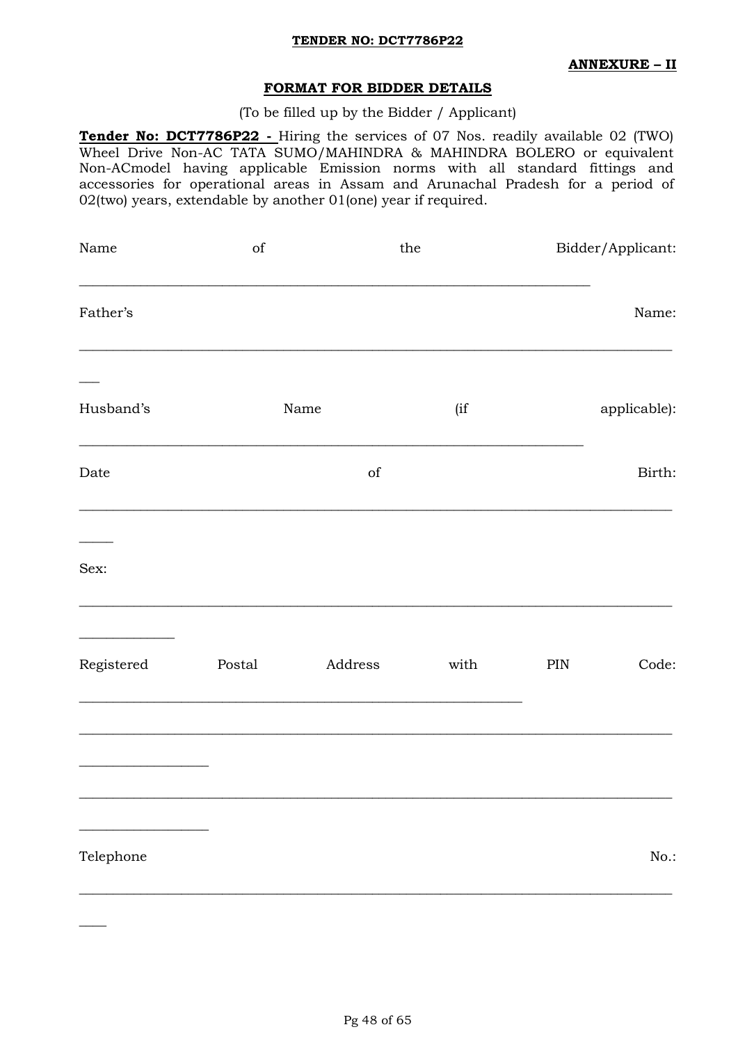**TENDER NO: DCT7786P22**

**ANNEXURE – II**

## FORMAT FOR BIDDER DETAILS

(To be filled up by the Bidder / Applicant)

**Tender No: DCT7786P22 -** Hiring the services of 07 Nos. readily available 02 (TWO) Wheel Drive Non-AC TATA SUMO/MAHINDRA & MAHINDRA BOLERO or equivalent Non-ACmodel having applicable Emission norms with all standard fittings and accessories for operational areas in Assam and Arunachal Pradesh for a period of 02(two) years, extendable by another 01(one) year if required.

Name of the Bidder/Applicant:

_______________________________________________________________

Father's Name:

_______________________________________________________________

Husband's Name (if applicable):

_______________________________________________________________

Date of Birth:

_______________________________________________________________

Sex:

_______________________________________________________________

Registered Postal Address with PIN Code:

_______________________________________________________________

_______________________________________________________________

_______________________________________________________________

Telephone No.:

_______________________________________________________________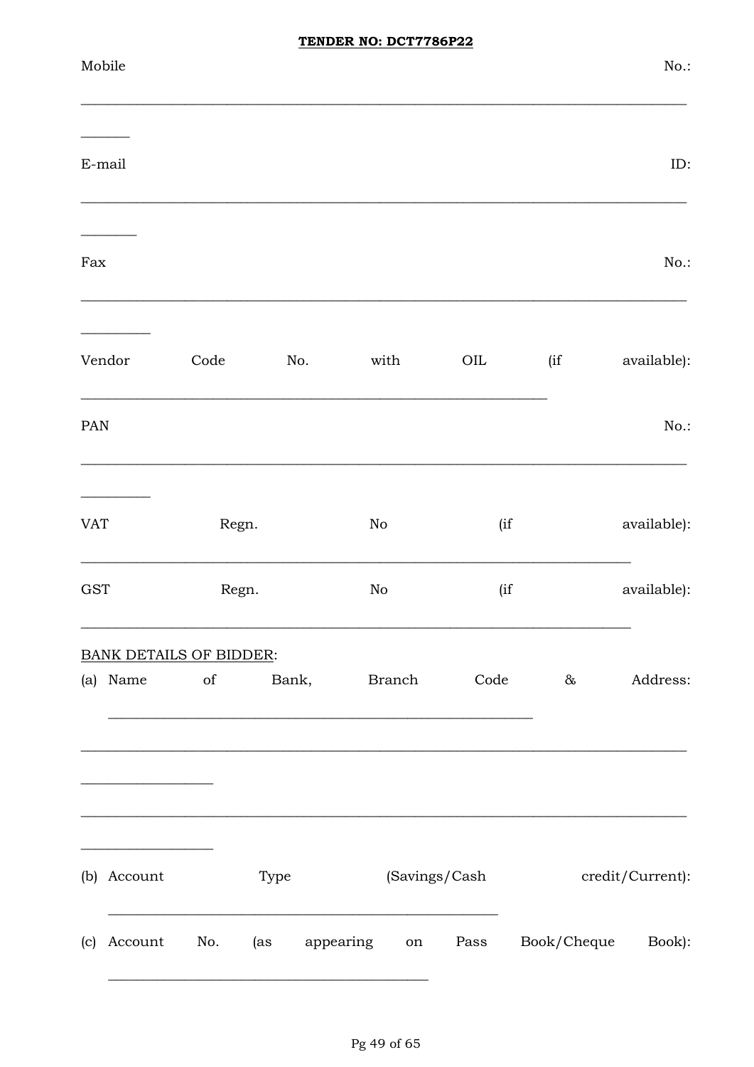Mobile No.: ________________________________________________________________________________

E-mail ID: ________________________________________________________________________________

Fax No.: ________________________________________________________________________________

Vendor Code No. with OIL (if available): ____________________________________________________________

PAN No.: ________________________________________________________________________________

VAT Regn. No (if available): ______________________________________________________________________

GST Regn. No (if available): ______________________________________________________________________

<u>BANK DETAILS OF BIDDER</u>:

(a) Name of Bank, Branch Code & Address: ______________________________________________________

________________________________________________________________________________

________________________________________________________________________________

(b) Account Type (Savings/Cash credit/Current): ______________________________________________________

(c) Account No. (as appearing on Pass Book/Cheque Book): ________________________________________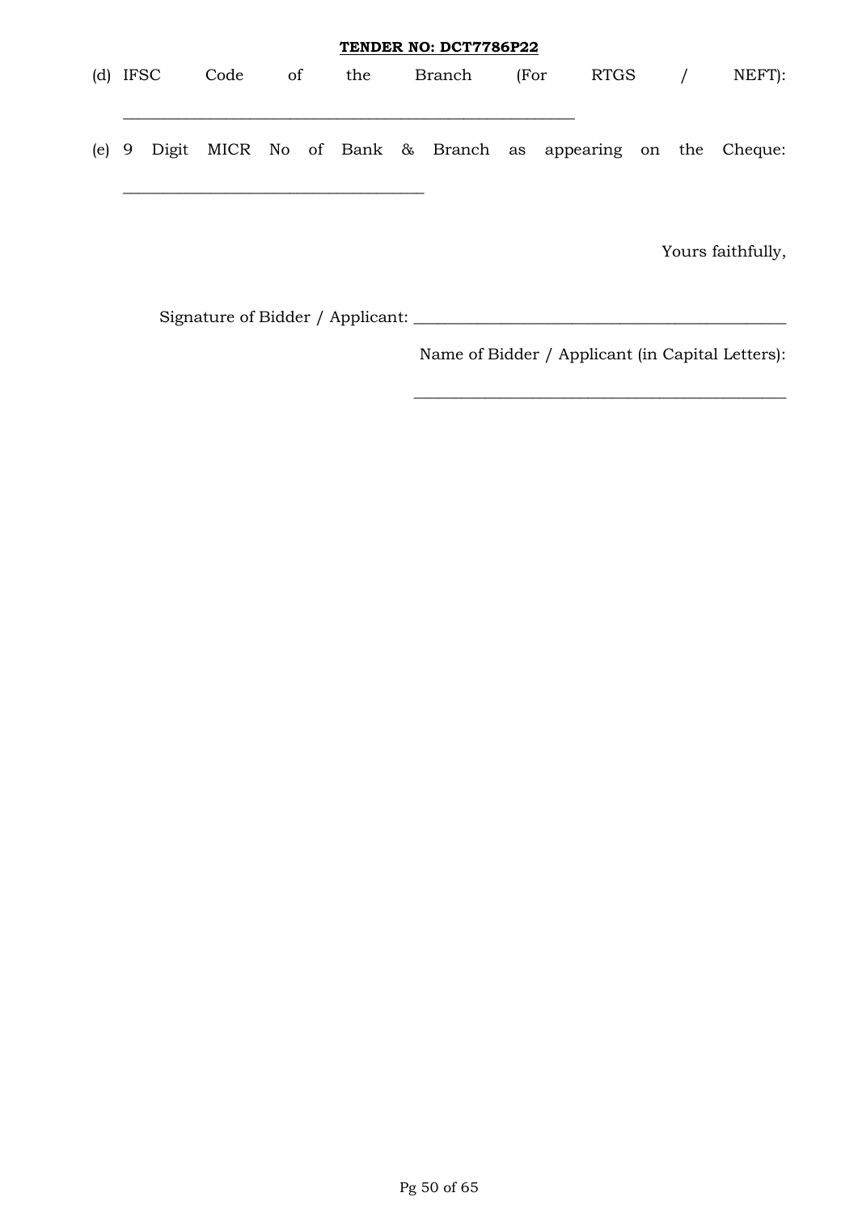(d) IFSC Code of the Branch (For RTGS / NEFT):

\_\_\_\_\_\_\_\_\_\_\_\_\_\_\_\_\_\_\_\_\_\_\_\_\_\_\_\_\_\_\_\_\_\_\_\_\_\_\_\_\_\_\_\_\_\_\_\_\_\_\_\_

(e) 9 Digit MICR No of Bank & Branch as appearing on the Cheque:

\_\_\_\_\_\_\_\_\_\_\_\_\_\_\_\_\_\_\_\_\_\_\_\_\_\_\_\_\_\_\_\_\_\_\_

Yours faithfully,

Signature of Bidder / Applicant: \_\_\_\_\_\_\_\_\_\_\_\_\_\_\_\_\_\_\_\_\_\_\_\_\_\_\_\_\_\_\_\_\_\_\_\_\_\_\_\_\_\_\_

Name of Bidder / Applicant (in Capital Letters):

\_\_\_\_\_\_\_\_\_\_\_\_\_\_\_\_\_\_\_\_\_\_\_\_\_\_\_\_\_\_\_\_\_\_\_\_\_\_\_\_\_\_\_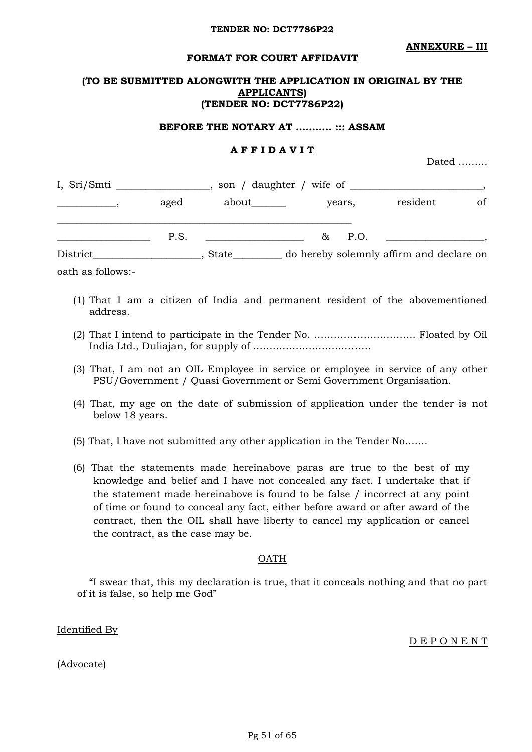**TENDER NO: DCT7786P22**

**ANNEXURE – III**

**FORMAT FOR COURT AFFIDAVIT**

**(TO BE SUBMITTED ALONGWITH THE APPLICATION IN ORIGINAL BY THE APPLICANTS)**
**(TENDER NO: DCT7786P22)**

**BEFORE THE NOTARY AT ……….. ::: ASSAM**

**A F F I D A V I T**

Dated ………

I, Sri/Smti __________________, son / daughter / wife of __________________________, ___________, aged about_______ years, resident of ____________________________________________________________ __________________ P.S. ___________________ & P.O. ___________________, District_____________________, State_________ do hereby solemnly affirm and declare on oath as follows:-

(1) That I am a citizen of India and permanent resident of the abovementioned address.

(2) That I intend to participate in the Tender No. ………………………….. Floated by Oil India Ltd., Duliajan, for supply of ………………………………

(3) That, I am not an OIL Employee in service or employee in service of any other PSU/Government / Quasi Government or Semi Government Organisation.

(4) That, my age on the date of submission of application under the tender is not below 18 years.

(5) That, I have not submitted any other application in the Tender No.……

(6) That the statements made hereinabove paras are true to the best of my knowledge and belief and I have not concealed any fact. I undertake that if the statement made hereinabove is found to be false / incorrect at any point of time or found to conceal any fact, either before award or after award of the contract, then the OIL shall have liberty to cancel my application or cancel the contract, as the case may be.

OATH

"I swear that, this my declaration is true, that it conceals nothing and that no part of it is false, so help me God"

Identified By

D E P O N E N T

(Advocate)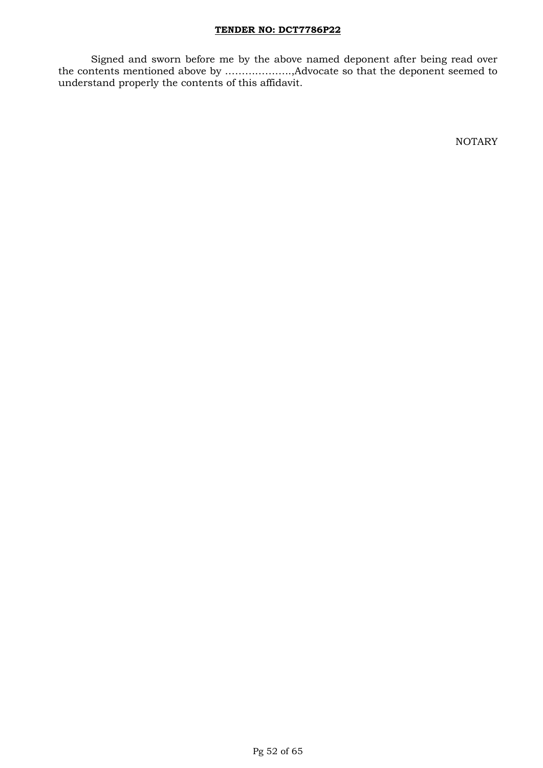Signed and sworn before me by the above named deponent after being read over the contents mentioned above by ……………….,Advocate so that the deponent seemed to understand properly the contents of this affidavit.

NOTARY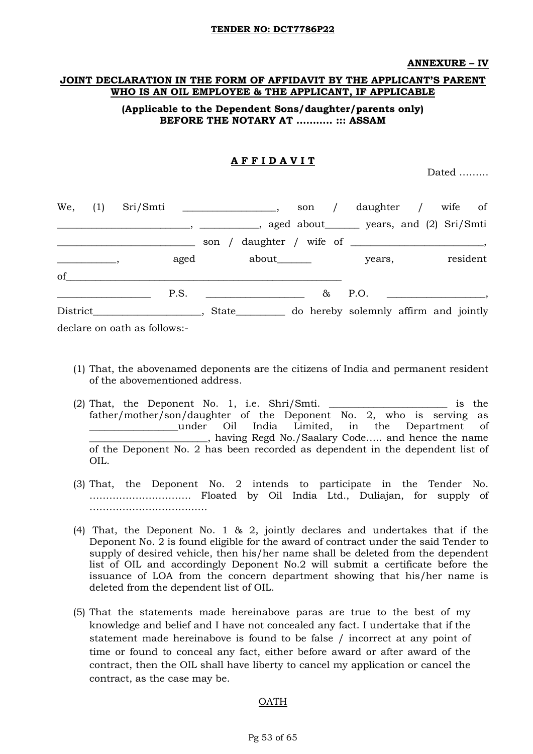**TENDER NO: DCT7786P22**

**ANNEXURE – IV**

**JOINT DECLARATION IN THE FORM OF AFFIDAVIT BY THE APPLICANT'S PARENT WHO IS AN OIL EMPLOYEE & THE APPLICANT, IF APPLICABLE**

**(Applicable to the Dependent Sons/daughter/parents only)**
**BEFORE THE NOTARY AT ……….. ::: ASSAM**

**A F F I D A V I T**

Dated ………

We, (1) Sri/Smti __________________, son / daughter / wife of __________________________, ___________, aged about_______ years, and (2) Sri/Smti ___________________________ son / daughter / wife of ___________________________, ___________, aged about_______ years, resident of________________________________________________________ __________________ P.S. ___________________ & P.O. ___________________, District_____________________, State__________ do hereby solemnly affirm and jointly declare on oath as follows:-

(1) That, the abovenamed deponents are the citizens of India and permanent resident of the abovementioned address.

(2) That, the Deponent No. 1, i.e. Shri/Smti. ________________________ is the father/mother/son/daughter of the Deponent No. 2, who is serving as _________________under Oil India Limited, in the Department of _______________________, having Regd No./Saalary Code….. and hence the name of the Deponent No. 2 has been recorded as dependent in the dependent list of OIL.

(3) That, the Deponent No. 2 intends to participate in the Tender No. …………………………. Floated by Oil India Ltd., Duliajan, for supply of ……………………………….

(4) That, the Deponent No. 1 & 2, jointly declares and undertakes that if the Deponent No. 2 is found eligible for the award of contract under the said Tender to supply of desired vehicle, then his/her name shall be deleted from the dependent list of OIL and accordingly Deponent No.2 will submit a certificate before the issuance of LOA from the concern department showing that his/her name is deleted from the dependent list of OIL.

(5) That the statements made hereinabove paras are true to the best of my knowledge and belief and I have not concealed any fact. I undertake that if the statement made hereinabove is found to be false / incorrect at any point of time or found to conceal any fact, either before award or after award of the contract, then the OIL shall have liberty to cancel my application or cancel the contract, as the case may be.

OATH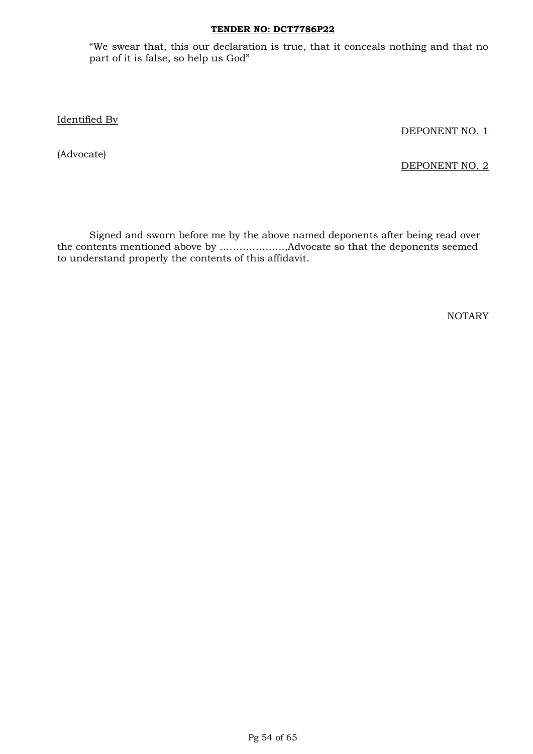"We swear that, this our declaration is true, that it conceals nothing and that no part of it is false, so help us God"

Identified By

DEPONENT NO. 1

(Advocate)

DEPONENT NO. 2

Signed and sworn before me by the above named deponents after being read over the contents mentioned above by ……………….,Advocate so that the deponents seemed to understand properly the contents of this affidavit.

NOTARY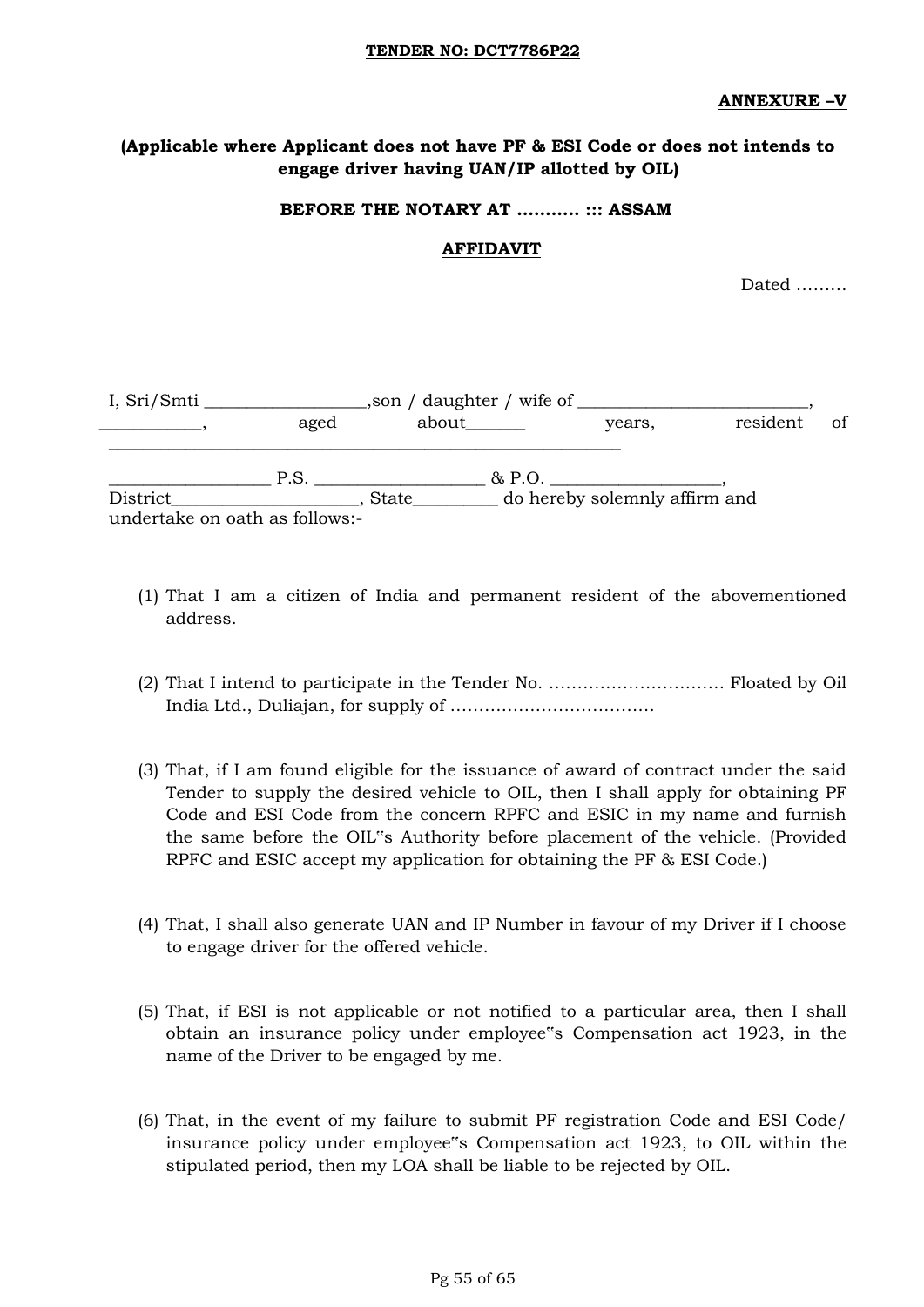**TENDER NO: DCT7786P22**

**ANNEXURE –V**

**(Applicable where Applicant does not have PF & ESI Code or does not intends to engage driver having UAN/IP allotted by OIL)**

**BEFORE THE NOTARY AT ……….. ::: ASSAM**

**AFFIDAVIT**

Dated ………

I, Sri/Smti __________________,son / daughter / wife of __________________________, ___________, aged about_______ years, resident of ___________________________________________________________

__________________ P.S. ___________________ & P.O. ___________________, District_____________________, State_________ do hereby solemnly affirm and undertake on oath as follows:-

(1) That I am a citizen of India and permanent resident of the abovementioned address.

(2) That I intend to participate in the Tender No. …………………………. Floated by Oil India Ltd., Duliajan, for supply of ………………………………

(3) That, if I am found eligible for the issuance of award of contract under the said Tender to supply the desired vehicle to OIL, then I shall apply for obtaining PF Code and ESI Code from the concern RPFC and ESIC in my name and furnish the same before the OIL"s Authority before placement of the vehicle. (Provided RPFC and ESIC accept my application for obtaining the PF & ESI Code.)

(4) That, I shall also generate UAN and IP Number in favour of my Driver if I choose to engage driver for the offered vehicle.

(5) That, if ESI is not applicable or not notified to a particular area, then I shall obtain an insurance policy under employee"s Compensation act 1923, in the name of the Driver to be engaged by me.

(6) That, in the event of my failure to submit PF registration Code and ESI Code/ insurance policy under employee"s Compensation act 1923, to OIL within the stipulated period, then my LOA shall be liable to be rejected by OIL.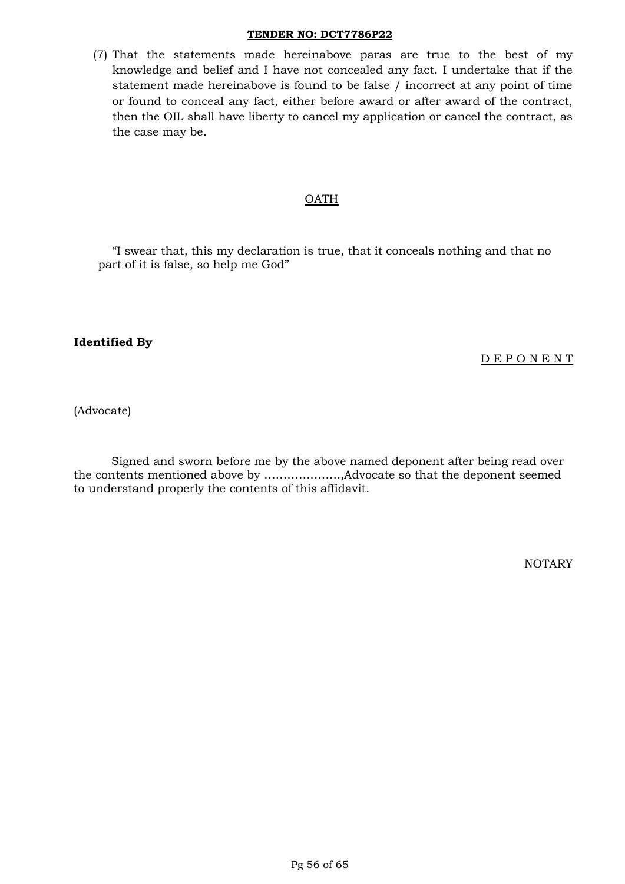(7) That the statements made hereinabove paras are true to the best of my knowledge and belief and I have not concealed any fact. I undertake that if the statement made hereinabove is found to be false / incorrect at any point of time or found to conceal any fact, either before award or after award of the contract, then the OIL shall have liberty to cancel my application or cancel the contract, as the case may be.

<u>OATH</u>

"I swear that, this my declaration is true, that it conceals nothing and that no part of it is false, so help me God"

**Identified By**

<u>D E P O N E N T</u>

(Advocate)

Signed and sworn before me by the above named deponent after being read over the contents mentioned above by ……………….,Advocate so that the deponent seemed to understand properly the contents of this affidavit.

NOTARY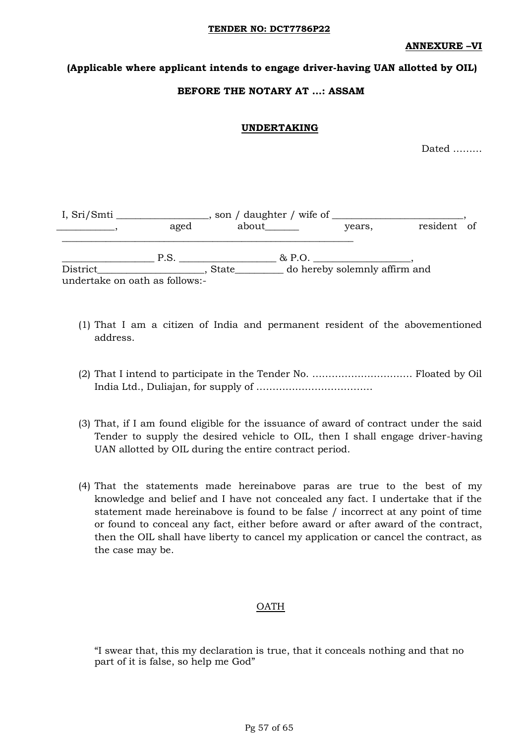**TENDER NO: DCT7786P22**

**ANNEXURE –VI**

**(Applicable where applicant intends to engage driver-having UAN allotted by OIL)**

**BEFORE THE NOTARY AT …: ASSAM**

**UNDERTAKING**

Dated ………

I, Sri/Smti __________________, son / daughter / wife of __________________________, ___________, aged about______ years, resident of ___________________________________________________________

__________________ P.S. ___________________ & P.O. ___________________, District_____________________, State_________ do hereby solemnly affirm and undertake on oath as follows:-

(1) That I am a citizen of India and permanent resident of the abovementioned address.

(2) That I intend to participate in the Tender No. …………………………. Floated by Oil India Ltd., Duliajan, for supply of ………………………………

(3) That, if I am found eligible for the issuance of award of contract under the said Tender to supply the desired vehicle to OIL, then I shall engage driver-having UAN allotted by OIL during the entire contract period.

(4) That the statements made hereinabove paras are true to the best of my knowledge and belief and I have not concealed any fact. I undertake that if the statement made hereinabove is found to be false / incorrect at any point of time or found to conceal any fact, either before award or after award of the contract, then the OIL shall have liberty to cancel my application or cancel the contract, as the case may be.

OATH

"I swear that, this my declaration is true, that it conceals nothing and that no part of it is false, so help me God"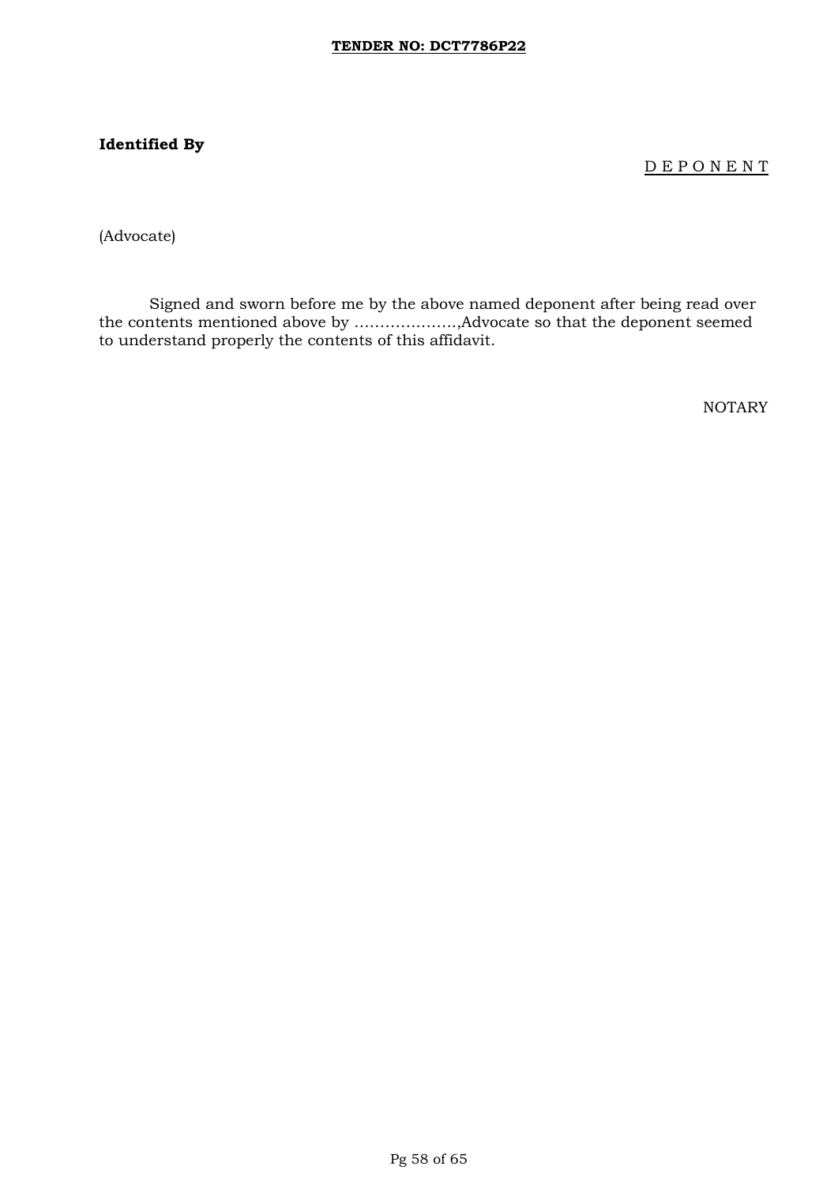**Identified By**

<u>D E P O N E N T</u>

(Advocate)

Signed and sworn before me by the above named deponent after being read over the contents mentioned above by ……………….,Advocate so that the deponent seemed to understand properly the contents of this affidavit.

NOTARY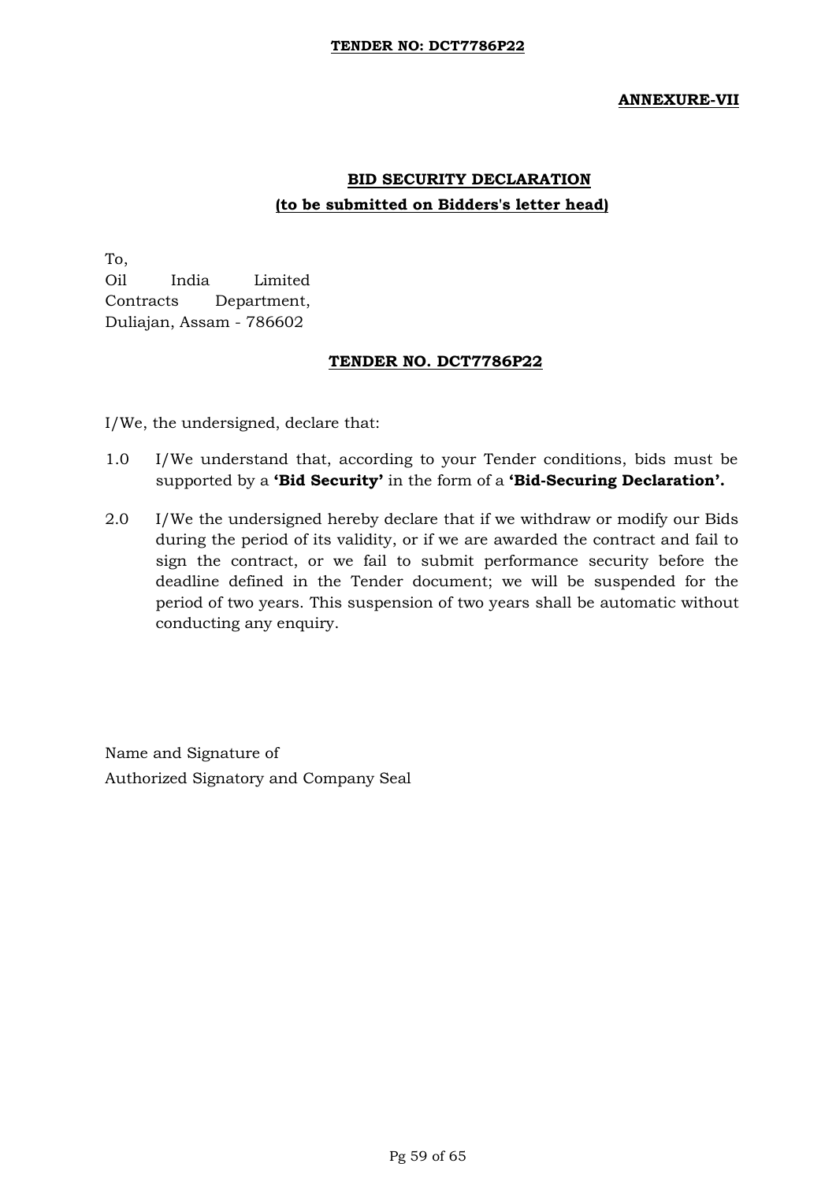**ANNEXURE-VII**

## BID SECURITY DECLARATION

**(to be submitted on Bidders's letter head)**

To,
Oil India Limited
Contracts Department,
Duliajan, Assam - 786602

**TENDER NO. DCT7786P22**

I/We, the undersigned, declare that:

1.0 I/We understand that, according to your Tender conditions, bids must be supported by a **'Bid Security'** in the form of a **'Bid-Securing Declaration'.**

2.0 I/We the undersigned hereby declare that if we withdraw or modify our Bids during the period of its validity, or if we are awarded the contract and fail to sign the contract, or we fail to submit performance security before the deadline defined in the Tender document; we will be suspended for the period of two years. This suspension of two years shall be automatic without conducting any enquiry.

Name and Signature of
Authorized Signatory and Company Seal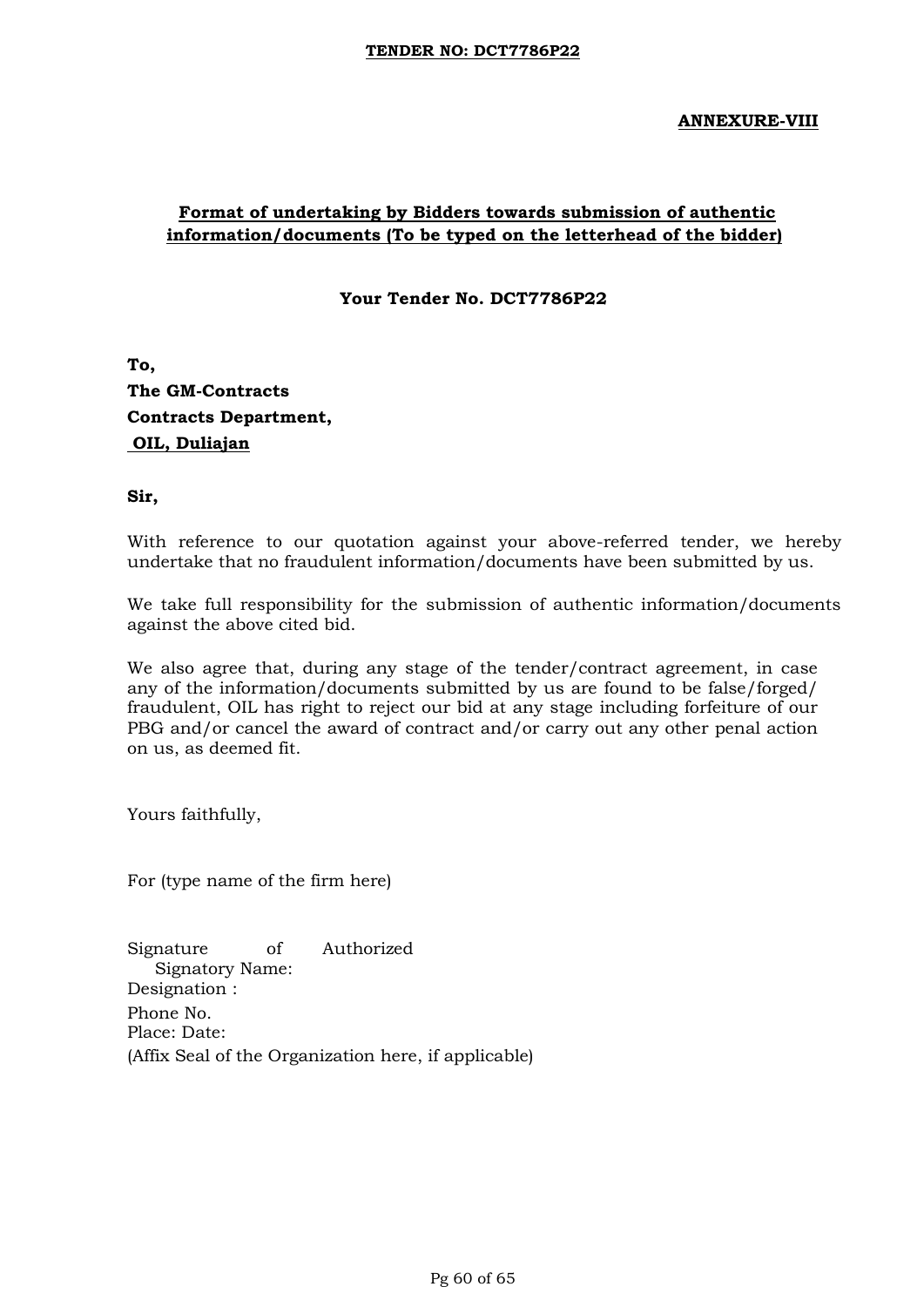**ANNEXURE-VIII**

## Format of undertaking by Bidders towards submission of authentic information/documents (To be typed on the letterhead of the bidder)

**Your Tender No. DCT7786P22**

**To,**
**The GM-Contracts**
**Contracts Department,**
**OIL, Duliajan**

**Sir,**

With reference to our quotation against your above-referred tender, we hereby undertake that no fraudulent information/documents have been submitted by us.

We take full responsibility for the submission of authentic information/documents against the above cited bid.

We also agree that, during any stage of the tender/contract agreement, in case any of the information/documents submitted by us are found to be false/forged/ fraudulent, OIL has right to reject our bid at any stage including forfeiture of our PBG and/or cancel the award of contract and/or carry out any other penal action on us, as deemed fit.

Yours faithfully,

For (type name of the firm here)

Signature of Authorized Signatory Name:
Designation :
Phone No.
Place: Date:
(Affix Seal of the Organization here, if applicable)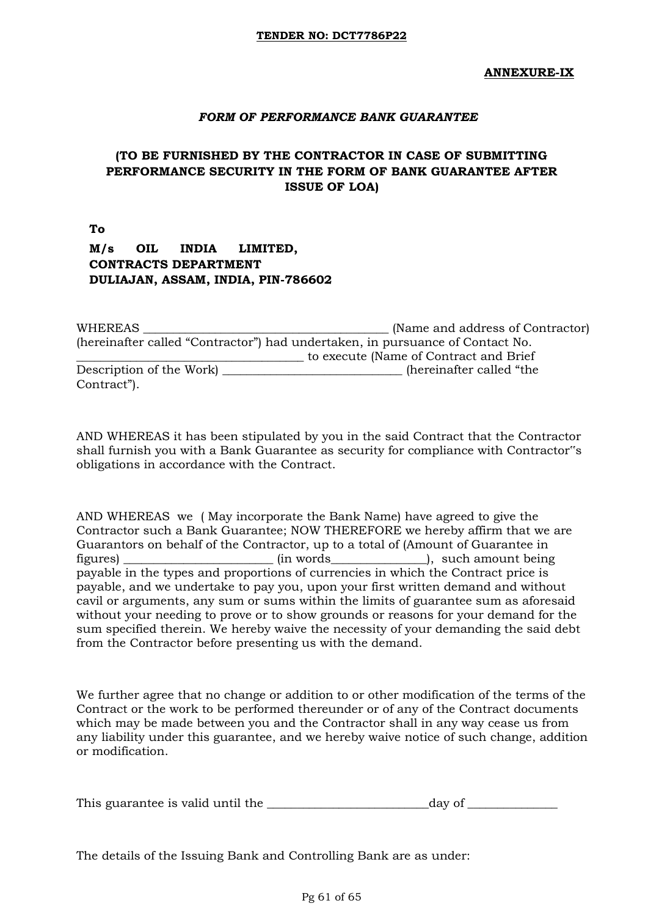**TENDER NO: DCT7786P22**

**ANNEXURE-IX**

***FORM OF PERFORMANCE BANK GUARANTEE***

**(TO BE FURNISHED BY THE CONTRACTOR IN CASE OF SUBMITTING PERFORMANCE SECURITY IN THE FORM OF BANK GUARANTEE AFTER ISSUE OF LOA)**

**To**

**M/s OIL INDIA LIMITED,**
**CONTRACTS DEPARTMENT**
**DULIAJAN, ASSAM, INDIA, PIN-786602**

WHEREAS ________________________________________ (Name and address of Contractor) (hereinafter called "Contractor") had undertaken, in pursuance of Contact No. ____________________________________ to execute (Name of Contract and Brief Description of the Work) ______________________________ (hereinafter called "the Contract").

AND WHEREAS it has been stipulated by you in the said Contract that the Contractor shall furnish you with a Bank Guarantee as security for compliance with Contractor"s obligations in accordance with the Contract.

AND WHEREAS we ( May incorporate the Bank Name) have agreed to give the Contractor such a Bank Guarantee; NOW THEREFORE we hereby affirm that we are Guarantors on behalf of the Contractor, up to a total of (Amount of Guarantee in figures) ________________________ (in words_______________), such amount being payable in the types and proportions of currencies in which the Contract price is payable, and we undertake to pay you, upon your first written demand and without cavil or arguments, any sum or sums within the limits of guarantee sum as aforesaid without your needing to prove or to show grounds or reasons for your demand for the sum specified therein. We hereby waive the necessity of your demanding the said debt from the Contractor before presenting us with the demand.

We further agree that no change or addition to or other modification of the terms of the Contract or the work to be performed thereunder or of any of the Contract documents which may be made between you and the Contractor shall in any way cease us from any liability under this guarantee, and we hereby waive notice of such change, addition or modification.

This guarantee is valid until the __________________________day of ______________

The details of the Issuing Bank and Controlling Bank are as under: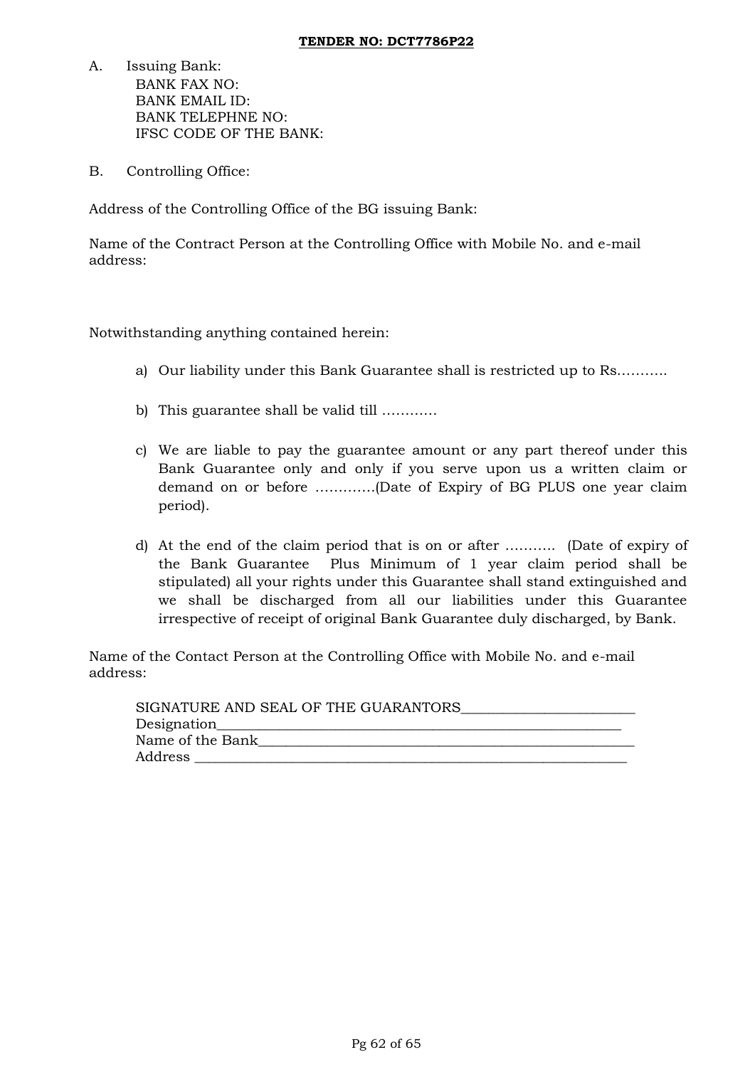**TENDER NO: DCT7786P22**

A. Issuing Bank:
   BANK FAX NO:
   BANK EMAIL ID:
   BANK TELEPHNE NO:
   IFSC CODE OF THE BANK:

B. Controlling Office:

Address of the Controlling Office of the BG issuing Bank:

Name of the Contract Person at the Controlling Office with Mobile No. and e-mail address:

Notwithstanding anything contained herein:

a) Our liability under this Bank Guarantee shall is restricted up to Rs...........

b) This guarantee shall be valid till ............

c) We are liable to pay the guarantee amount or any part thereof under this Bank Guarantee only and only if you serve upon us a written claim or demand on or before .............(Date of Expiry of BG PLUS one year claim period).

d) At the end of the claim period that is on or after ........... (Date of expiry of the Bank Guarantee Plus Minimum of 1 year claim period shall be stipulated) all your rights under this Guarantee shall stand extinguished and we shall be discharged from all our liabilities under this Guarantee irrespective of receipt of original Bank Guarantee duly discharged, by Bank.

Name of the Contact Person at the Controlling Office with Mobile No. and e-mail address:

SIGNATURE AND SEAL OF THE GUARANTORS________________________
Designation________________________________________________________
Name of the Bank___________________________________________________
Address ___________________________________________________________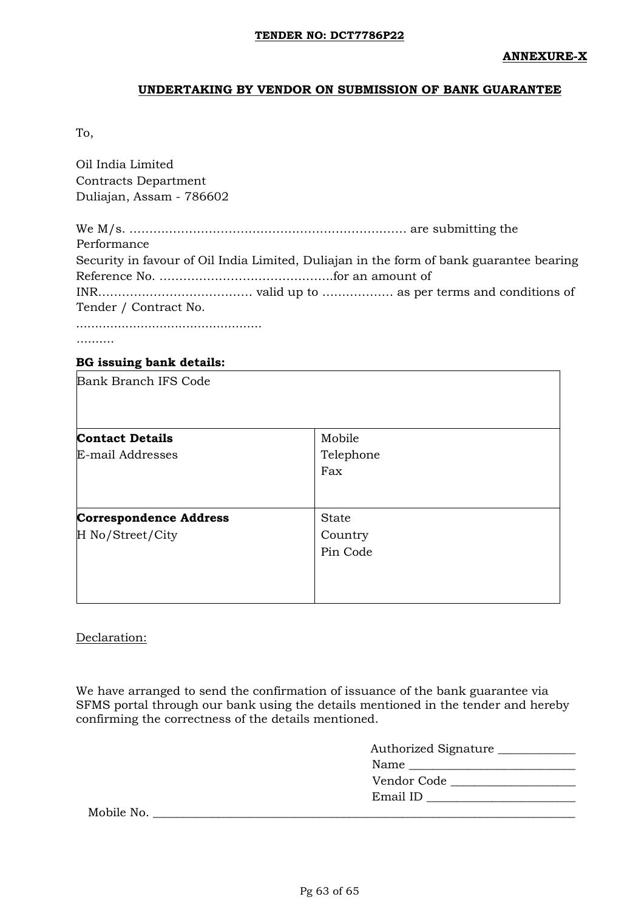**TENDER NO: DCT7786P22**

**ANNEXURE-X**

## UNDERTAKING BY VENDOR ON SUBMISSION OF BANK GUARANTEE

To,

Oil India Limited
Contracts Department
Duliajan, Assam - 786602

We M/s. …………………………………………………………… are submitting the Performance Security in favour of Oil India Limited, Duliajan in the form of bank guarantee bearing Reference No. ……………………………………..for an amount of INR………………………………. valid up to ……………… as per terms and conditions of Tender / Contract No. ……………………………………………….

**BG issuing bank details:**

| Bank Branch IFS Code | |
|---|---|
| **Contact Details**<br>E-mail Addresses | Mobile<br>Telephone<br>Fax |
| **Correspondence Address**<br>H No/Street/City | State<br>Country<br>Pin Code |

Declaration:

We have arranged to send the confirmation of issuance of the bank guarantee via SFMS portal through our bank using the details mentioned in the tender and hereby confirming the correctness of the details mentioned.

Authorized Signature ____________
Name __________________________
Vendor Code ___________________
Email ID _______________________
Mobile No. ______________________________________________________________________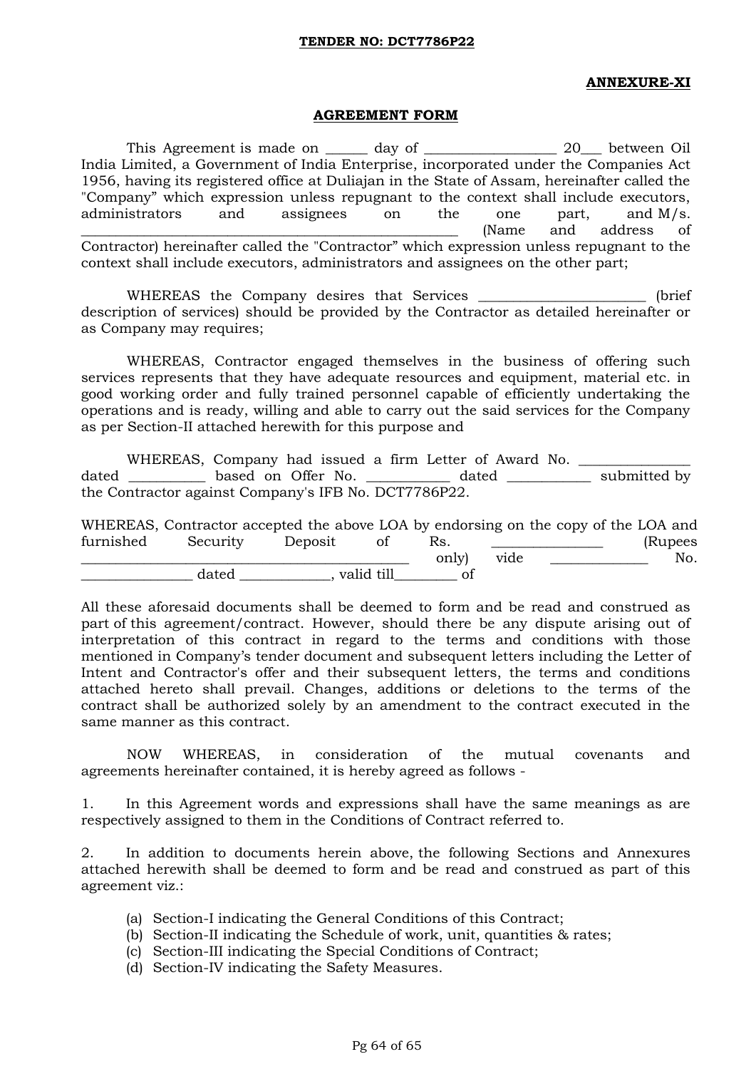**TENDER NO: DCT7786P22**

**ANNEXURE-XI**

**AGREEMENT FORM**

This Agreement is made on ______ day of __________________ 20___ between Oil India Limited, a Government of India Enterprise, incorporated under the Companies Act 1956, having its registered office at Duliajan in the State of Assam, hereinafter called the "Company" which expression unless repugnant to the context shall include executors, administrators and assignees on the one part, and M/s. ______________________________________________________ (Name and address of Contractor) hereinafter called the "Contractor" which expression unless repugnant to the context shall include executors, administrators and assignees on the other part;

WHEREAS the Company desires that Services _______________________ (brief description of services) should be provided by the Contractor as detailed hereinafter or as Company may requires;

WHEREAS, Contractor engaged themselves in the business of offering such services represents that they have adequate resources and equipment, material etc. in good working order and fully trained personnel capable of efficiently undertaking the operations and is ready, willing and able to carry out the said services for the Company as per Section-II attached herewith for this purpose and

WHEREAS, Company had issued a firm Letter of Award No. _______________ dated __________ based on Offer No. ___________ dated ___________ submitted by the Contractor against Company's IFB No. DCT7786P22.

WHEREAS, Contractor accepted the above LOA by endorsing on the copy of the LOA and furnished Security Deposit of Rs. _______________ (Rupees _____________________________________________ only) vide _____________ No. _______________ dated ____________, valid till________ of

All these aforesaid documents shall be deemed to form and be read and construed as part of this agreement/contract. However, should there be any dispute arising out of interpretation of this contract in regard to the terms and conditions with those mentioned in Company's tender document and subsequent letters including the Letter of Intent and Contractor's offer and their subsequent letters, the terms and conditions attached hereto shall prevail. Changes, additions or deletions to the terms of the contract shall be authorized solely by an amendment to the contract executed in the same manner as this contract.

NOW WHEREAS, in consideration of the mutual covenants and agreements hereinafter contained, it is hereby agreed as follows -

1. In this Agreement words and expressions shall have the same meanings as are respectively assigned to them in the Conditions of Contract referred to.

2. In addition to documents herein above, the following Sections and Annexures attached herewith shall be deemed to form and be read and construed as part of this agreement viz.:

   (a) Section-I indicating the General Conditions of this Contract;
   (b) Section-II indicating the Schedule of work, unit, quantities & rates;
   (c) Section-III indicating the Special Conditions of Contract;
   (d) Section-IV indicating the Safety Measures.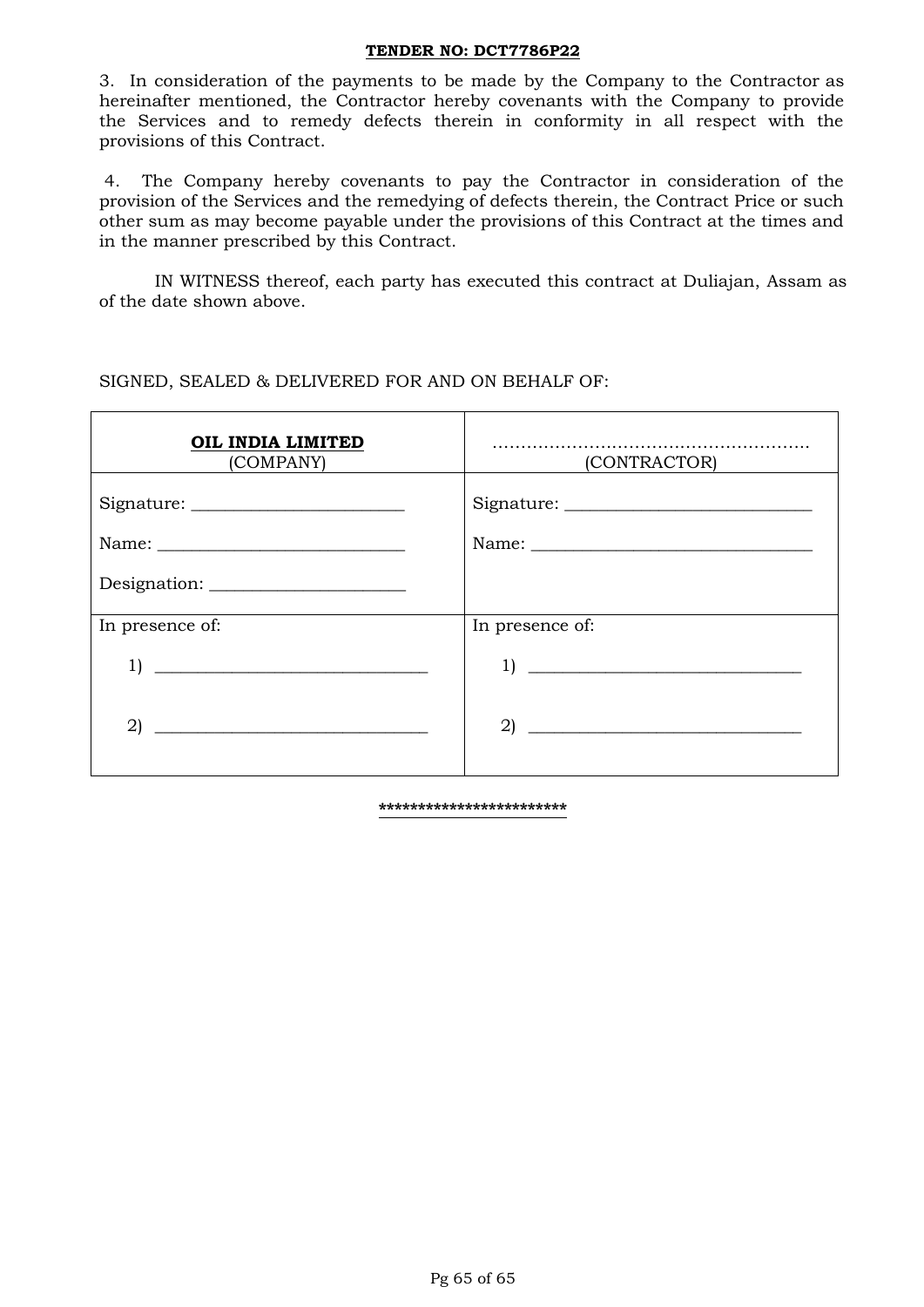3. In consideration of the payments to be made by the Company to the Contractor as hereinafter mentioned, the Contractor hereby covenants with the Company to provide the Services and to remedy defects therein in conformity in all respect with the provisions of this Contract.

4. The Company hereby covenants to pay the Contractor in consideration of the provision of the Services and the remedying of defects therein, the Contract Price or such other sum as may become payable under the provisions of this Contract at the times and in the manner prescribed by this Contract.

IN WITNESS thereof, each party has executed this contract at Duliajan, Assam as of the date shown above.

SIGNED, SEALED & DELIVERED FOR AND ON BEHALF OF:

| **OIL INDIA LIMITED** (COMPANY) | ……………………………………………… (CONTRACTOR) |
|---|---|
| Signature: ________________________<br>Name: ___________________________<br>Designation: ______________________ | Signature: ___________________________<br>Name: _______________________________ |
| In presence of:<br>1) _______________________________<br>2) _______________________________ | In presence of:<br>1) _______________________________<br>2) _______________________________ |

************************